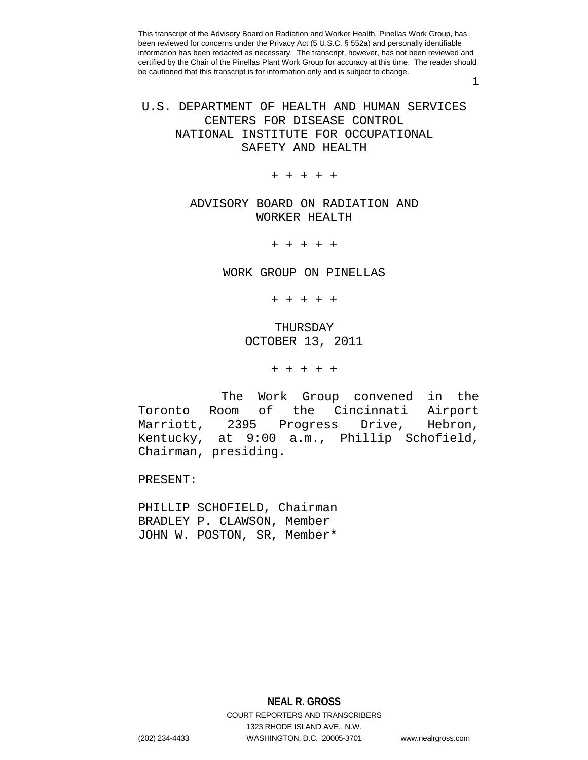This transcript of the Advisory Board on Radiation and Worker Health, Pinellas Work Group, has been reviewed for concerns under the Privacy Act (5 U.S.C. § 552a) and personally identifiable information has been redacted as necessary. The transcript, however, has not been reviewed and certified by the Chair of the Pinellas Plant Work Group for accuracy at this time. The reader should be cautioned that this transcript is for information only and is subject to change.

# U.S. DEPARTMENT OF HEALTH AND HUMAN SERVICES
# CENTERS FOR DISEASE CONTROL
# NATIONAL INSTITUTE FOR OCCUPATIONAL SAFETY AND HEALTH

+ + + + +

## ADVISORY BOARD ON RADIATION AND WORKER HEALTH

+ + + + +

## WORK GROUP ON PINELLAS

+ + + + +

THURSDAY
OCTOBER 13, 2011

+ + + + +

The Work Group convened in the Toronto Room of the Cincinnati Airport Marriott, 2395 Progress Drive, Hebron, Kentucky, at 9:00 a.m., Phillip Schofield, Chairman, presiding.

PRESENT:

PHILLIP SCHOFIELD, Chairman
BRADLEY P. CLAWSON, Member
JOHN W. POSTON, SR, Member*

**NEAL R. GROSS**
COURT REPORTERS AND TRANSCRIBERS
1323 RHODE ISLAND AVE., N.W.
(202) 234-4433 WASHINGTON, D.C. 20005-3701 www.nealrgross.com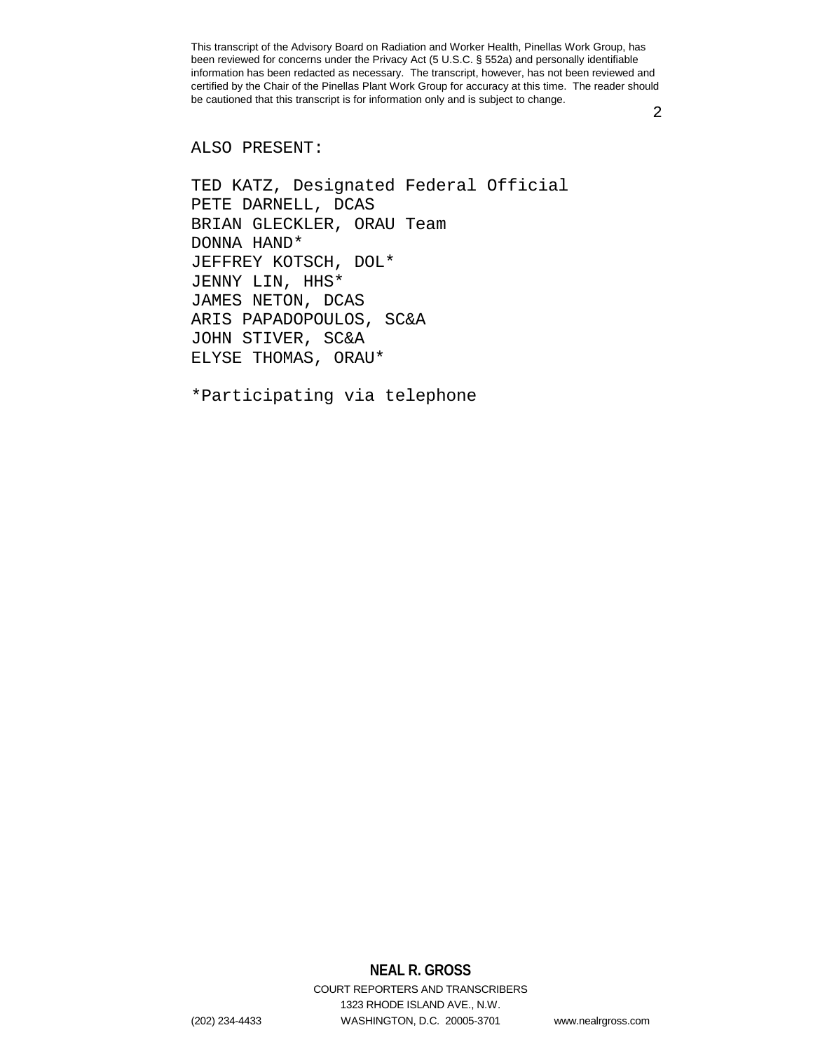ALSO PRESENT:

TED KATZ, Designated Federal Official
PETE DARNELL, DCAS
BRIAN GLECKLER, ORAU Team
DONNA HAND*
JEFFREY KOTSCH, DOL*
JENNY LIN, HHS*
JAMES NETON, DCAS
ARIS PAPADOPOULOS, SC&A
JOHN STIVER, SC&A
ELYSE THOMAS, ORAU*

*Participating via telephone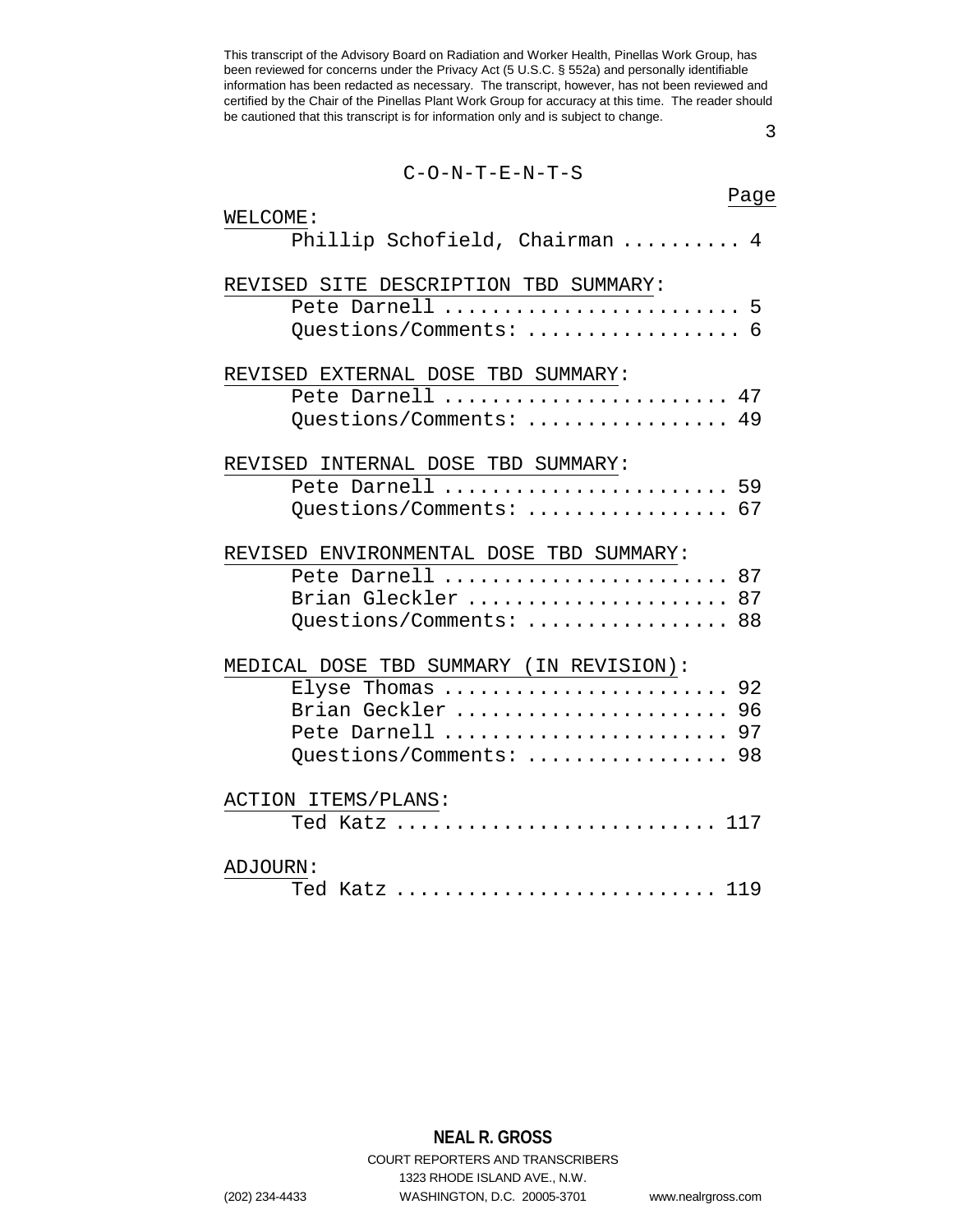This transcript of the Advisory Board on Radiation and Worker Health, Pinellas Work Group, has been reviewed for concerns under the Privacy Act (5 U.S.C. § 552a) and personally identifiable information has been redacted as necessary. The transcript, however, has not been reviewed and certified by the Chair of the Pinellas Plant Work Group for accuracy at this time. The reader should be cautioned that this transcript is for information only and is subject to change.

# C-O-N-T-E-N-T-S

| | Page |
|---|---|
| **WELCOME:** | |
| Phillip Schofield, Chairman | 4 |
| **REVISED SITE DESCRIPTION TBD SUMMARY:** | |
| Pete Darnell | 5 |
| Questions/Comments: | 6 |
| **REVISED EXTERNAL DOSE TBD SUMMARY:** | |
| Pete Darnell | 47 |
| Questions/Comments: | 49 |
| **REVISED INTERNAL DOSE TBD SUMMARY:** | |
| Pete Darnell | 59 |
| Questions/Comments: | 67 |
| **REVISED ENVIRONMENTAL DOSE TBD SUMMARY:** | |
| Pete Darnell | 87 |
| Brian Gleckler | 87 |
| Questions/Comments: | 88 |
| **MEDICAL DOSE TBD SUMMARY (IN REVISION):** | |
| Elyse Thomas | 92 |
| Brian Geckler | 96 |
| Pete Darnell | 97 |
| Questions/Comments: | 98 |
| **ACTION ITEMS/PLANS:** | |
| Ted Katz | 117 |
| **ADJOURN:** | |
| Ted Katz | 119 |

**NEAL R. GROSS**
COURT REPORTERS AND TRANSCRIBERS
1323 RHODE ISLAND AVE., N.W.
(202) 234-4433 WASHINGTON, D.C. 20005-3701 www.nealrgross.com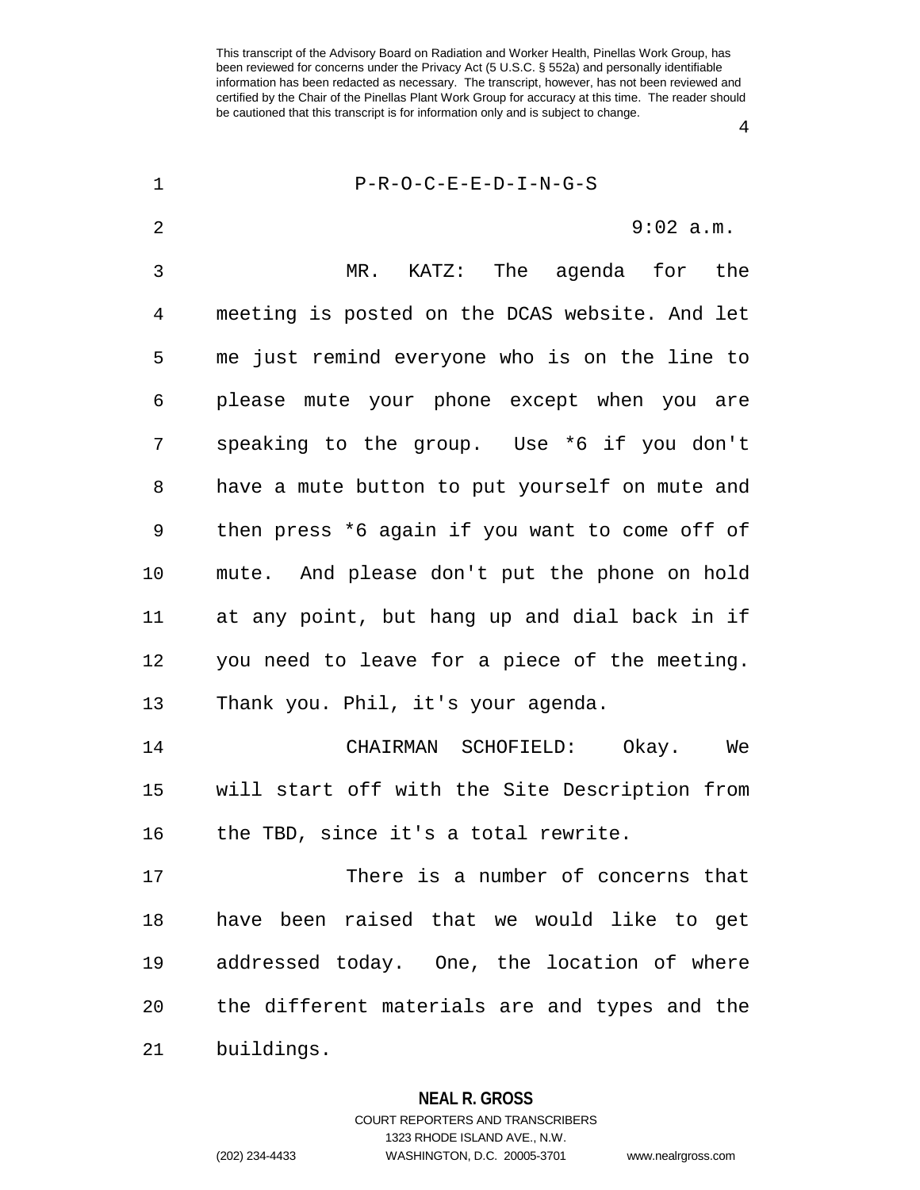P-R-O-C-E-E-D-I-N-G-S

9:02 a.m.

MR. KATZ: The agenda for the meeting is posted on the DCAS website. And let me just remind everyone who is on the line to please mute your phone except when you are speaking to the group. Use *6 if you don't have a mute button to put yourself on mute and then press *6 again if you want to come off of mute. And please don't put the phone on hold at any point, but hang up and dial back in if you need to leave for a piece of the meeting. Thank you. Phil, it's your agenda.

CHAIRMAN SCHOFIELD: Okay. We will start off with the Site Description from the TBD, since it's a total rewrite.

There is a number of concerns that have been raised that we would like to get addressed today. One, the location of where the different materials are and types and the buildings.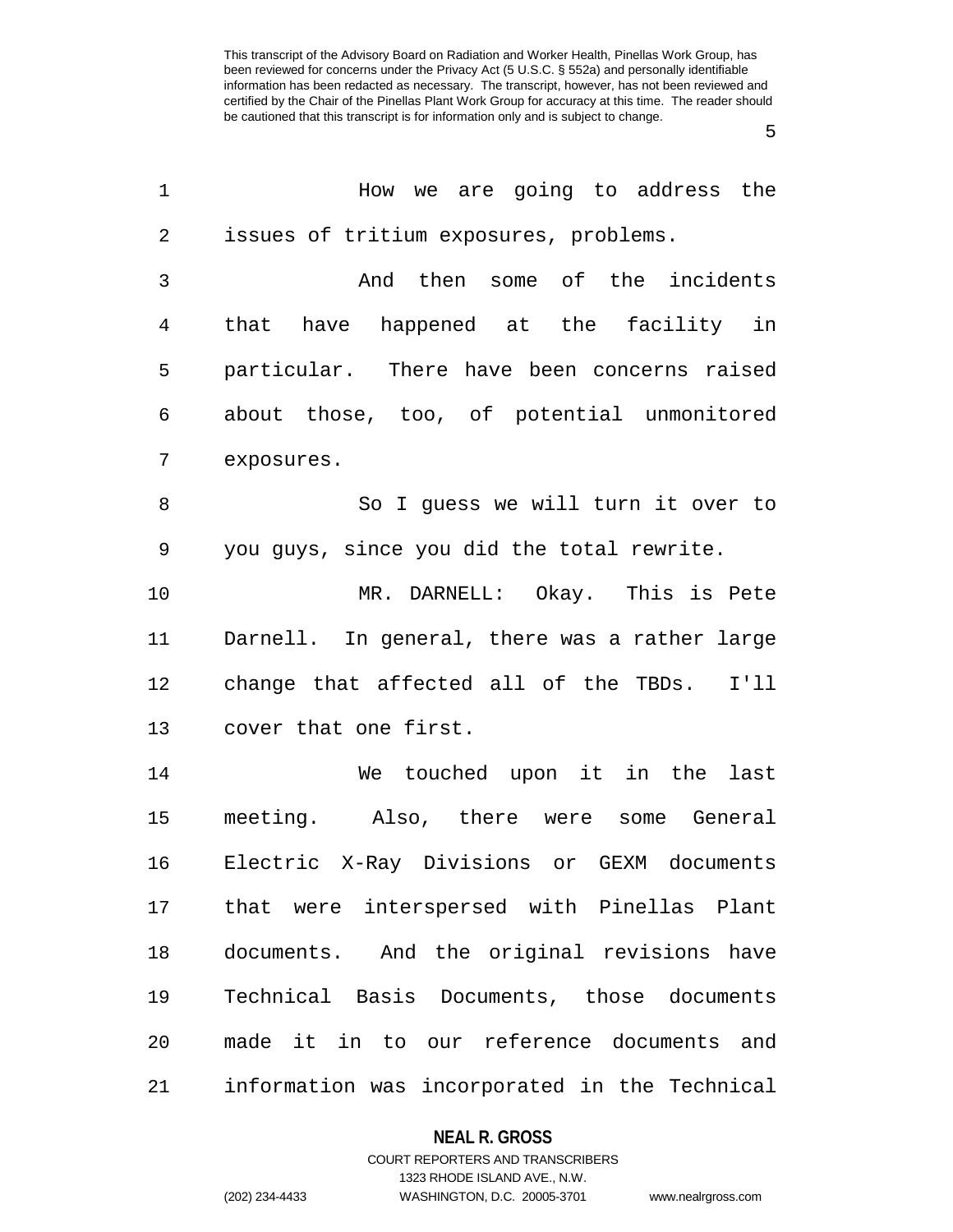How we are going to address the issues of tritium exposures, problems.

And then some of the incidents that have happened at the facility in particular. There have been concerns raised about those, too, of potential unmonitored exposures.

So I guess we will turn it over to you guys, since you did the total rewrite.

MR. DARNELL: Okay. This is Pete Darnell. In general, there was a rather large change that affected all of the TBDs. I'll cover that one first.

We touched upon it in the last meeting. Also, there were some General Electric X-Ray Divisions or GEXM documents that were interspersed with Pinellas Plant documents. And the original revisions have Technical Basis Documents, those documents made it in to our reference documents and information was incorporated in the Technical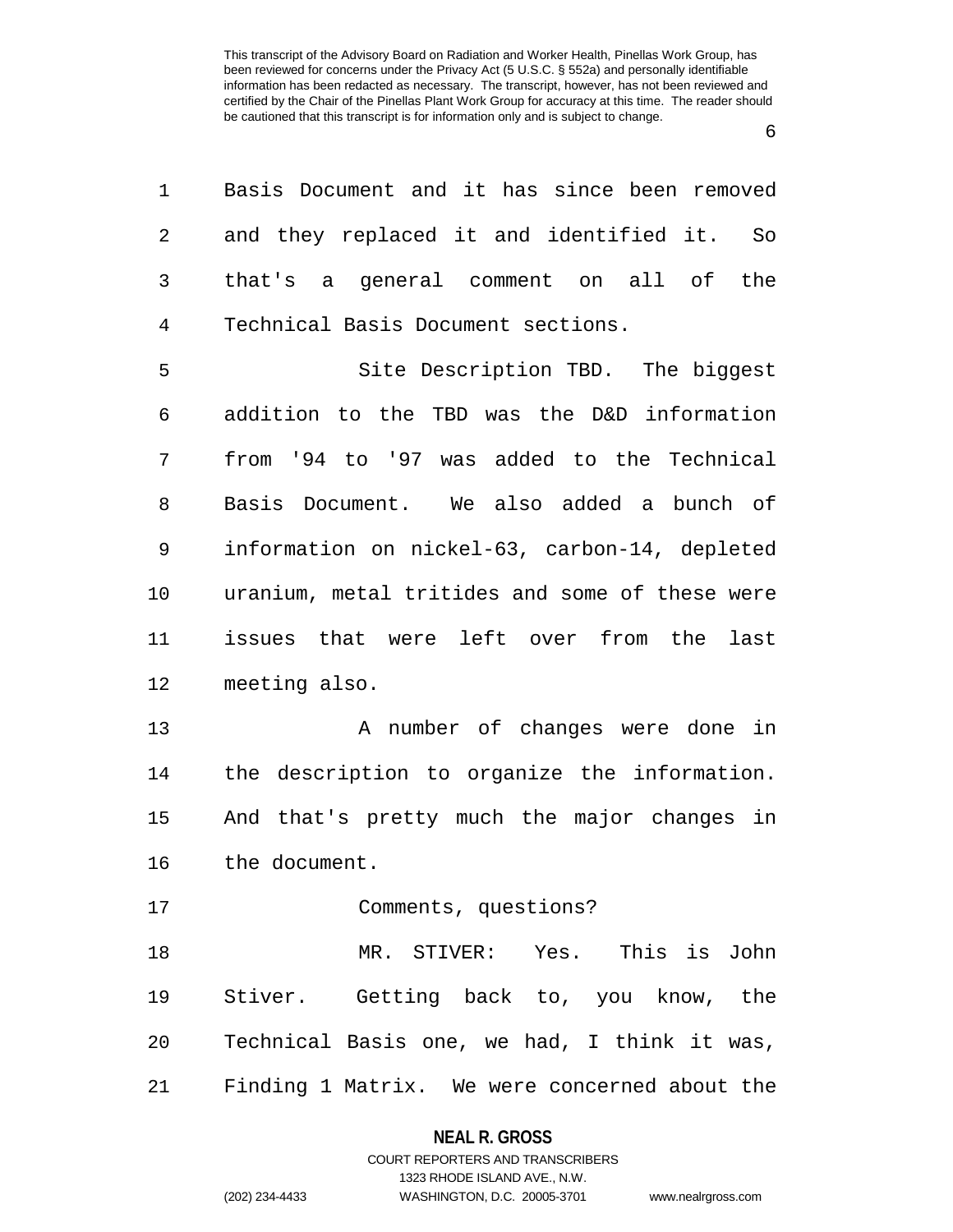Basis Document and it has since been removed and they replaced it and identified it. So that's a general comment on all of the Technical Basis Document sections.

Site Description TBD. The biggest addition to the TBD was the D&D information from '94 to '97 was added to the Technical Basis Document. We also added a bunch of information on nickel-63, carbon-14, depleted uranium, metal tritides and some of these were issues that were left over from the last meeting also.

A number of changes were done in the description to organize the information. And that's pretty much the major changes in the document.

Comments, questions?

MR. STIVER: Yes. This is John Stiver. Getting back to, you know, the Technical Basis one, we had, I think it was, Finding 1 Matrix. We were concerned about the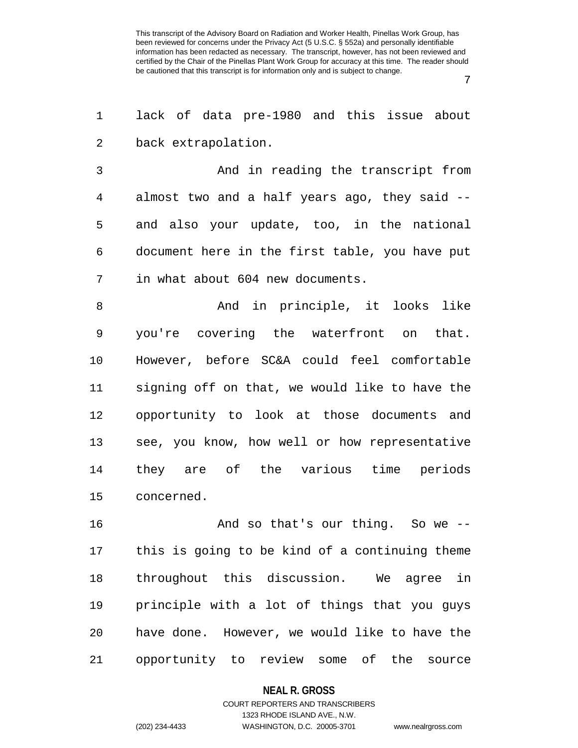lack of data pre-1980 and this issue about back extrapolation.

And in reading the transcript from almost two and a half years ago, they said -- and also your update, too, in the national document here in the first table, you have put in what about 604 new documents.

And in principle, it looks like you're covering the waterfront on that. However, before SC&A could feel comfortable signing off on that, we would like to have the opportunity to look at those documents and see, you know, how well or how representative they are of the various time periods concerned.

And so that's our thing. So we -- this is going to be kind of a continuing theme throughout this discussion. We agree in principle with a lot of things that you guys have done. However, we would like to have the opportunity to review some of the source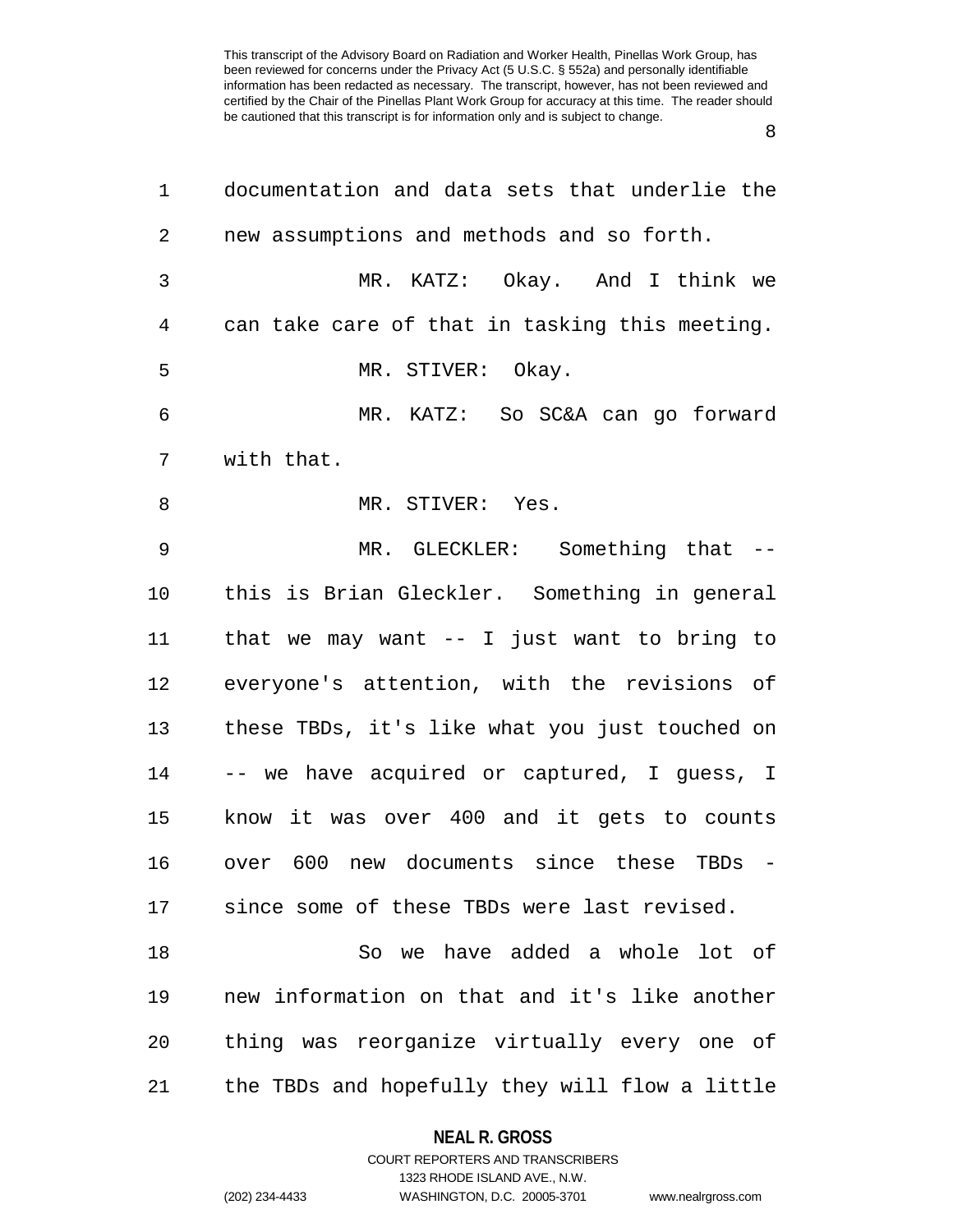documentation and data sets that underlie the new assumptions and methods and so forth.

MR. KATZ: Okay. And I think we can take care of that in tasking this meeting.

MR. STIVER: Okay.

MR. KATZ: So SC&A can go forward with that.

MR. STIVER: Yes.

MR. GLECKLER: Something that -- this is Brian Gleckler. Something in general that we may want -- I just want to bring to everyone's attention, with the revisions of these TBDs, it's like what you just touched on -- we have acquired or captured, I guess, I know it was over 400 and it gets to counts over 600 new documents since these TBDs - since some of these TBDs were last revised.

So we have added a whole lot of new information on that and it's like another thing was reorganize virtually every one of the TBDs and hopefully they will flow a little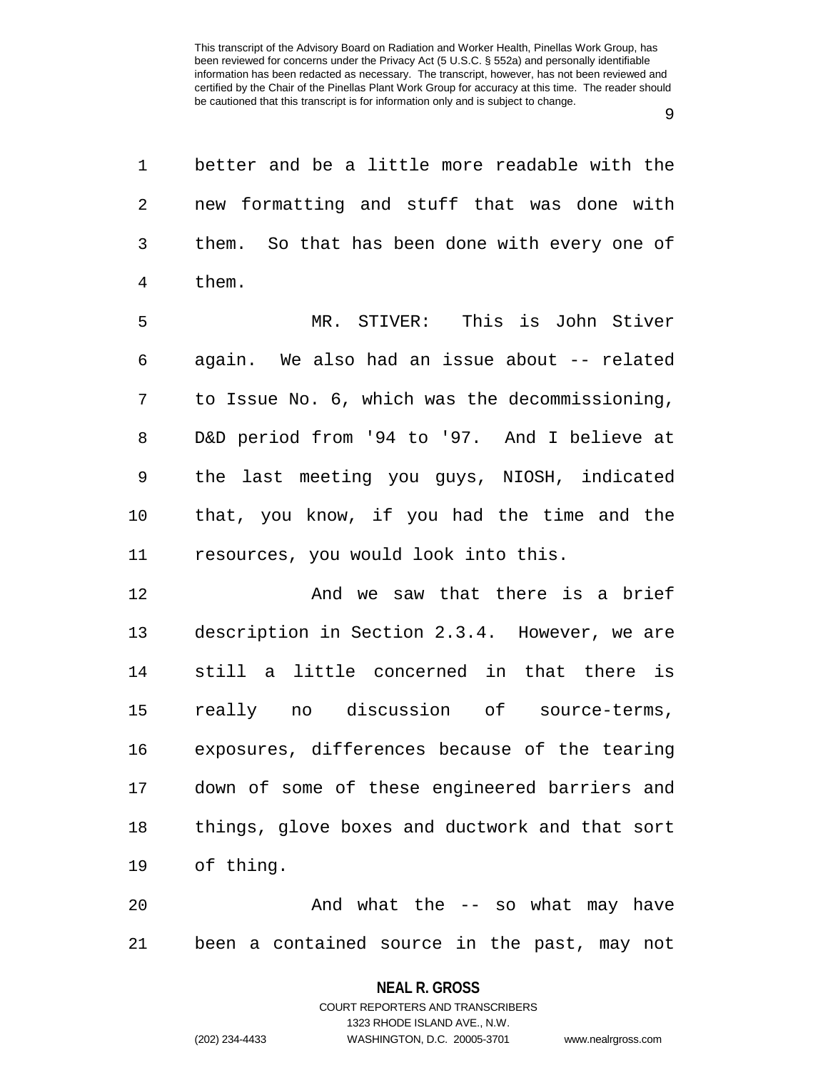better and be a little more readable with the new formatting and stuff that was done with them. So that has been done with every one of them.

MR. STIVER: This is John Stiver again. We also had an issue about -- related to Issue No. 6, which was the decommissioning, D&D period from '94 to '97. And I believe at the last meeting you guys, NIOSH, indicated that, you know, if you had the time and the resources, you would look into this.

And we saw that there is a brief description in Section 2.3.4. However, we are still a little concerned in that there is really no discussion of source-terms, exposures, differences because of the tearing down of some of these engineered barriers and things, glove boxes and ductwork and that sort of thing.

And what the -- so what may have been a contained source in the past, may not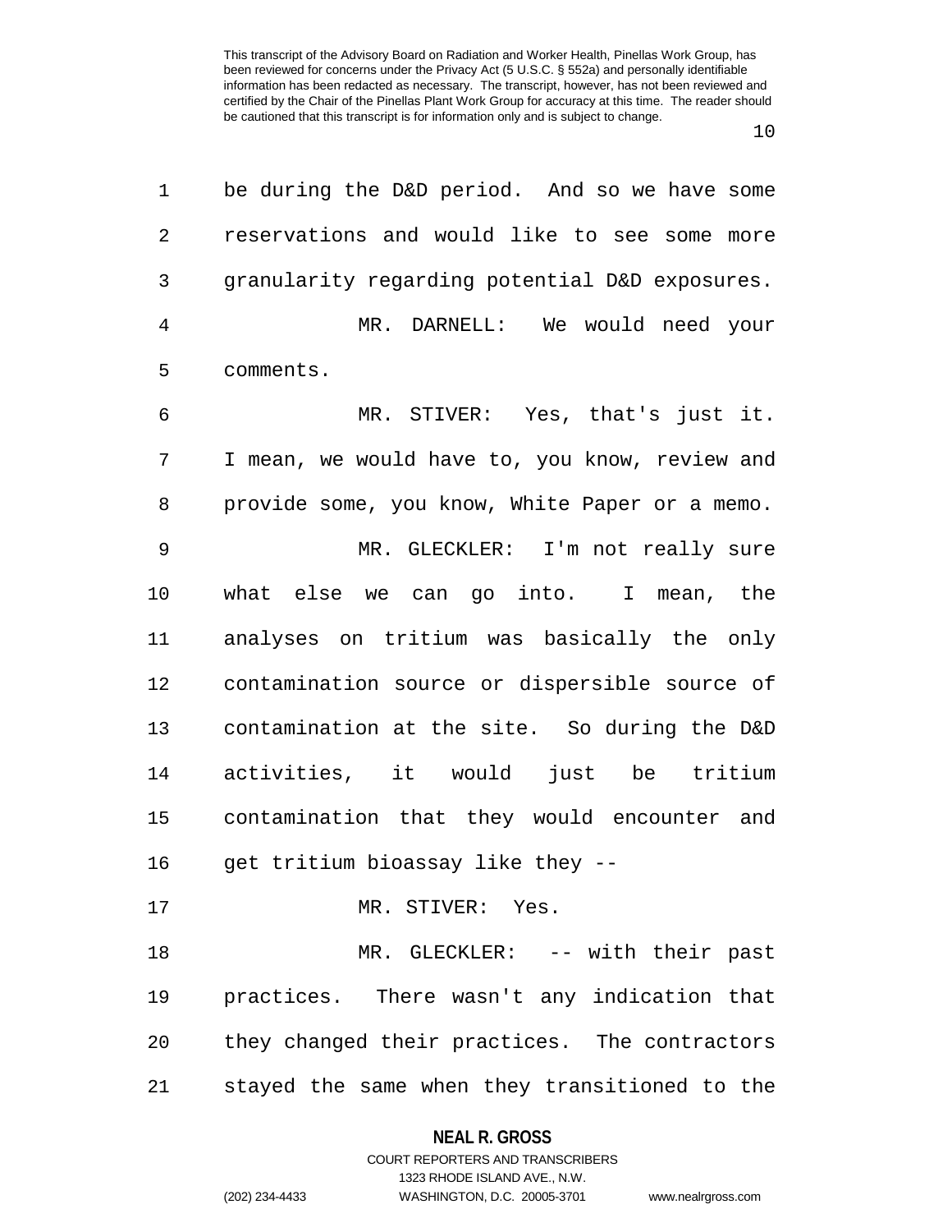be during the D&D period. And so we have some reservations and would like to see some more granularity regarding potential D&D exposures.

MR. DARNELL: We would need your comments.

MR. STIVER: Yes, that's just it. I mean, we would have to, you know, review and provide some, you know, White Paper or a memo.

MR. GLECKLER: I'm not really sure what else we can go into. I mean, the analyses on tritium was basically the only contamination source or dispersible source of contamination at the site. So during the D&D activities, it would just be tritium contamination that they would encounter and get tritium bioassay like they --

MR. STIVER: Yes.

MR. GLECKLER: -- with their past practices. There wasn't any indication that they changed their practices. The contractors stayed the same when they transitioned to the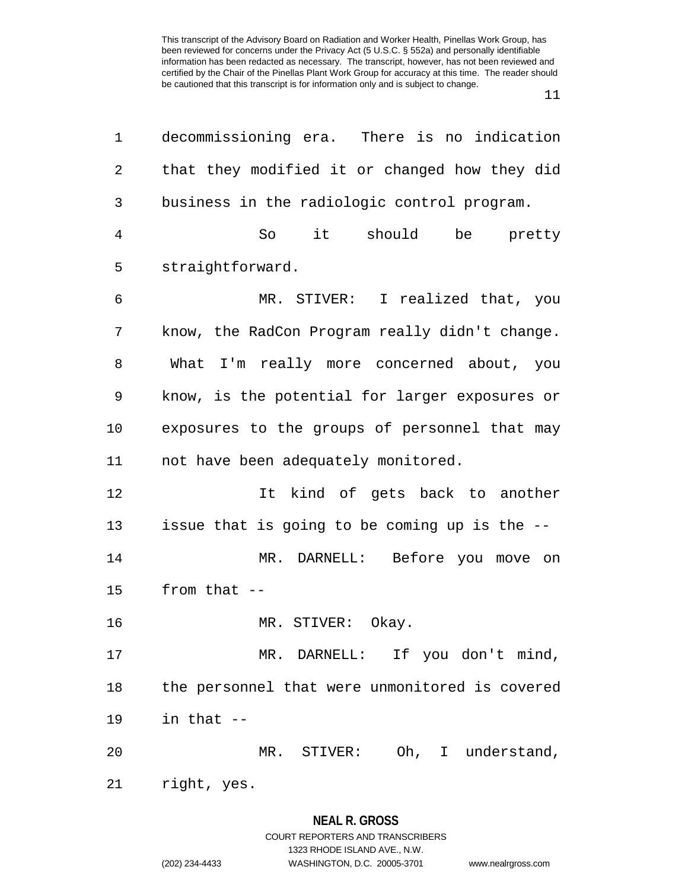decommissioning era. There is no indication that they modified it or changed how they did business in the radiologic control program.

So it should be pretty straightforward.

MR. STIVER: I realized that, you know, the RadCon Program really didn't change. What I'm really more concerned about, you know, is the potential for larger exposures or exposures to the groups of personnel that may not have been adequately monitored.

It kind of gets back to another issue that is going to be coming up is the --

MR. DARNELL: Before you move on from that --

MR. STIVER: Okay.

MR. DARNELL: If you don't mind, the personnel that were unmonitored is covered in that --

MR. STIVER: Oh, I understand, right, yes.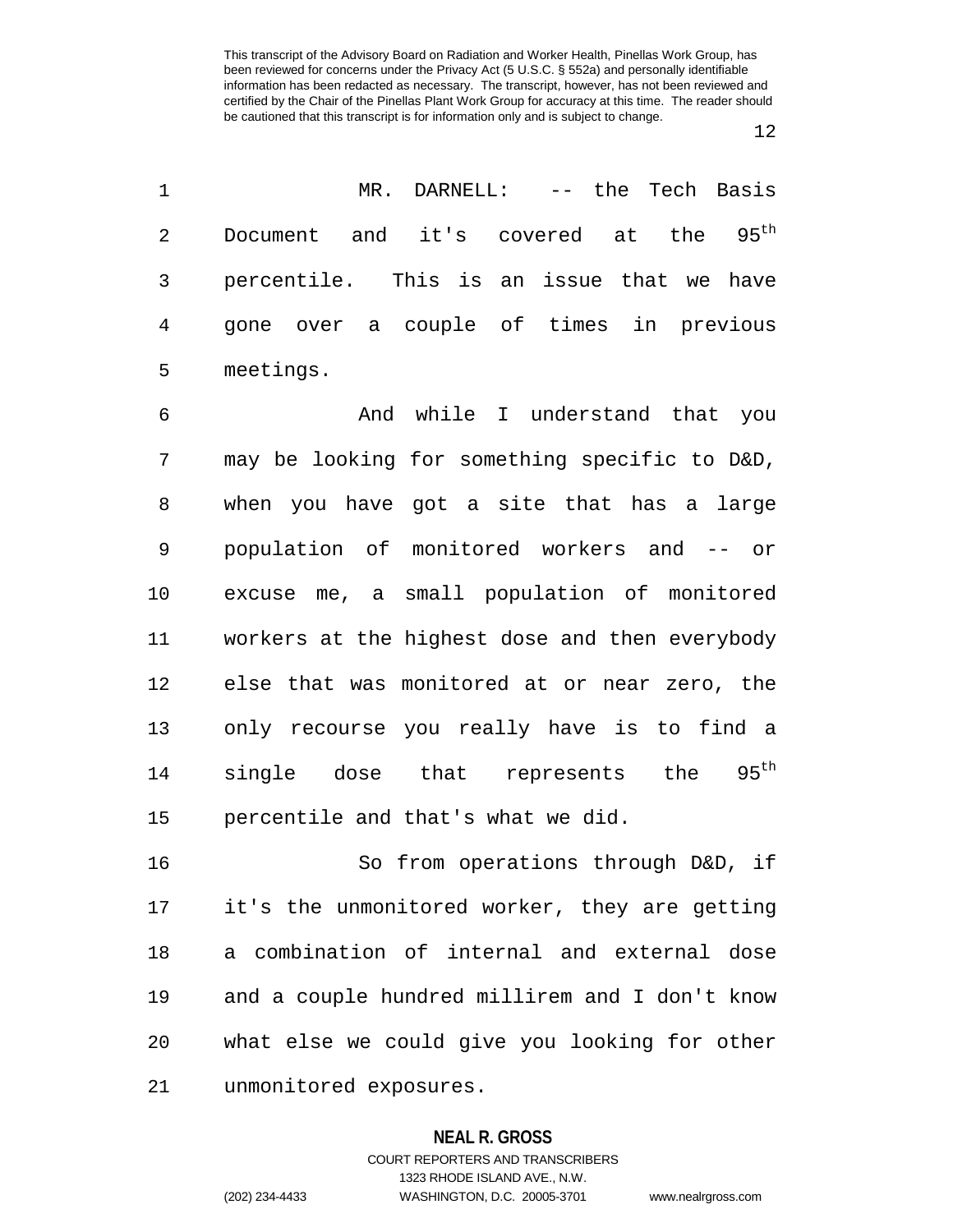MR. DARNELL: -- the Tech Basis Document and it's covered at the $95^{th}$ percentile. This is an issue that we have gone over a couple of times in previous meetings.

And while I understand that you may be looking for something specific to D&D, when you have got a site that has a large population of monitored workers and -- or excuse me, a small population of monitored workers at the highest dose and then everybody else that was monitored at or near zero, the only recourse you really have is to find a single dose that represents the $95^{th}$ percentile and that's what we did.

So from operations through D&D, if it's the unmonitored worker, they are getting a combination of internal and external dose and a couple hundred millirem and I don't know what else we could give you looking for other unmonitored exposures.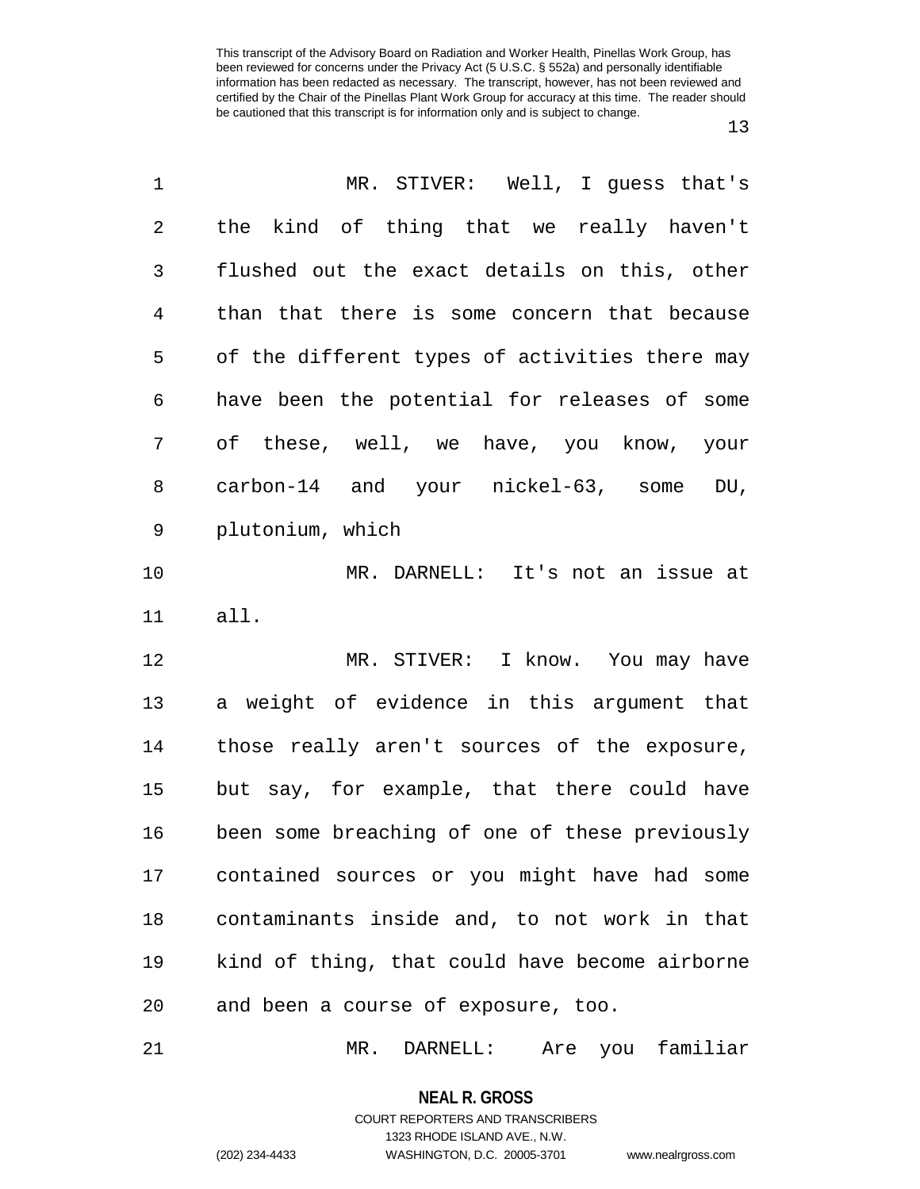MR. STIVER: Well, I guess that's the kind of thing that we really haven't flushed out the exact details on this, other than that there is some concern that because of the different types of activities there may have been the potential for releases of some of these, well, we have, you know, your carbon-14 and your nickel-63, some DU, plutonium, which

MR. DARNELL: It's not an issue at all.

MR. STIVER: I know. You may have a weight of evidence in this argument that those really aren't sources of the exposure, but say, for example, that there could have been some breaching of one of these previously contained sources or you might have had some contaminants inside and, to not work in that kind of thing, that could have become airborne and been a course of exposure, too.

MR. DARNELL: Are you familiar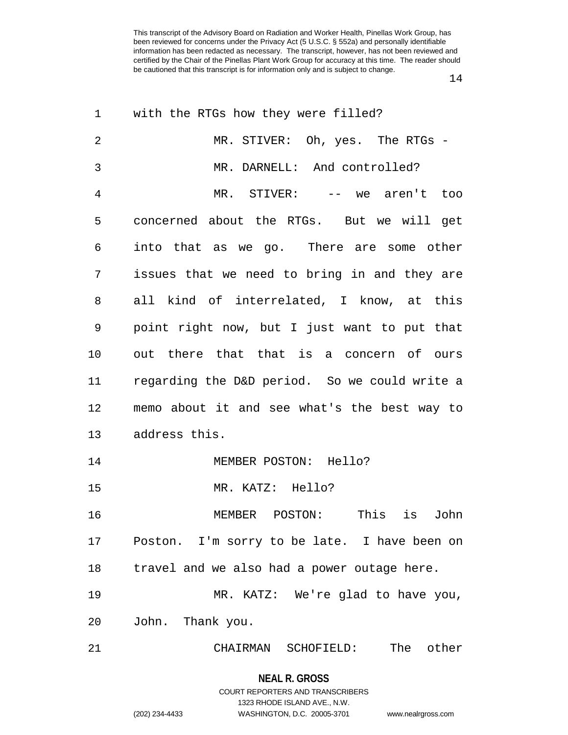with the RTGs how they were filled?

MR. STIVER: Oh, yes. The RTGs -

MR. DARNELL: And controlled?

MR. STIVER: -- we aren't too concerned about the RTGs. But we will get into that as we go. There are some other issues that we need to bring in and they are all kind of interrelated, I know, at this point right now, but I just want to put that out there that that is a concern of ours regarding the D&D period. So we could write a memo about it and see what's the best way to address this.

MEMBER POSTON: Hello?

MR. KATZ: Hello?

MEMBER POSTON: This is John Poston. I'm sorry to be late. I have been on travel and we also had a power outage here.

MR. KATZ: We're glad to have you, John. Thank you.

CHAIRMAN SCHOFIELD: The other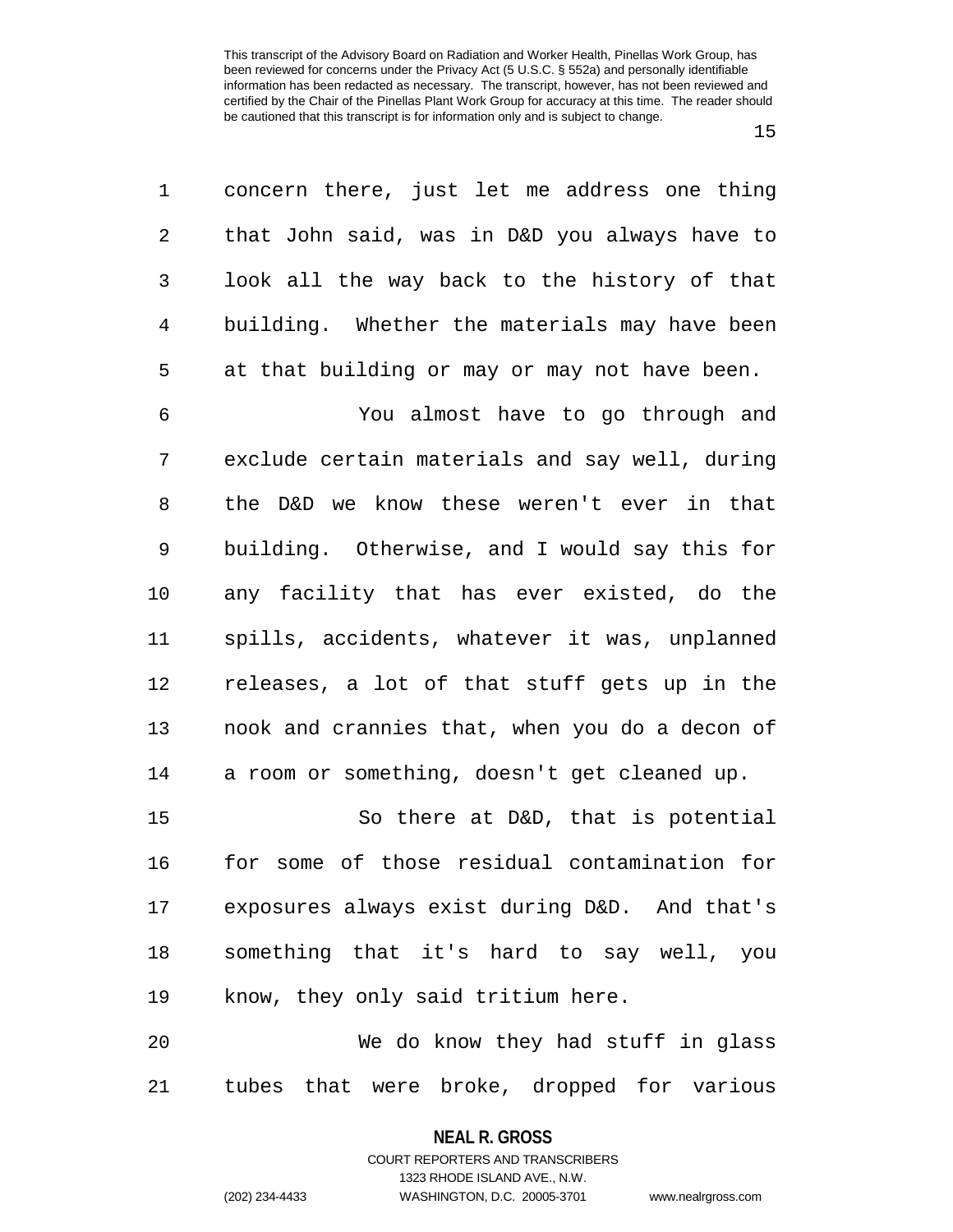concern there, just let me address one thing that John said, was in D&D you always have to look all the way back to the history of that building. Whether the materials may have been at that building or may or may not have been.

You almost have to go through and exclude certain materials and say well, during the D&D we know these weren't ever in that building. Otherwise, and I would say this for any facility that has ever existed, do the spills, accidents, whatever it was, unplanned releases, a lot of that stuff gets up in the nook and crannies that, when you do a decon of a room or something, doesn't get cleaned up.

So there at D&D, that is potential for some of those residual contamination for exposures always exist during D&D. And that's something that it's hard to say well, you know, they only said tritium here.

We do know they had stuff in glass tubes that were broke, dropped for various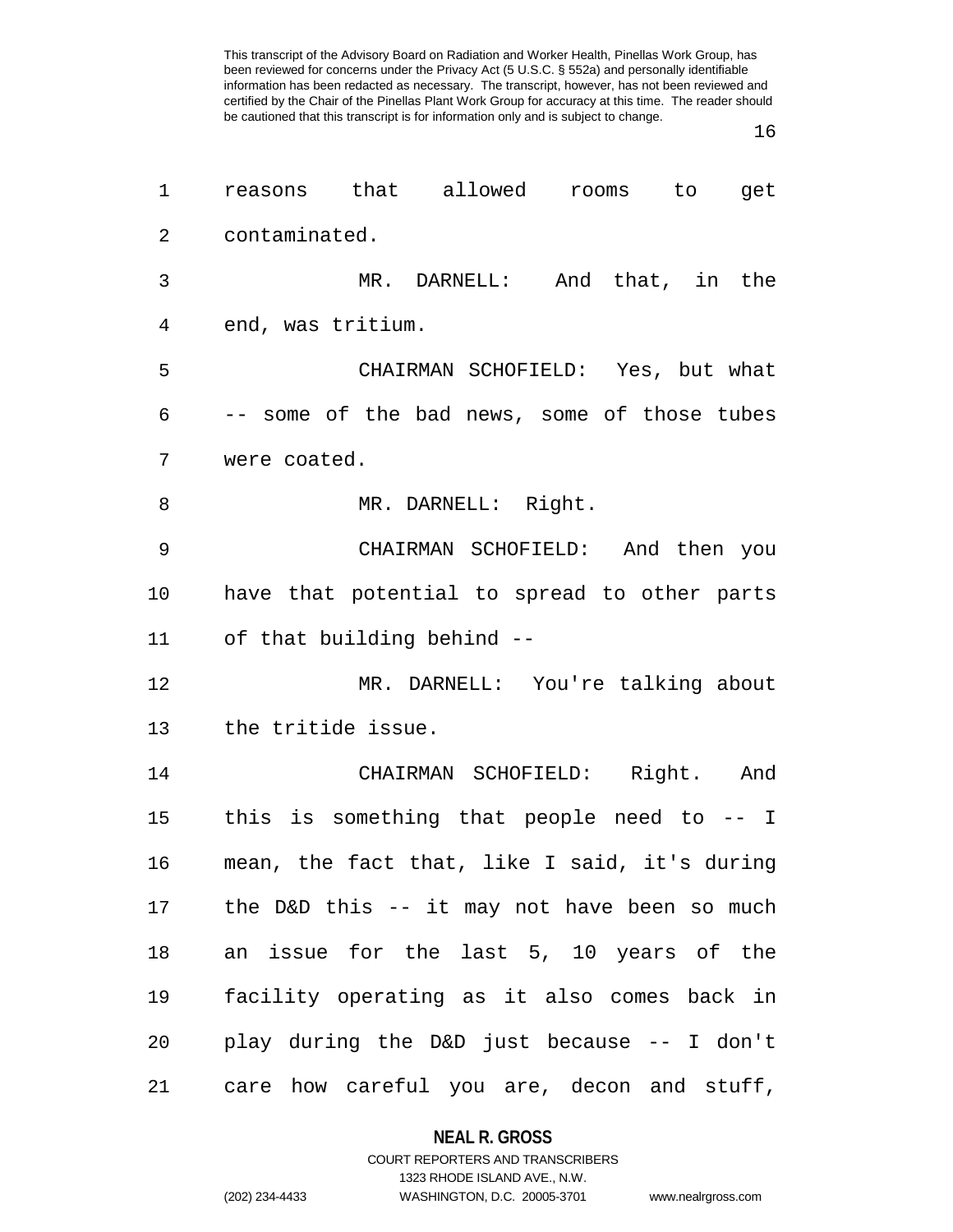reasons that allowed rooms to get contaminated.

MR. DARNELL: And that, in the end, was tritium.

CHAIRMAN SCHOFIELD: Yes, but what -- some of the bad news, some of those tubes were coated.

MR. DARNELL: Right.

CHAIRMAN SCHOFIELD: And then you have that potential to spread to other parts of that building behind --

MR. DARNELL: You're talking about the tritide issue.

CHAIRMAN SCHOFIELD: Right. And this is something that people need to -- I mean, the fact that, like I said, it's during the D&D this -- it may not have been so much an issue for the last 5, 10 years of the facility operating as it also comes back in play during the D&D just because -- I don't care how careful you are, decon and stuff,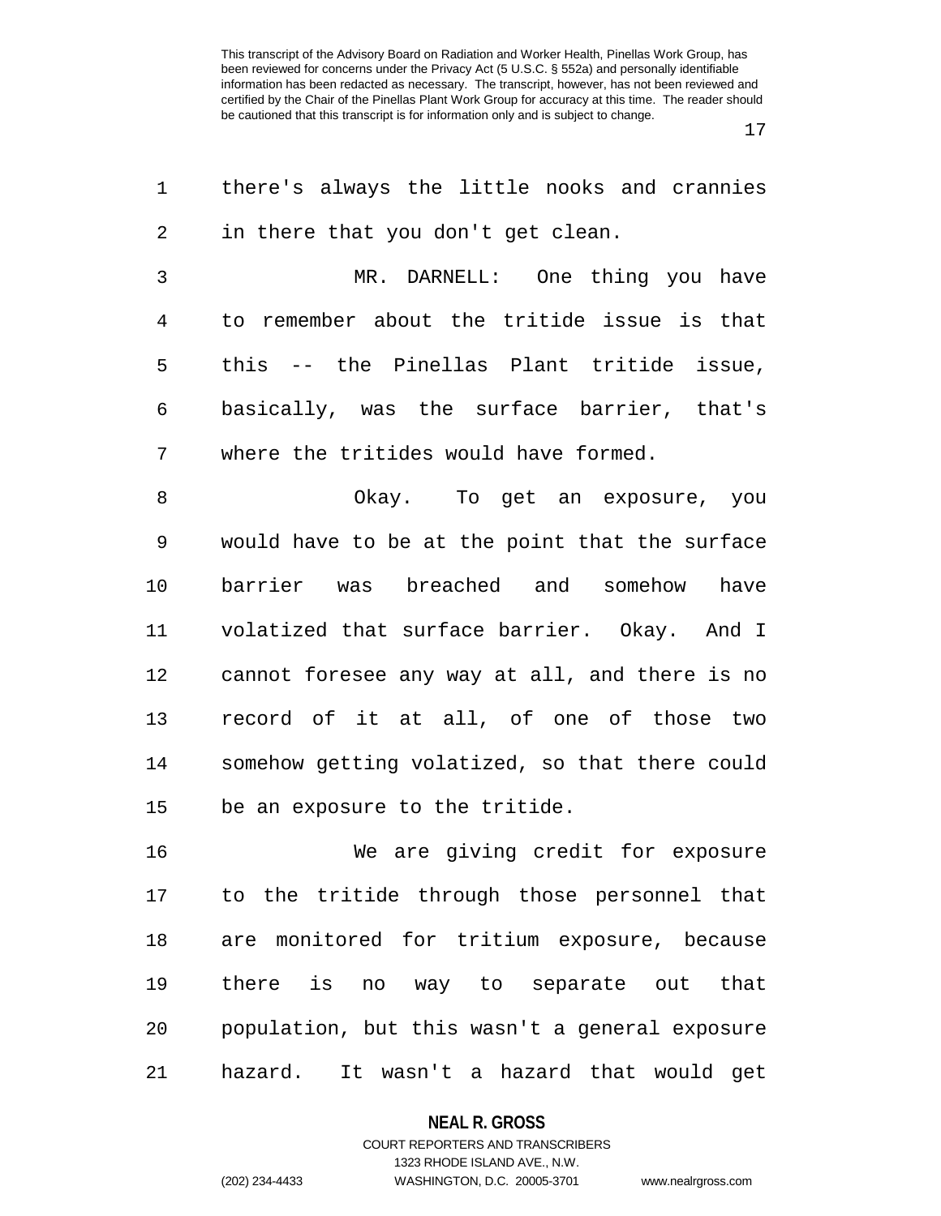there's always the little nooks and crannies in there that you don't get clean.

MR. DARNELL: One thing you have to remember about the tritide issue is that this -- the Pinellas Plant tritide issue, basically, was the surface barrier, that's where the tritides would have formed.

Okay. To get an exposure, you would have to be at the point that the surface barrier was breached and somehow have volatized that surface barrier. Okay. And I cannot foresee any way at all, and there is no record of it at all, of one of those two somehow getting volatized, so that there could be an exposure to the tritide.

We are giving credit for exposure to the tritide through those personnel that are monitored for tritium exposure, because there is no way to separate out that population, but this wasn't a general exposure hazard. It wasn't a hazard that would get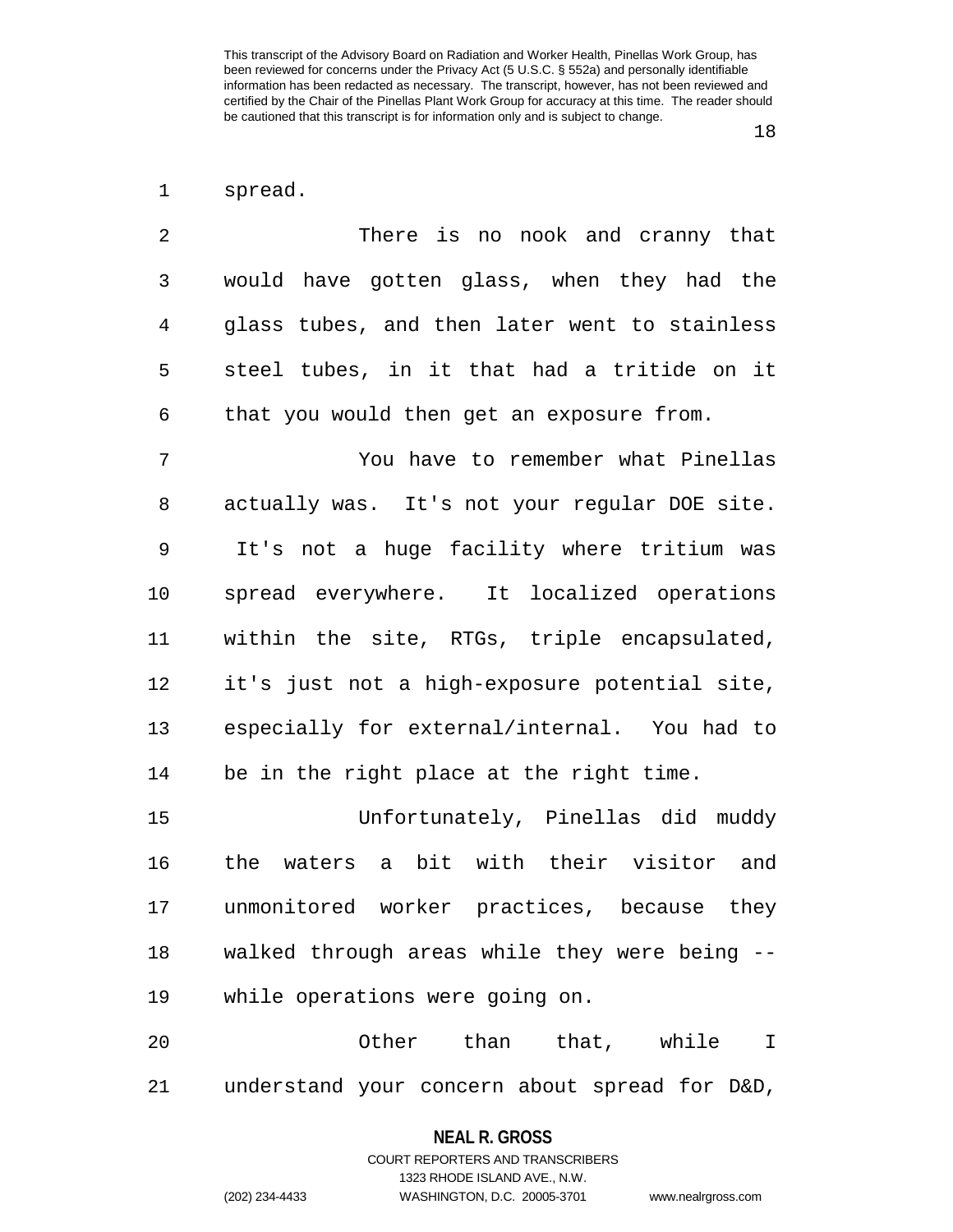spread.

There is no nook and cranny that would have gotten glass, when they had the glass tubes, and then later went to stainless steel tubes, in it that had a tritide on it that you would then get an exposure from.

You have to remember what Pinellas actually was. It's not your regular DOE site. It's not a huge facility where tritium was spread everywhere. It localized operations within the site, RTGs, triple encapsulated, it's just not a high-exposure potential site, especially for external/internal. You had to be in the right place at the right time.

Unfortunately, Pinellas did muddy the waters a bit with their visitor and unmonitored worker practices, because they walked through areas while they were being -- while operations were going on.

Other than that, while I understand your concern about spread for D&D,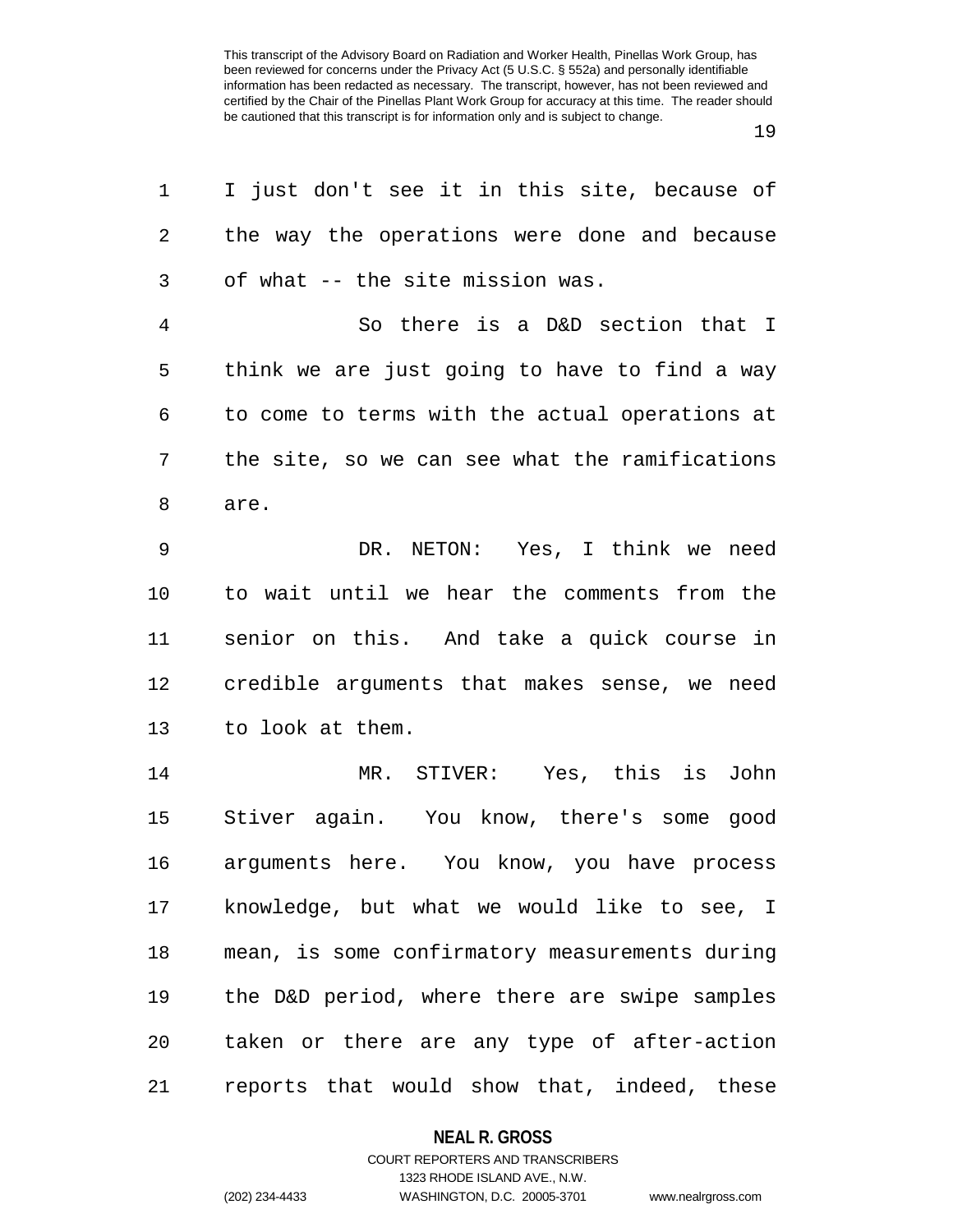I just don't see it in this site, because of the way the operations were done and because of what -- the site mission was.

So there is a D&D section that I think we are just going to have to find a way to come to terms with the actual operations at the site, so we can see what the ramifications are.

DR. NETON: Yes, I think we need to wait until we hear the comments from the senior on this. And take a quick course in credible arguments that makes sense, we need to look at them.

MR. STIVER: Yes, this is John Stiver again. You know, there's some good arguments here. You know, you have process knowledge, but what we would like to see, I mean, is some confirmatory measurements during the D&D period, where there are swipe samples taken or there are any type of after-action reports that would show that, indeed, these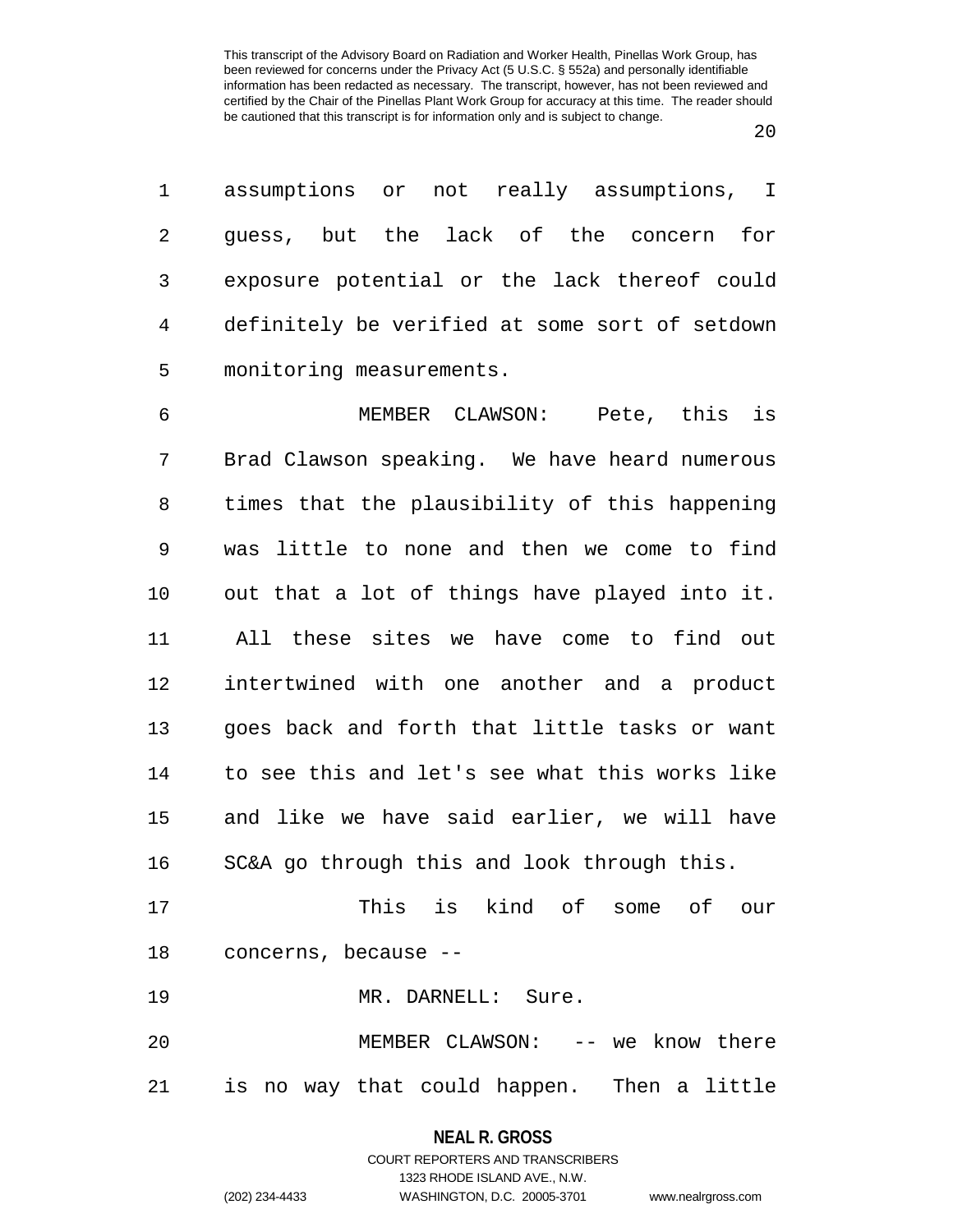assumptions or not really assumptions, I guess, but the lack of the concern for exposure potential or the lack thereof could definitely be verified at some sort of setdown monitoring measurements.

MEMBER CLAWSON: Pete, this is Brad Clawson speaking. We have heard numerous times that the plausibility of this happening was little to none and then we come to find out that a lot of things have played into it. All these sites we have come to find out intertwined with one another and a product goes back and forth that little tasks or want to see this and let's see what this works like and like we have said earlier, we will have SC&A go through this and look through this.

This is kind of some of our concerns, because --

MR. DARNELL: Sure.

MEMBER CLAWSON: -- we know there is no way that could happen. Then a little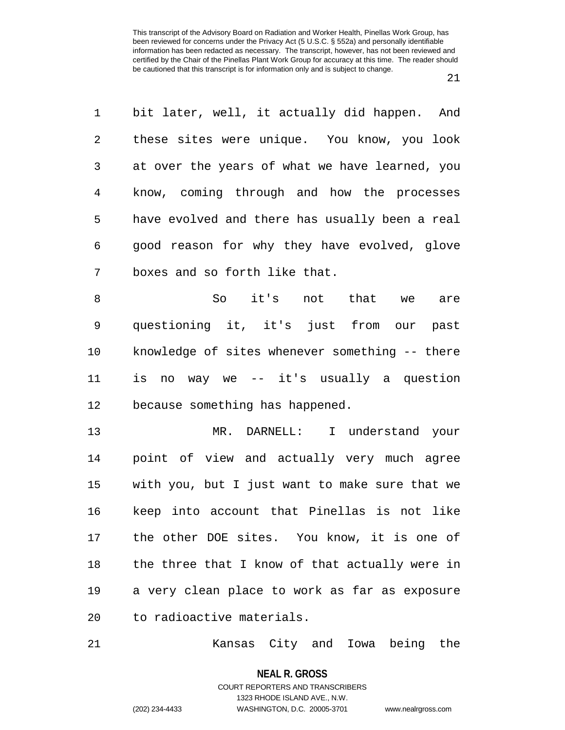bit later, well, it actually did happen. And these sites were unique. You know, you look at over the years of what we have learned, you know, coming through and how the processes have evolved and there has usually been a real good reason for why they have evolved, glove boxes and so forth like that.

So it's not that we are questioning it, it's just from our past knowledge of sites whenever something -- there is no way we -- it's usually a question because something has happened.

MR. DARNELL: I understand your point of view and actually very much agree with you, but I just want to make sure that we keep into account that Pinellas is not like the other DOE sites. You know, it is one of the three that I know of that actually were in a very clean place to work as far as exposure to radioactive materials.

Kansas City and Iowa being the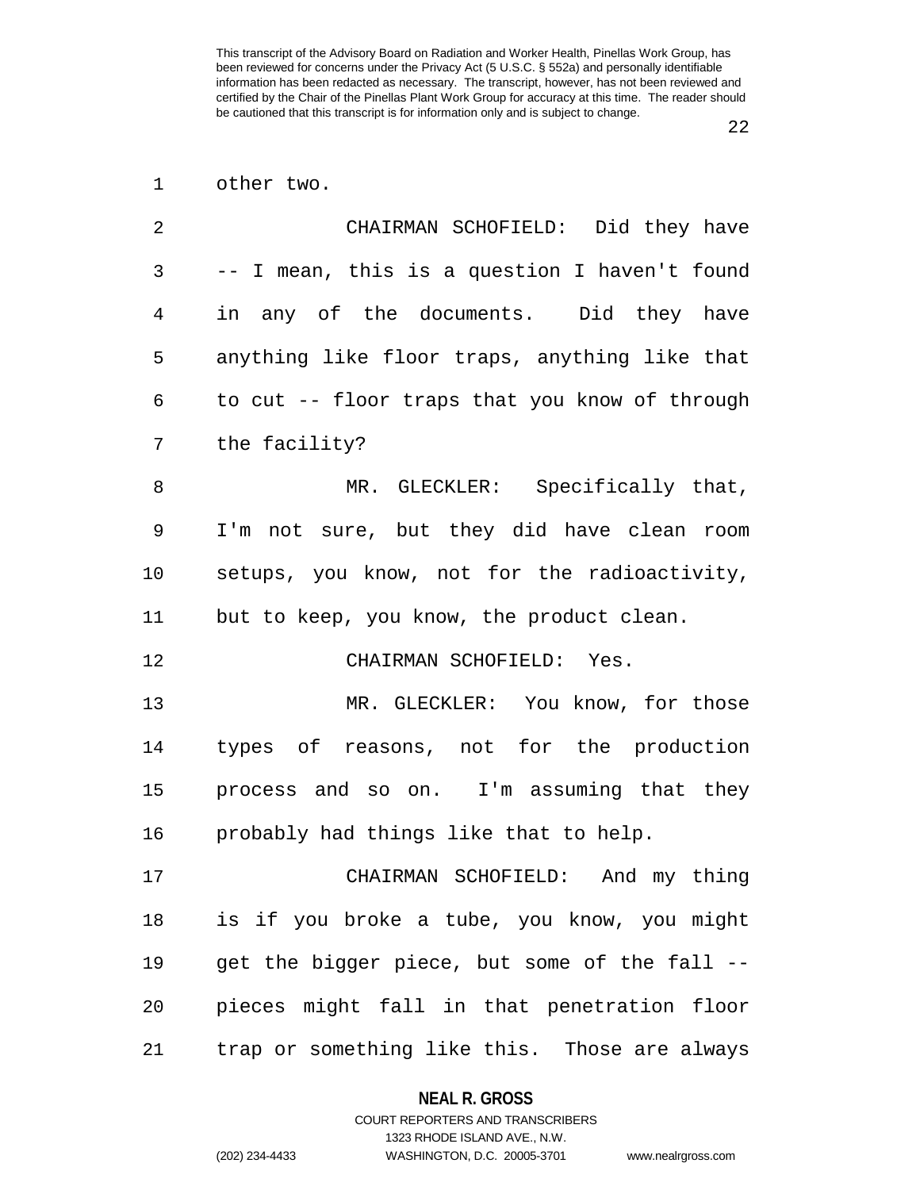other two.

CHAIRMAN SCHOFIELD: Did they have -- I mean, this is a question I haven't found in any of the documents. Did they have anything like floor traps, anything like that to cut -- floor traps that you know of through the facility?

MR. GLECKLER: Specifically that, I'm not sure, but they did have clean room setups, you know, not for the radioactivity, but to keep, you know, the product clean.

CHAIRMAN SCHOFIELD: Yes.

MR. GLECKLER: You know, for those types of reasons, not for the production process and so on. I'm assuming that they probably had things like that to help.

CHAIRMAN SCHOFIELD: And my thing is if you broke a tube, you know, you might get the bigger piece, but some of the fall -- pieces might fall in that penetration floor trap or something like this. Those are always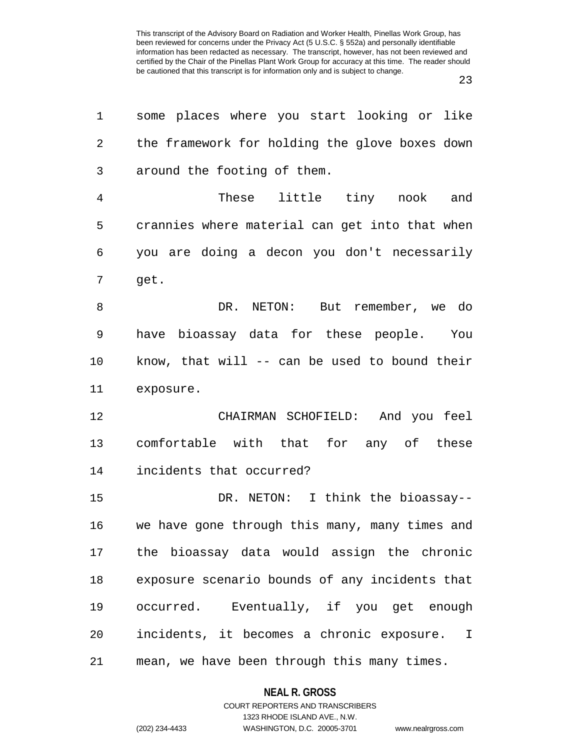some places where you start looking or like the framework for holding the glove boxes down around the footing of them.

These little tiny nook and crannies where material can get into that when you are doing a decon you don't necessarily get.

DR. NETON: But remember, we do have bioassay data for these people. You know, that will -- can be used to bound their exposure.

CHAIRMAN SCHOFIELD: And you feel comfortable with that for any of these incidents that occurred?

DR. NETON: I think the bioassay-- we have gone through this many, many times and the bioassay data would assign the chronic exposure scenario bounds of any incidents that occurred. Eventually, if you get enough incidents, it becomes a chronic exposure. I mean, we have been through this many times.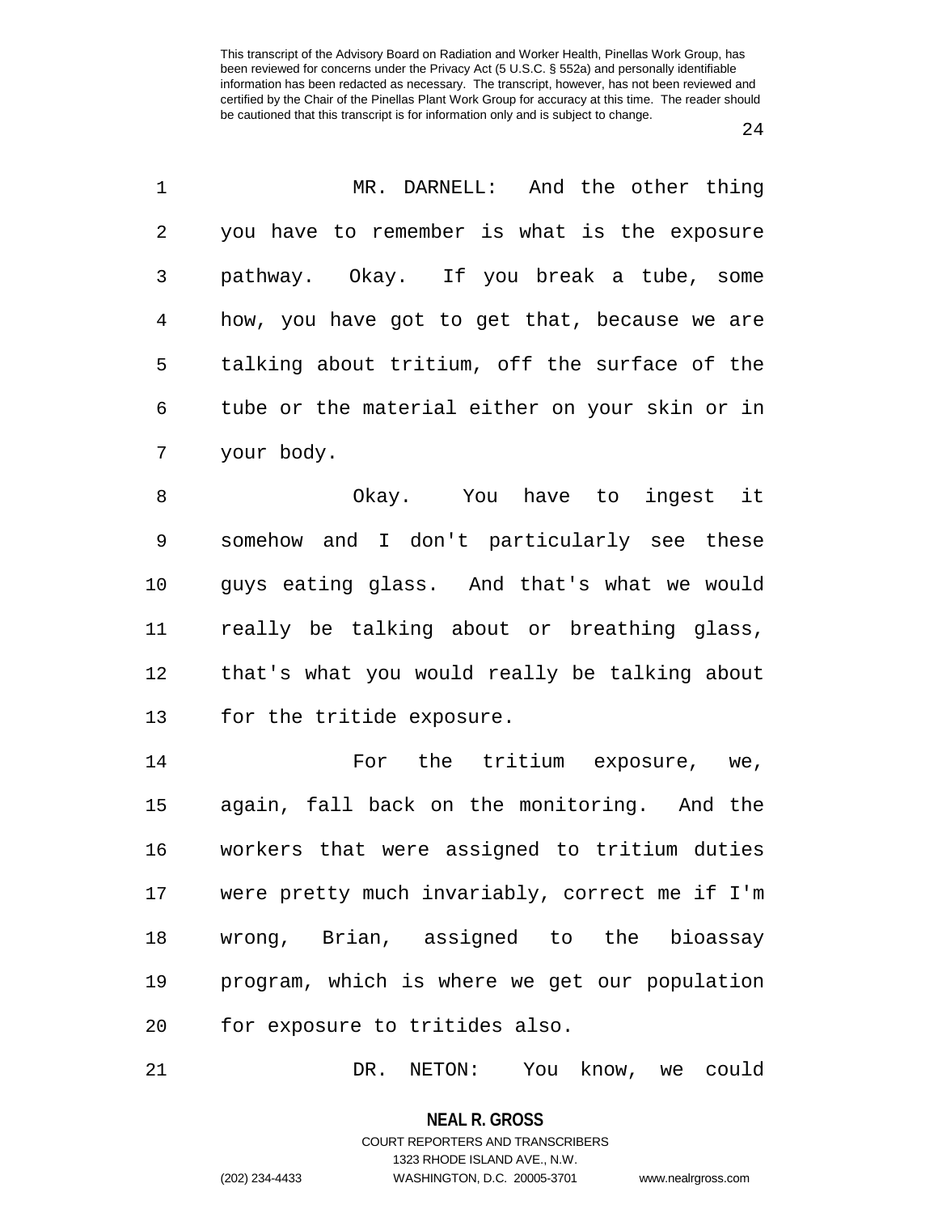MR. DARNELL: And the other thing you have to remember is what is the exposure pathway. Okay. If you break a tube, some how, you have got to get that, because we are talking about tritium, off the surface of the tube or the material either on your skin or in your body.

Okay. You have to ingest it somehow and I don't particularly see these guys eating glass. And that's what we would really be talking about or breathing glass, that's what you would really be talking about for the tritide exposure.

For the tritium exposure, we, again, fall back on the monitoring. And the workers that were assigned to tritium duties were pretty much invariably, correct me if I'm wrong, Brian, assigned to the bioassay program, which is where we get our population for exposure to tritides also.

DR. NETON: You know, we could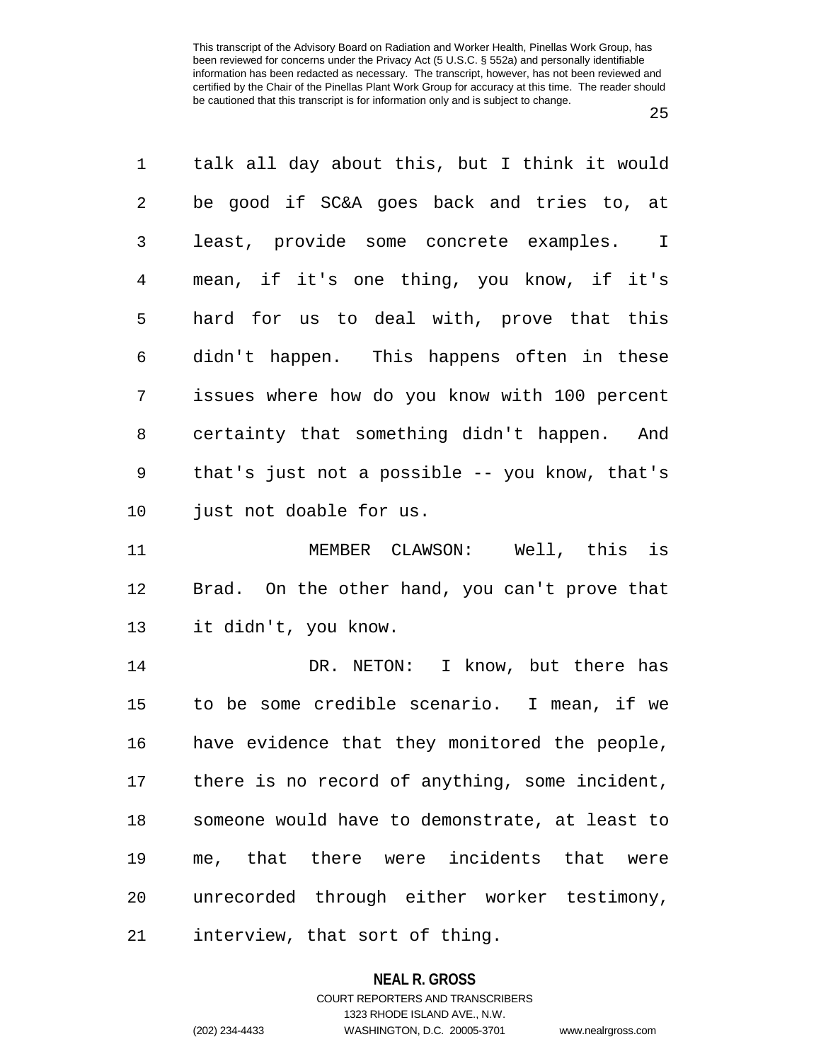talk all day about this, but I think it would be good if SC&A goes back and tries to, at least, provide some concrete examples. I mean, if it's one thing, you know, if it's hard for us to deal with, prove that this didn't happen. This happens often in these issues where how do you know with 100 percent certainty that something didn't happen. And that's just not a possible -- you know, that's just not doable for us.

MEMBER CLAWSON: Well, this is Brad. On the other hand, you can't prove that it didn't, you know.

DR. NETON: I know, but there has to be some credible scenario. I mean, if we have evidence that they monitored the people, there is no record of anything, some incident, someone would have to demonstrate, at least to me, that there were incidents that were unrecorded through either worker testimony, interview, that sort of thing.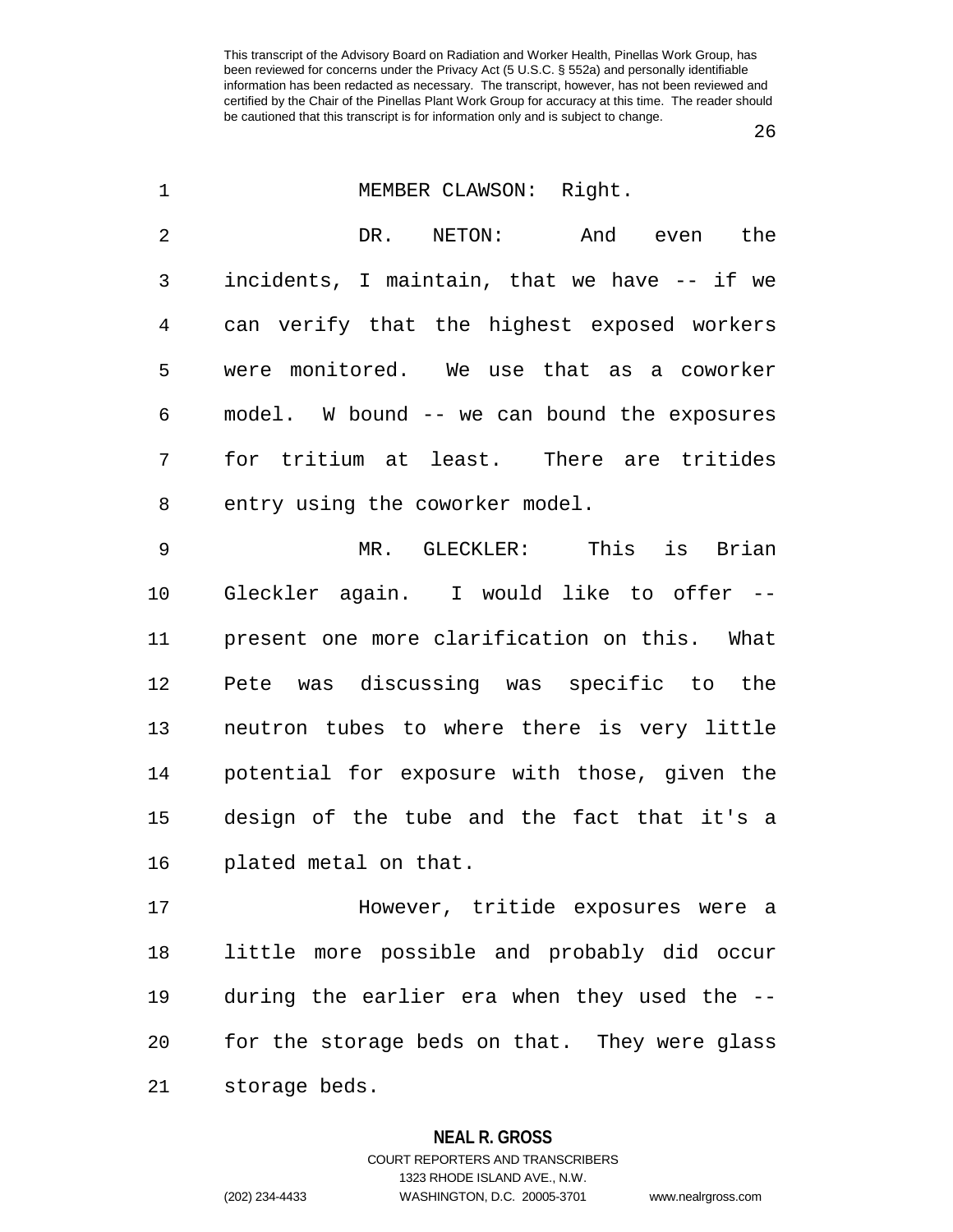MEMBER CLAWSON: Right.

DR. NETON: And even the incidents, I maintain, that we have -- if we can verify that the highest exposed workers were monitored. We use that as a coworker model. W bound -- we can bound the exposures for tritium at least. There are tritides entry using the coworker model.

MR. GLECKLER: This is Brian Gleckler again. I would like to offer -- present one more clarification on this. What Pete was discussing was specific to the neutron tubes to where there is very little potential for exposure with those, given the design of the tube and the fact that it's a plated metal on that.

However, tritide exposures were a little more possible and probably did occur during the earlier era when they used the -- for the storage beds on that. They were glass storage beds.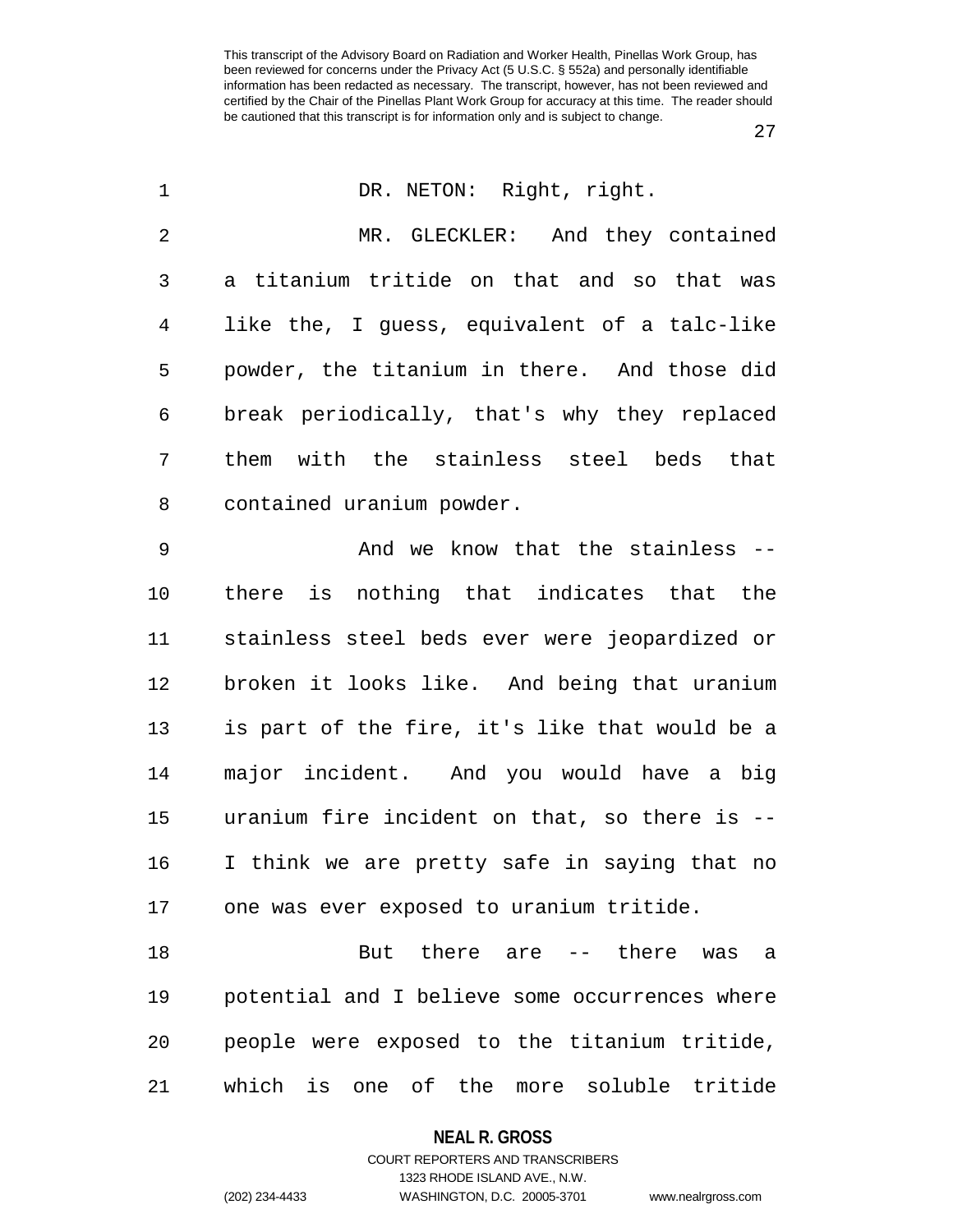DR. NETON: Right, right.

MR. GLECKLER: And they contained a titanium tritide on that and so that was like the, I guess, equivalent of a talc-like powder, the titanium in there. And those did break periodically, that's why they replaced them with the stainless steel beds that contained uranium powder.

And we know that the stainless -- there is nothing that indicates that the stainless steel beds ever were jeopardized or broken it looks like. And being that uranium is part of the fire, it's like that would be a major incident. And you would have a big uranium fire incident on that, so there is -- I think we are pretty safe in saying that no one was ever exposed to uranium tritide.

But there are -- there was a potential and I believe some occurrences where people were exposed to the titanium tritide, which is one of the more soluble tritide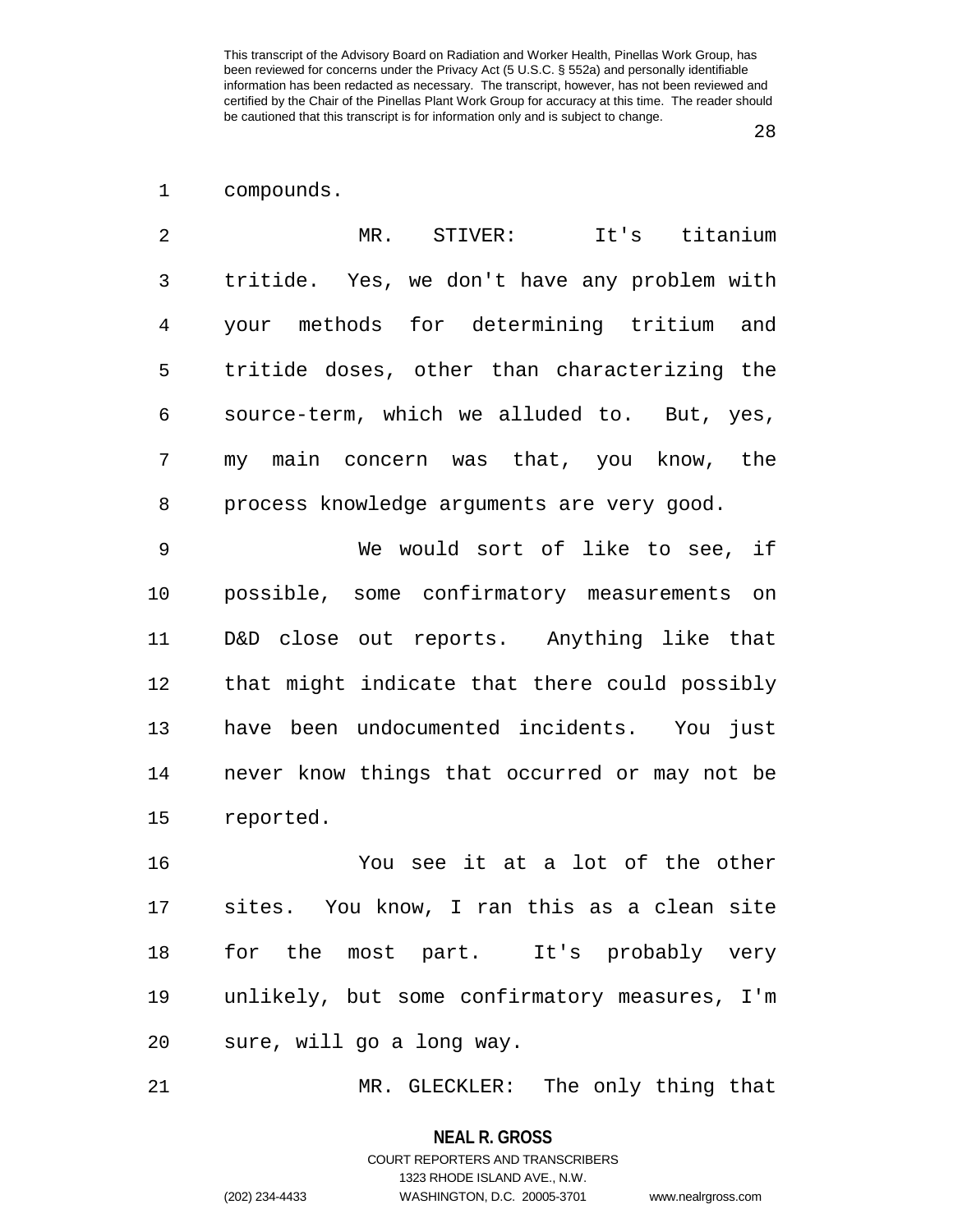compounds.

MR. STIVER: It's titanium tritide. Yes, we don't have any problem with your methods for determining tritium and tritide doses, other than characterizing the source-term, which we alluded to. But, yes, my main concern was that, you know, the process knowledge arguments are very good.

We would sort of like to see, if possible, some confirmatory measurements on D&D close out reports. Anything like that that might indicate that there could possibly have been undocumented incidents. You just never know things that occurred or may not be reported.

You see it at a lot of the other sites. You know, I ran this as a clean site for the most part. It's probably very unlikely, but some confirmatory measures, I'm sure, will go a long way.

MR. GLECKLER: The only thing that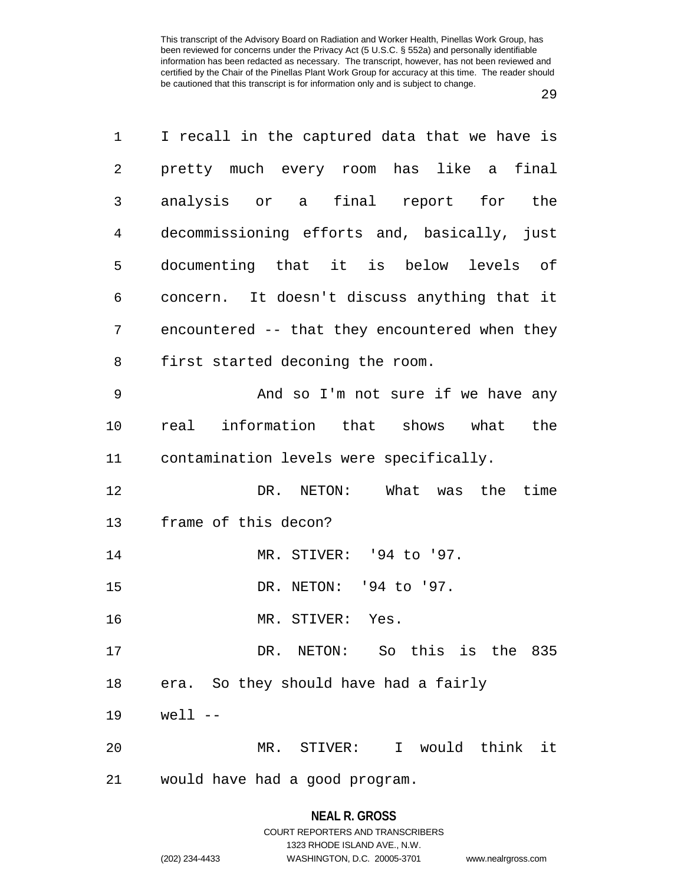I recall in the captured data that we have is pretty much every room has like a final analysis or a final report for the decommissioning efforts and, basically, just documenting that it is below levels of concern. It doesn't discuss anything that it encountered -- that they encountered when they first started deconing the room.

And so I'm not sure if we have any real information that shows what the contamination levels were specifically.

DR. NETON: What was the time frame of this decon?

MR. STIVER: '94 to '97.

DR. NETON: '94 to '97.

MR. STIVER: Yes.

DR. NETON: So this is the 835 era. So they should have had a fairly well --

MR. STIVER: I would think it would have had a good program.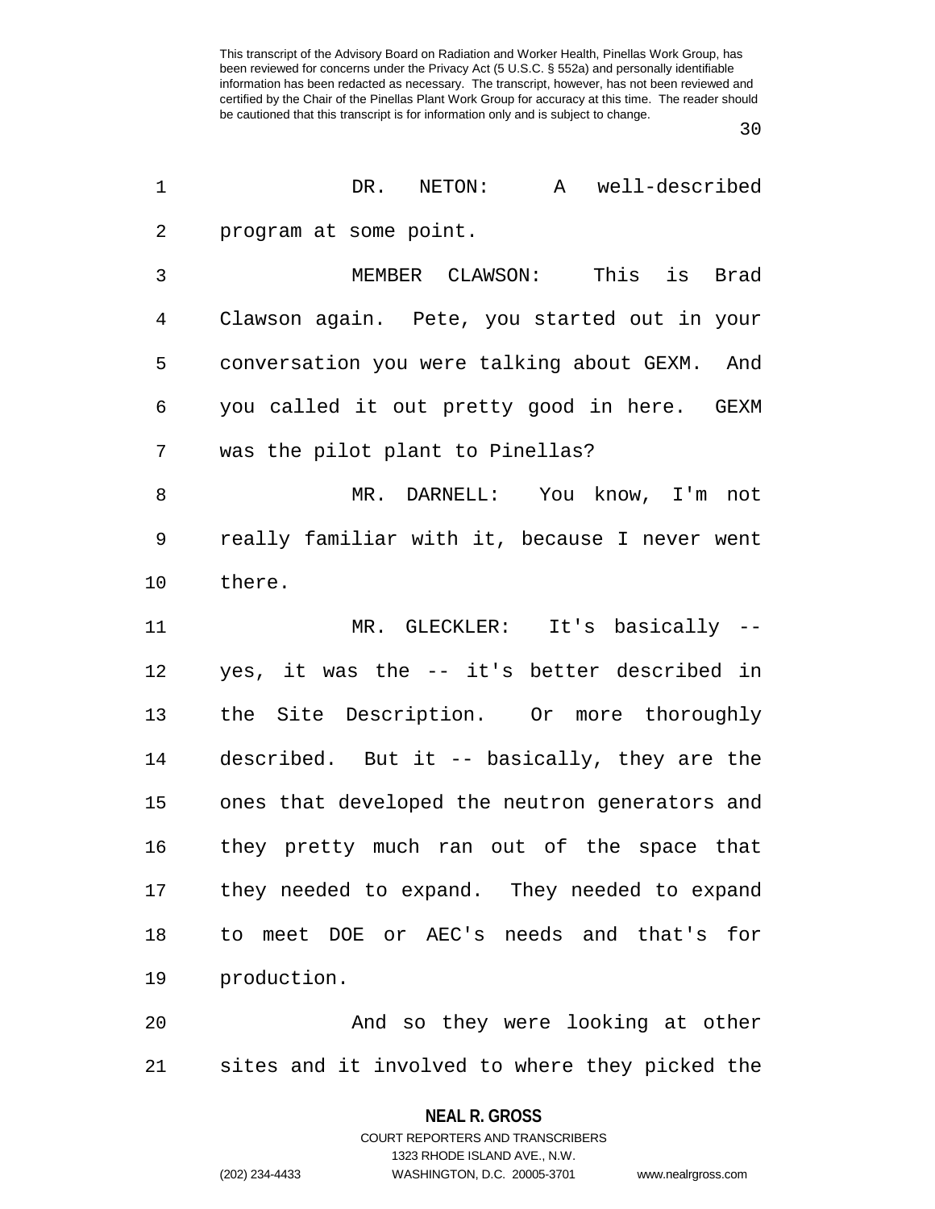DR. NETON: A well-described program at some point.

MEMBER CLAWSON: This is Brad Clawson again. Pete, you started out in your conversation you were talking about GEXM. And you called it out pretty good in here. GEXM was the pilot plant to Pinellas?

MR. DARNELL: You know, I'm not really familiar with it, because I never went there.

MR. GLECKLER: It's basically -- yes, it was the -- it's better described in the Site Description. Or more thoroughly described. But it -- basically, they are the ones that developed the neutron generators and they pretty much ran out of the space that they needed to expand. They needed to expand to meet DOE or AEC's needs and that's for production.

And so they were looking at other sites and it involved to where they picked the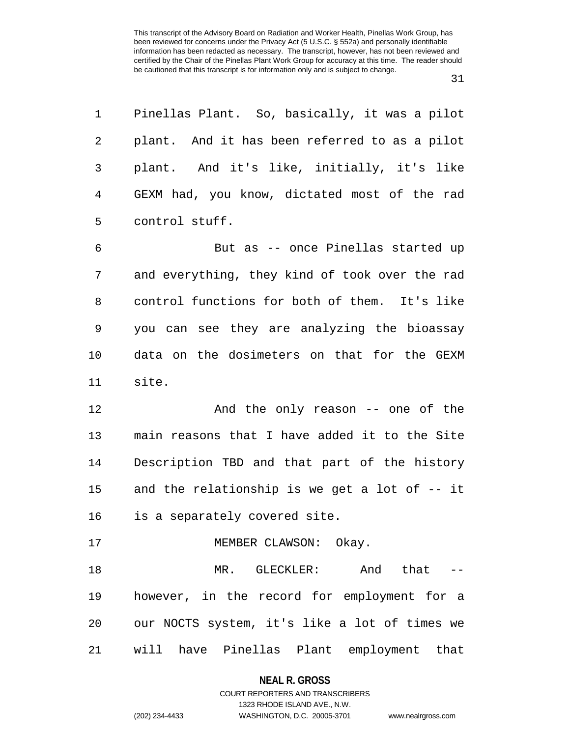Pinellas Plant. So, basically, it was a pilot plant. And it has been referred to as a pilot plant. And it's like, initially, it's like GEXM had, you know, dictated most of the rad control stuff.

But as -- once Pinellas started up and everything, they kind of took over the rad control functions for both of them. It's like you can see they are analyzing the bioassay data on the dosimeters on that for the GEXM site.

And the only reason -- one of the main reasons that I have added it to the Site Description TBD and that part of the history and the relationship is we get a lot of -- it is a separately covered site.

MEMBER CLAWSON: Okay.

MR. GLECKLER: And that -- however, in the record for employment for a our NOCTS system, it's like a lot of times we will have Pinellas Plant employment that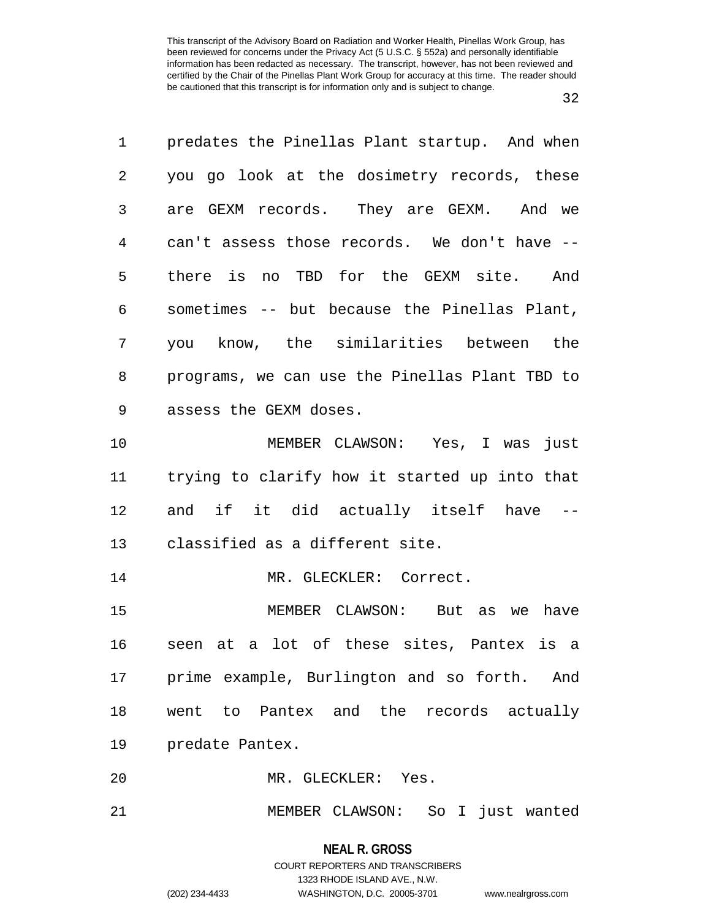predates the Pinellas Plant startup. And when you go look at the dosimetry records, these are GEXM records. They are GEXM. And we can't assess those records. We don't have -- there is no TBD for the GEXM site. And sometimes -- but because the Pinellas Plant, you know, the similarities between the programs, we can use the Pinellas Plant TBD to assess the GEXM doses.

MEMBER CLAWSON: Yes, I was just trying to clarify how it started up into that and if it did actually itself have -- classified as a different site.

MR. GLECKLER: Correct.

MEMBER CLAWSON: But as we have seen at a lot of these sites, Pantex is a prime example, Burlington and so forth. And went to Pantex and the records actually predate Pantex.

MR. GLECKLER: Yes.

MEMBER CLAWSON: So I just wanted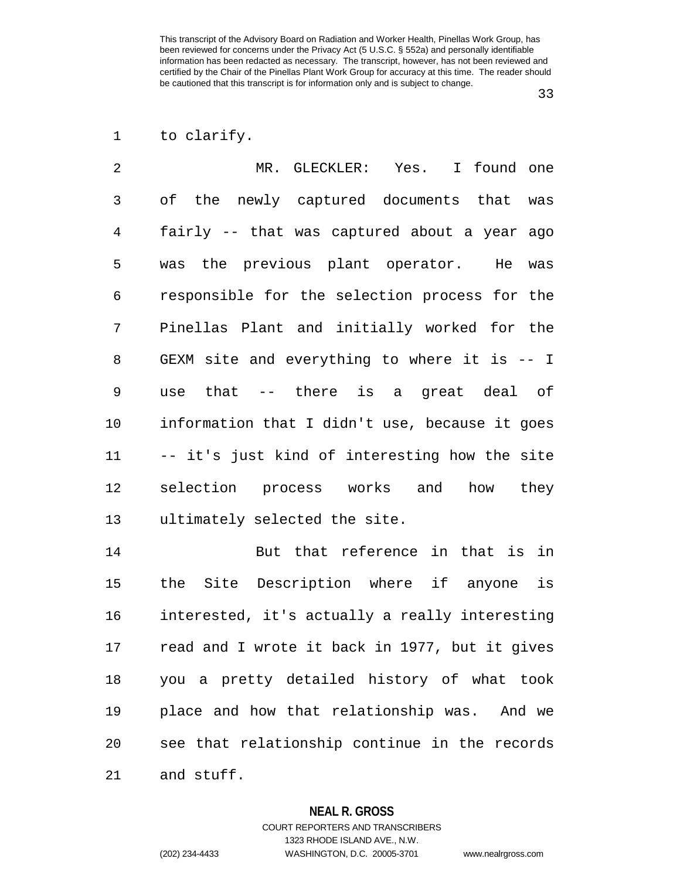to clarify.

MR. GLECKLER: Yes. I found one of the newly captured documents that was fairly -- that was captured about a year ago was the previous plant operator. He was responsible for the selection process for the Pinellas Plant and initially worked for the GEXM site and everything to where it is -- I use that -- there is a great deal of information that I didn't use, because it goes -- it's just kind of interesting how the site selection process works and how they ultimately selected the site.

But that reference in that is in the Site Description where if anyone is interested, it's actually a really interesting read and I wrote it back in 1977, but it gives you a pretty detailed history of what took place and how that relationship was. And we see that relationship continue in the records and stuff.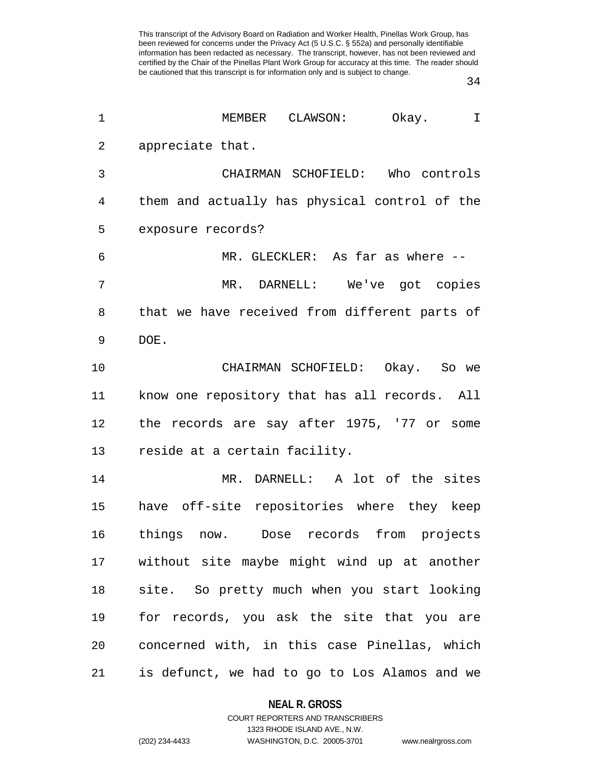MEMBER CLAWSON: Okay. I appreciate that.

CHAIRMAN SCHOFIELD: Who controls them and actually has physical control of the exposure records?

MR. GLECKLER: As far as where --

MR. DARNELL: We've got copies that we have received from different parts of DOE.

CHAIRMAN SCHOFIELD: Okay. So we know one repository that has all records. All the records are say after 1975, '77 or some reside at a certain facility.

MR. DARNELL: A lot of the sites have off-site repositories where they keep things now. Dose records from projects without site maybe might wind up at another site. So pretty much when you start looking for records, you ask the site that you are concerned with, in this case Pinellas, which is defunct, we had to go to Los Alamos and we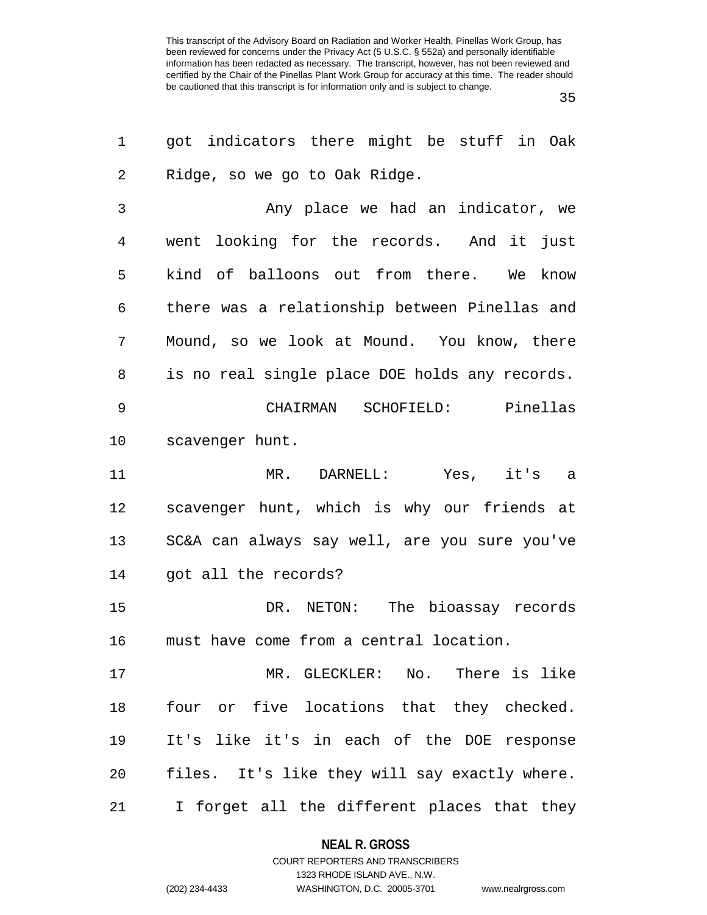got indicators there might be stuff in Oak Ridge, so we go to Oak Ridge.

Any place we had an indicator, we went looking for the records. And it just kind of balloons out from there. We know there was a relationship between Pinellas and Mound, so we look at Mound. You know, there is no real single place DOE holds any records.

CHAIRMAN SCHOFIELD: Pinellas scavenger hunt.

MR. DARNELL: Yes, it's a scavenger hunt, which is why our friends at SC&A can always say well, are you sure you've got all the records?

DR. NETON: The bioassay records must have come from a central location.

MR. GLECKLER: No. There is like four or five locations that they checked. It's like it's in each of the DOE response files. It's like they will say exactly where. I forget all the different places that they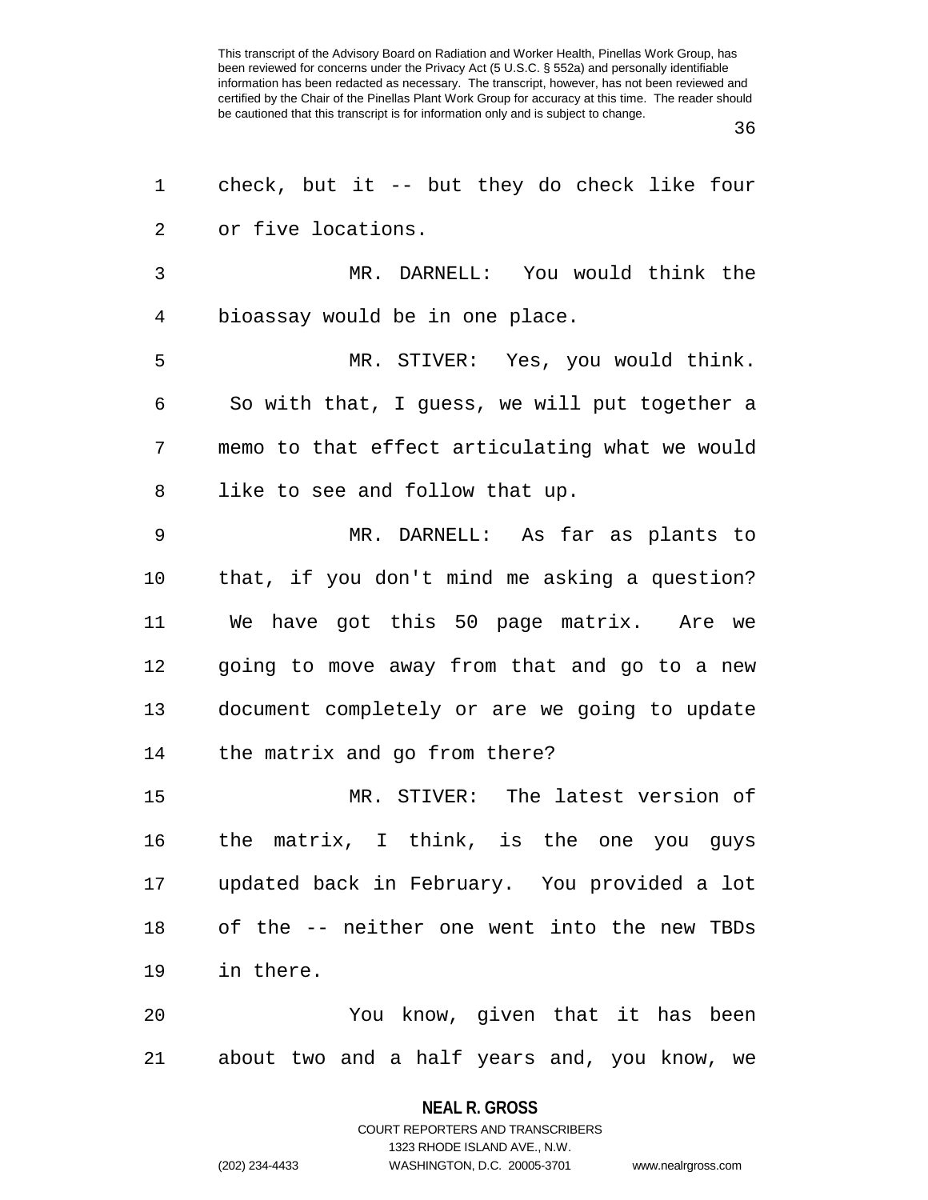check, but it -- but they do check like four or five locations.

MR. DARNELL: You would think the bioassay would be in one place.

MR. STIVER: Yes, you would think. So with that, I guess, we will put together a memo to that effect articulating what we would like to see and follow that up.

MR. DARNELL: As far as plants to that, if you don't mind me asking a question? We have got this 50 page matrix. Are we going to move away from that and go to a new document completely or are we going to update the matrix and go from there?

MR. STIVER: The latest version of the matrix, I think, is the one you guys updated back in February. You provided a lot of the -- neither one went into the new TBDs in there.

You know, given that it has been about two and a half years and, you know, we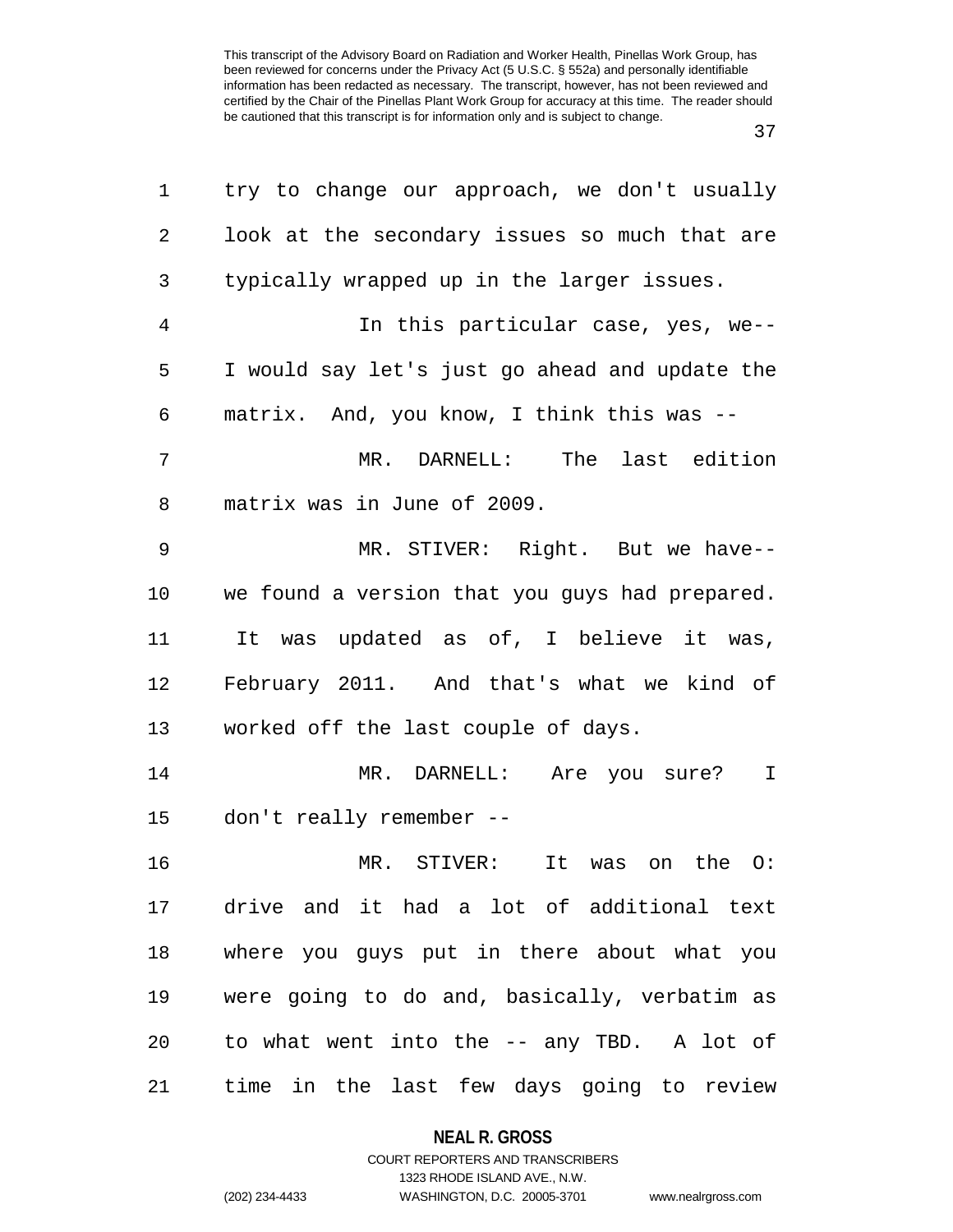try to change our approach, we don't usually look at the secondary issues so much that are typically wrapped up in the larger issues.

In this particular case, yes, we-- I would say let's just go ahead and update the matrix. And, you know, I think this was --

MR. DARNELL: The last edition matrix was in June of 2009.

MR. STIVER: Right. But we have-- we found a version that you guys had prepared. It was updated as of, I believe it was, February 2011. And that's what we kind of worked off the last couple of days.

MR. DARNELL: Are you sure? I don't really remember --

MR. STIVER: It was on the O: drive and it had a lot of additional text where you guys put in there about what you were going to do and, basically, verbatim as to what went into the -- any TBD. A lot of time in the last few days going to review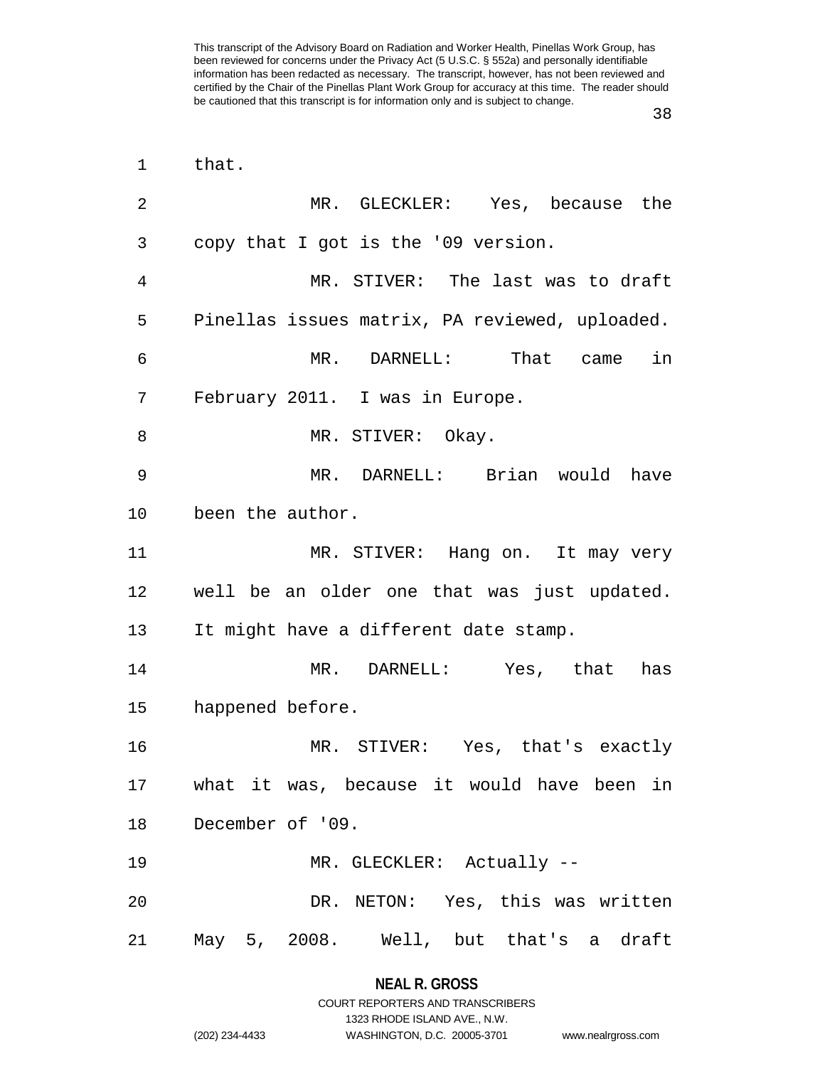that.

MR. GLECKLER: Yes, because the copy that I got is the '09 version.

MR. STIVER: The last was to draft Pinellas issues matrix, PA reviewed, uploaded.

MR. DARNELL: That came in February 2011. I was in Europe.

MR. STIVER: Okay.

MR. DARNELL: Brian would have been the author.

MR. STIVER: Hang on. It may very well be an older one that was just updated. It might have a different date stamp.

MR. DARNELL: Yes, that has happened before.

MR. STIVER: Yes, that's exactly what it was, because it would have been in December of '09.

MR. GLECKLER: Actually --

DR. NETON: Yes, this was written May 5, 2008. Well, but that's a draft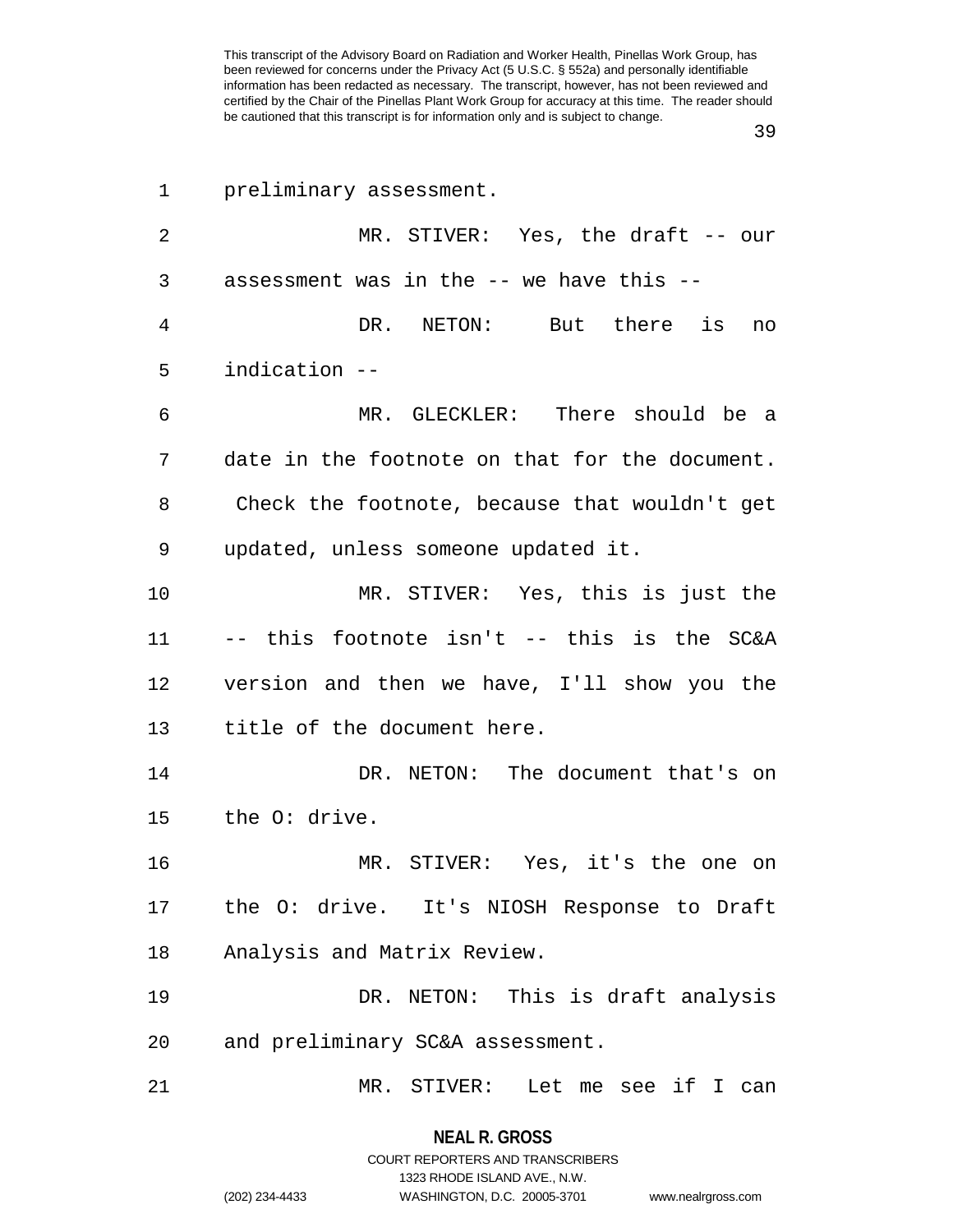preliminary assessment.

MR. STIVER: Yes, the draft -- our assessment was in the -- we have this --

DR. NETON: But there is no indication --

MR. GLECKLER: There should be a date in the footnote on that for the document. Check the footnote, because that wouldn't get updated, unless someone updated it.

MR. STIVER: Yes, this is just the -- this footnote isn't -- this is the SC&A version and then we have, I'll show you the title of the document here.

DR. NETON: The document that's on the O: drive.

MR. STIVER: Yes, it's the one on the O: drive. It's NIOSH Response to Draft Analysis and Matrix Review.

DR. NETON: This is draft analysis and preliminary SC&A assessment.

MR. STIVER: Let me see if I can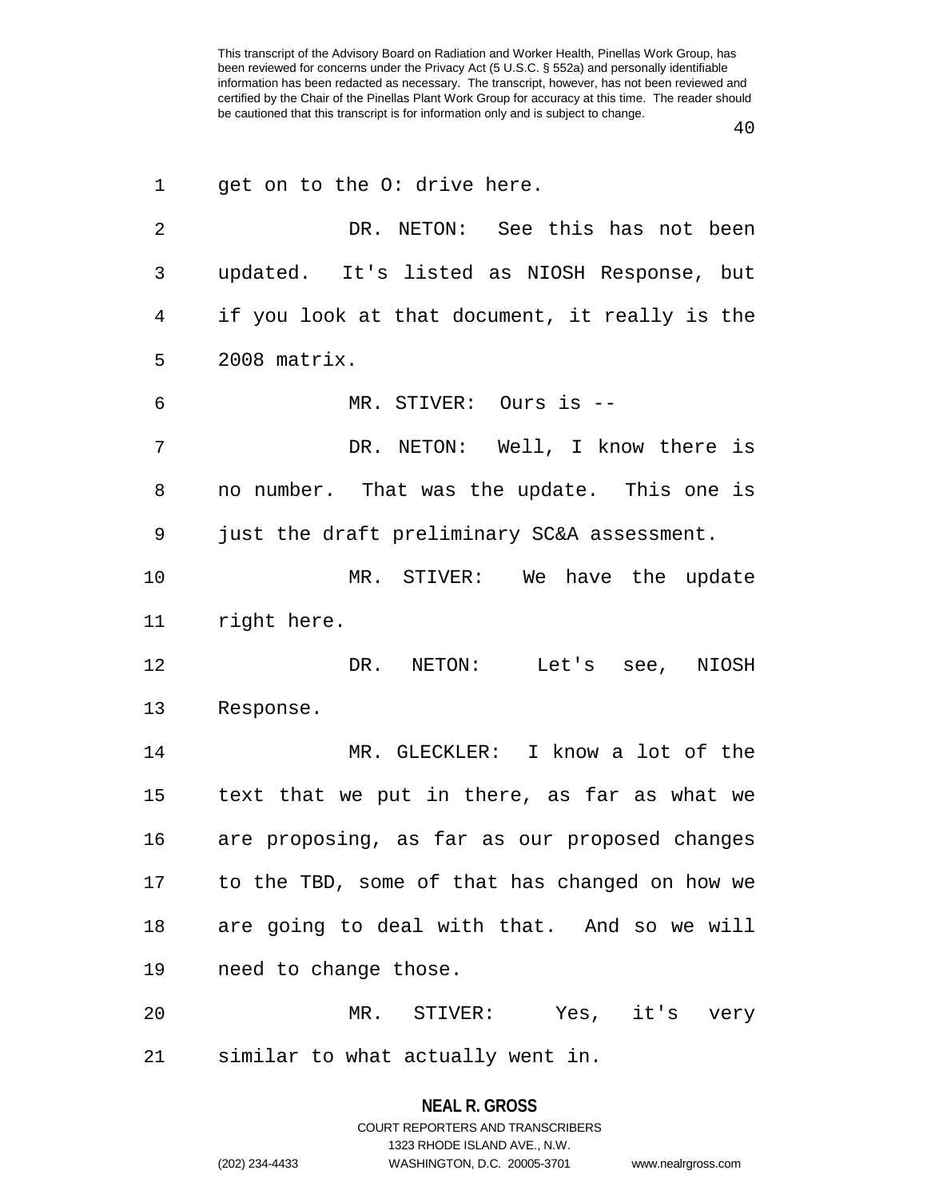get on to the O: drive here.

DR. NETON: See this has not been updated. It's listed as NIOSH Response, but if you look at that document, it really is the 2008 matrix.

MR. STIVER: Ours is --

DR. NETON: Well, I know there is no number. That was the update. This one is just the draft preliminary SC&A assessment.

MR. STIVER: We have the update right here.

DR. NETON: Let's see, NIOSH Response.

MR. GLECKLER: I know a lot of the text that we put in there, as far as what we are proposing, as far as our proposed changes to the TBD, some of that has changed on how we are going to deal with that. And so we will need to change those.

MR. STIVER: Yes, it's very similar to what actually went in.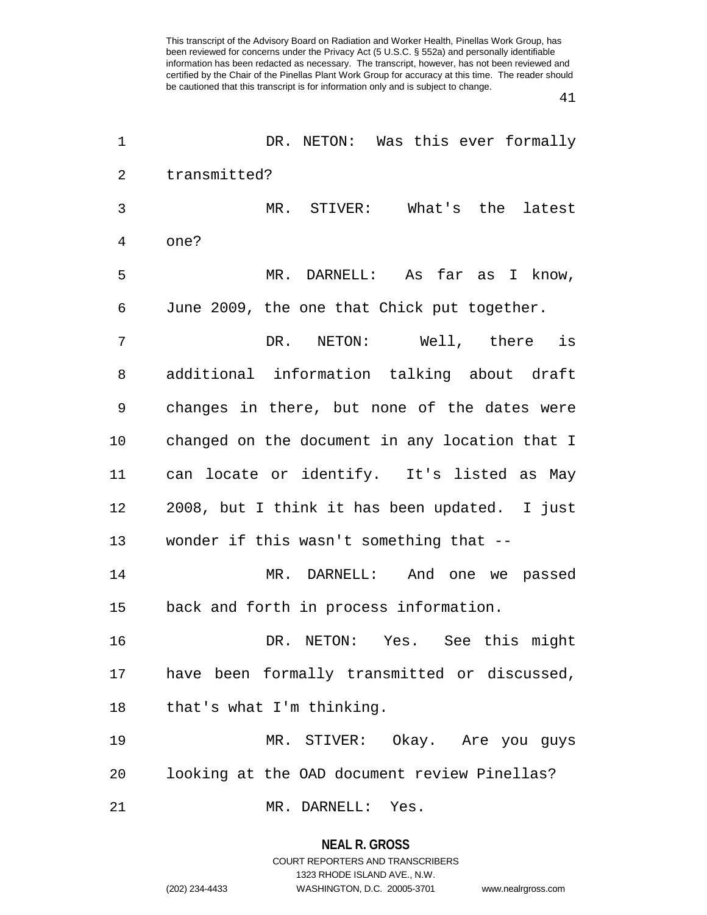DR. NETON: Was this ever formally transmitted?

MR. STIVER: What's the latest one?

MR. DARNELL: As far as I know, June 2009, the one that Chick put together.

DR. NETON: Well, there is additional information talking about draft changes in there, but none of the dates were changed on the document in any location that I can locate or identify. It's listed as May 2008, but I think it has been updated. I just wonder if this wasn't something that --

MR. DARNELL: And one we passed back and forth in process information.

DR. NETON: Yes. See this might have been formally transmitted or discussed, that's what I'm thinking.

MR. STIVER: Okay. Are you guys looking at the OAD document review Pinellas?

MR. DARNELL: Yes.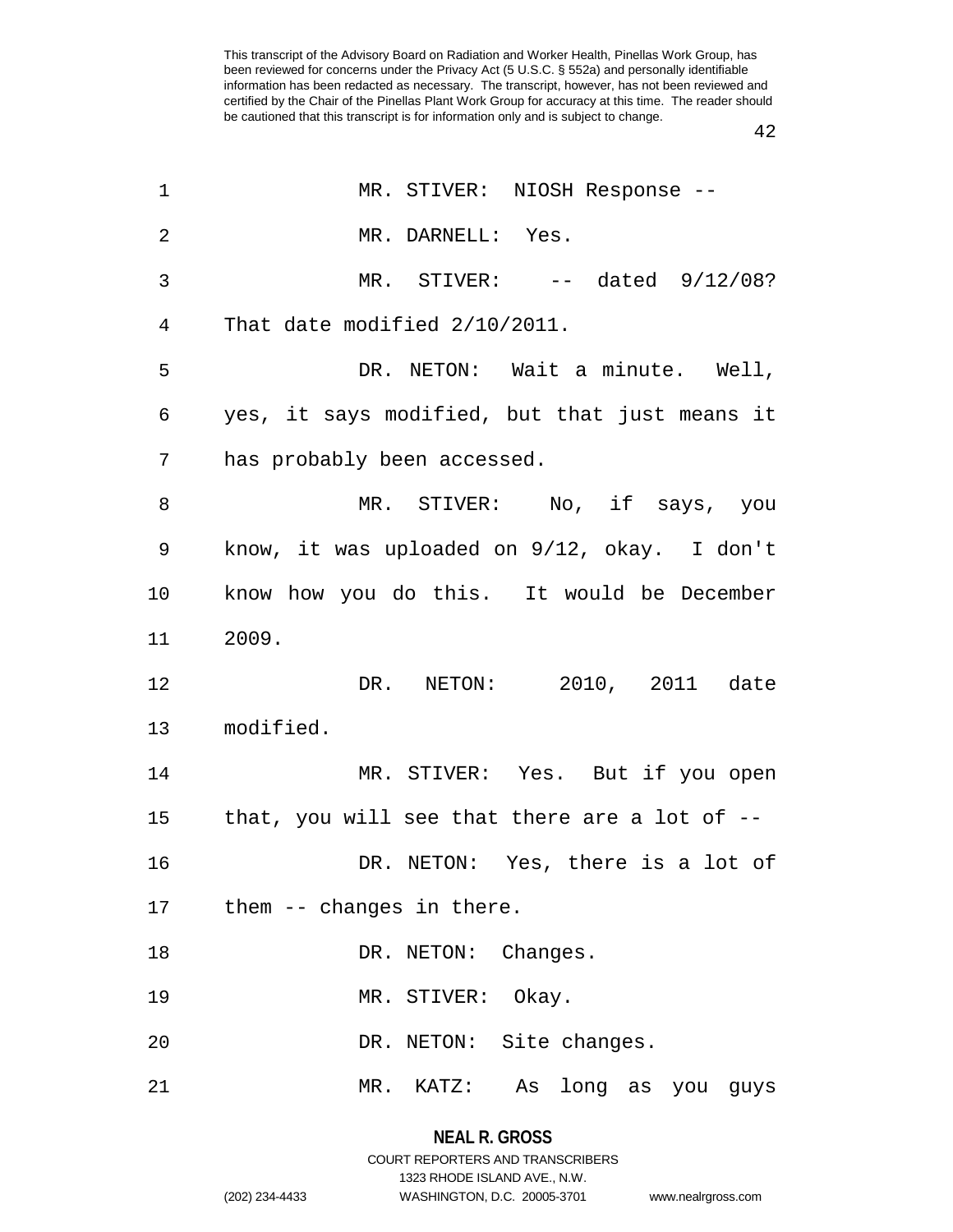This transcript of the Advisory Board on Radiation and Worker Health, Pinellas Work Group, has been reviewed for concerns under the Privacy Act (5 U.S.C. § 552a) and personally identifiable information has been redacted as necessary. The transcript, however, has not been reviewed and certified by the Chair of the Pinellas Plant Work Group for accuracy at this time. The reader should be cautioned that this transcript is for information only and is subject to change.

1 MR. STIVER: NIOSH Response --

2 MR. DARNELL: Yes.

3 MR. STIVER: -- dated 9/12/08?

4 That date modified 2/10/2011.

5 DR. NETON: Wait a minute. Well,

6 yes, it says modified, but that just means it

7 has probably been accessed.

8 MR. STIVER: No, if says, you

9 know, it was uploaded on 9/12, okay. I don't

10 know how you do this. It would be December

11 2009.

12 DR. NETON: 2010, 2011 date

13 modified.

14 MR. STIVER: Yes. But if you open

15 that, you will see that there are a lot of --

16 DR. NETON: Yes, there is a lot of

17 them -- changes in there.

18 DR. NETON: Changes.

19 MR. STIVER: Okay.

20 DR. NETON: Site changes.

21 MR. KATZ: As long as you guys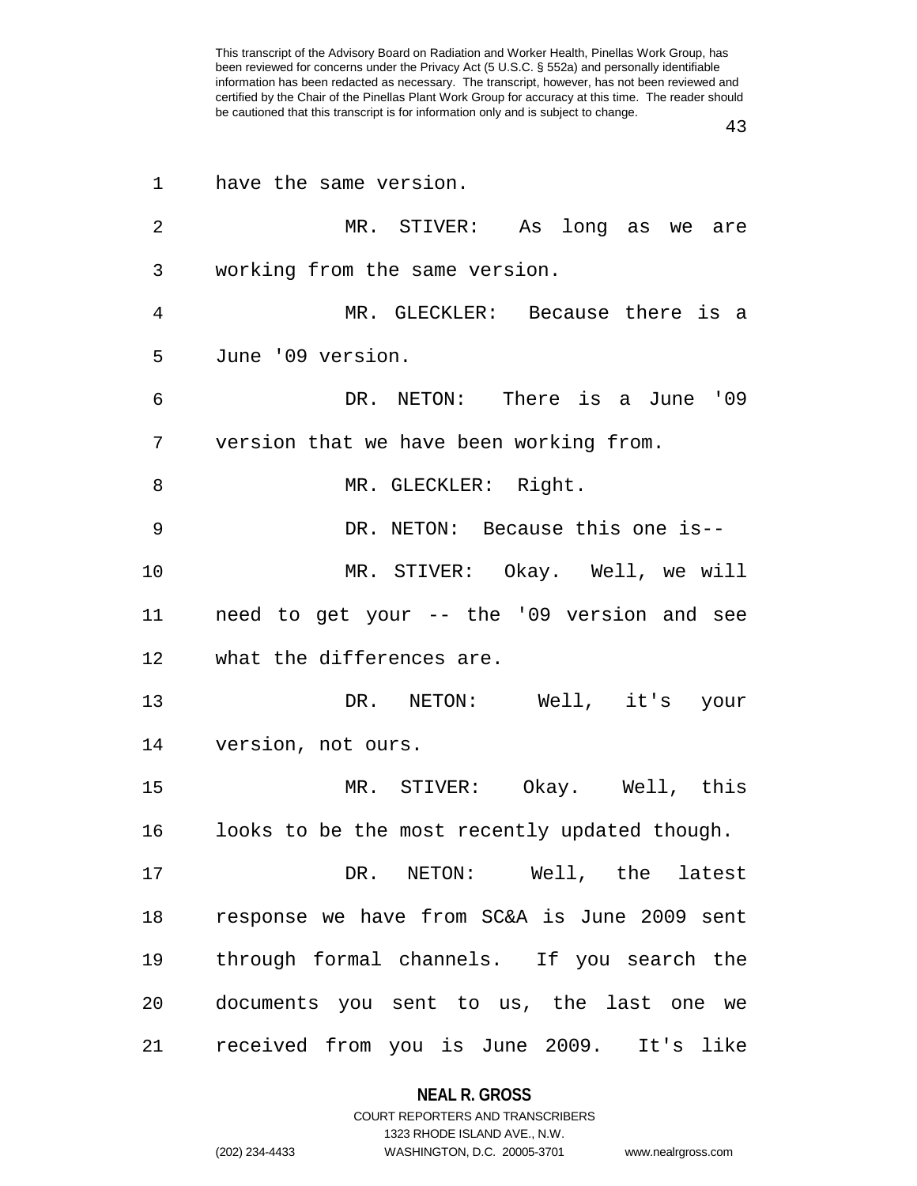have the same version.

MR. STIVER: As long as we are working from the same version.

MR. GLECKLER: Because there is a June '09 version.

DR. NETON: There is a June '09 version that we have been working from.

MR. GLECKLER: Right.

DR. NETON: Because this one is--

MR. STIVER: Okay. Well, we will need to get your -- the '09 version and see what the differences are.

DR. NETON: Well, it's your version, not ours.

MR. STIVER: Okay. Well, this looks to be the most recently updated though.

DR. NETON: Well, the latest response we have from SC&A is June 2009 sent through formal channels. If you search the documents you sent to us, the last one we received from you is June 2009. It's like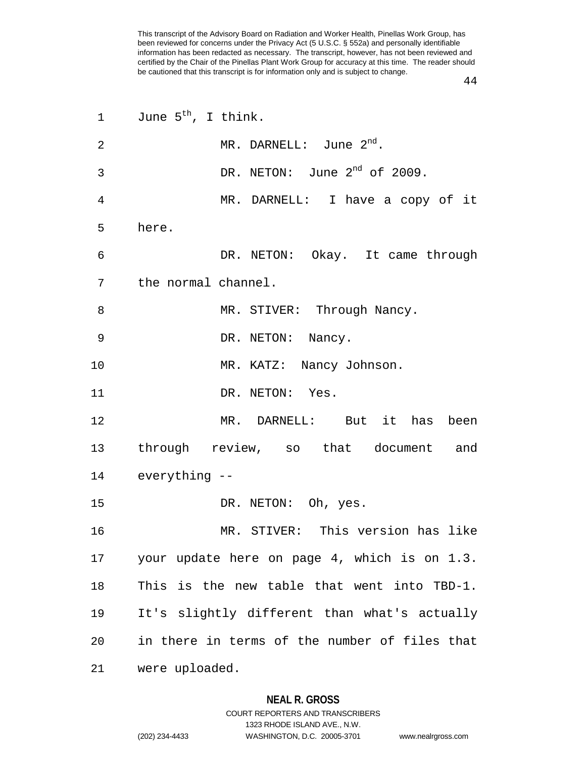June 5th, I think.

MR. DARNELL: June 2nd.

DR. NETON: June 2nd of 2009.

MR. DARNELL: I have a copy of it here.

DR. NETON: Okay. It came through the normal channel.

MR. STIVER: Through Nancy.

DR. NETON: Nancy.

MR. KATZ: Nancy Johnson.

DR. NETON: Yes.

MR. DARNELL: But it has been through review, so that document and everything --

DR. NETON: Oh, yes.

MR. STIVER: This version has like your update here on page 4, which is on 1.3. This is the new table that went into TBD-1. It's slightly different than what's actually in there in terms of the number of files that were uploaded.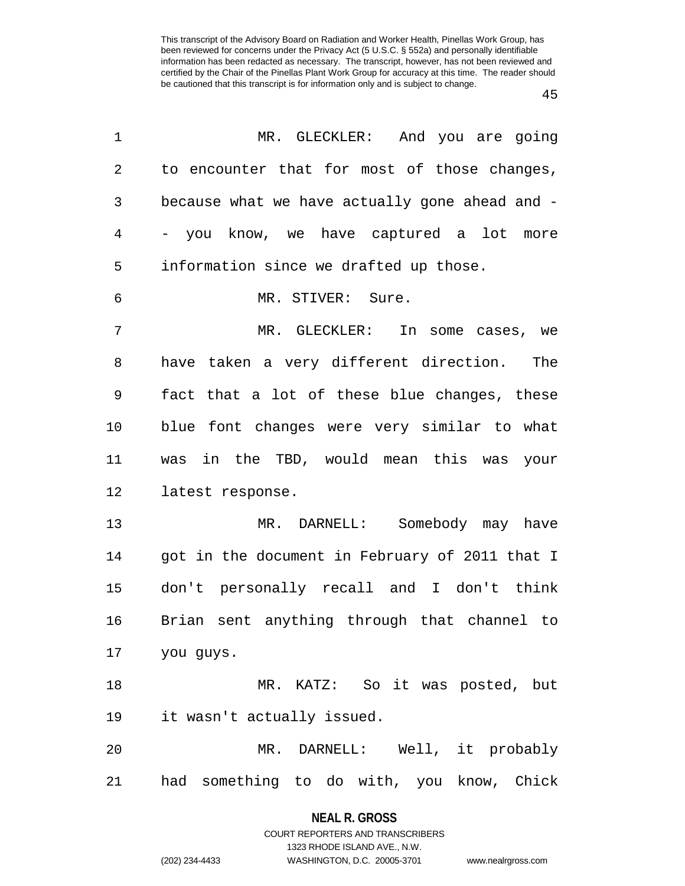MR. GLECKLER: And you are going to encounter that for most of those changes, because what we have actually gone ahead and -- you know, we have captured a lot more information since we drafted up those.

MR. STIVER: Sure.

MR. GLECKLER: In some cases, we have taken a very different direction. The fact that a lot of these blue changes, these blue font changes were very similar to what was in the TBD, would mean this was your latest response.

MR. DARNELL: Somebody may have got in the document in February of 2011 that I don't personally recall and I don't think Brian sent anything through that channel to you guys.

MR. KATZ: So it was posted, but it wasn't actually issued.

MR. DARNELL: Well, it probably had something to do with, you know, Chick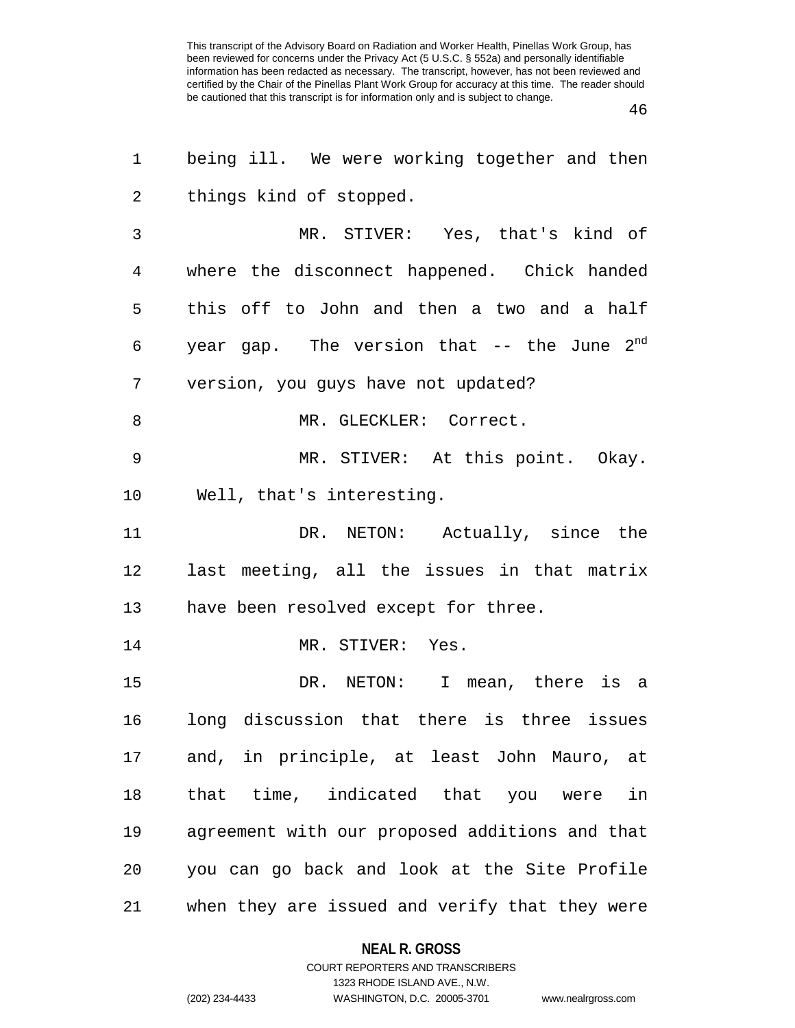being ill. We were working together and then things kind of stopped.

MR. STIVER: Yes, that's kind of where the disconnect happened. Chick handed this off to John and then a two and a half year gap. The version that -- the June 2nd version, you guys have not updated?

MR. GLECKLER: Correct.

MR. STIVER: At this point. Okay. Well, that's interesting.

DR. NETON: Actually, since the last meeting, all the issues in that matrix have been resolved except for three.

MR. STIVER: Yes.

DR. NETON: I mean, there is a long discussion that there is three issues and, in principle, at least John Mauro, at that time, indicated that you were in agreement with our proposed additions and that you can go back and look at the Site Profile when they are issued and verify that they were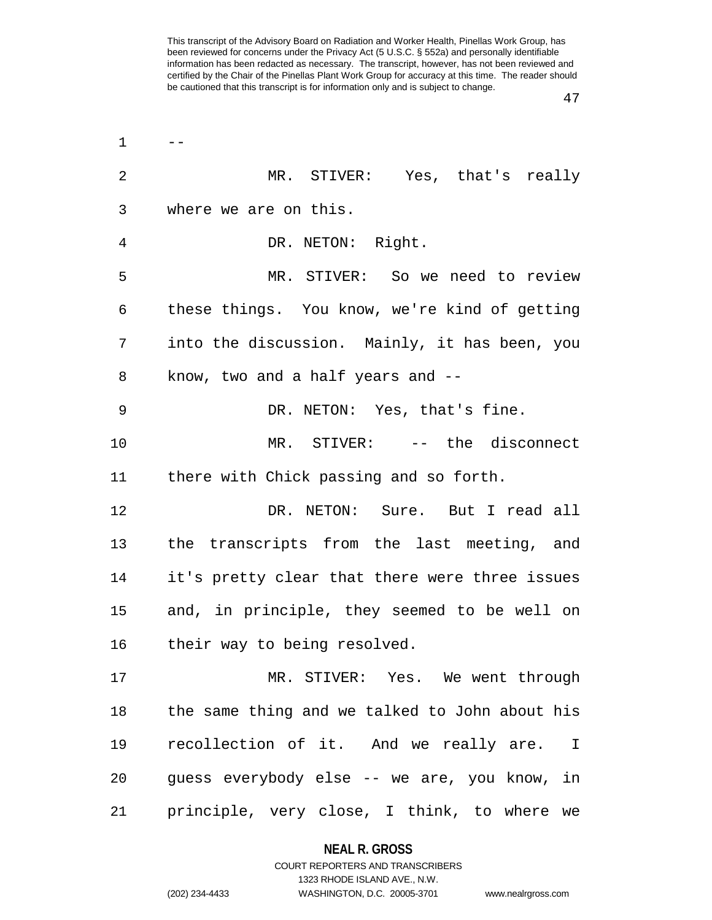--

MR. STIVER: Yes, that's really where we are on this.

DR. NETON: Right.

MR. STIVER: So we need to review these things. You know, we're kind of getting into the discussion. Mainly, it has been, you know, two and a half years and --

DR. NETON: Yes, that's fine.

MR. STIVER: -- the disconnect there with Chick passing and so forth.

DR. NETON: Sure. But I read all the transcripts from the last meeting, and it's pretty clear that there were three issues and, in principle, they seemed to be well on their way to being resolved.

MR. STIVER: Yes. We went through the same thing and we talked to John about his recollection of it. And we really are. I guess everybody else -- we are, you know, in principle, very close, I think, to where we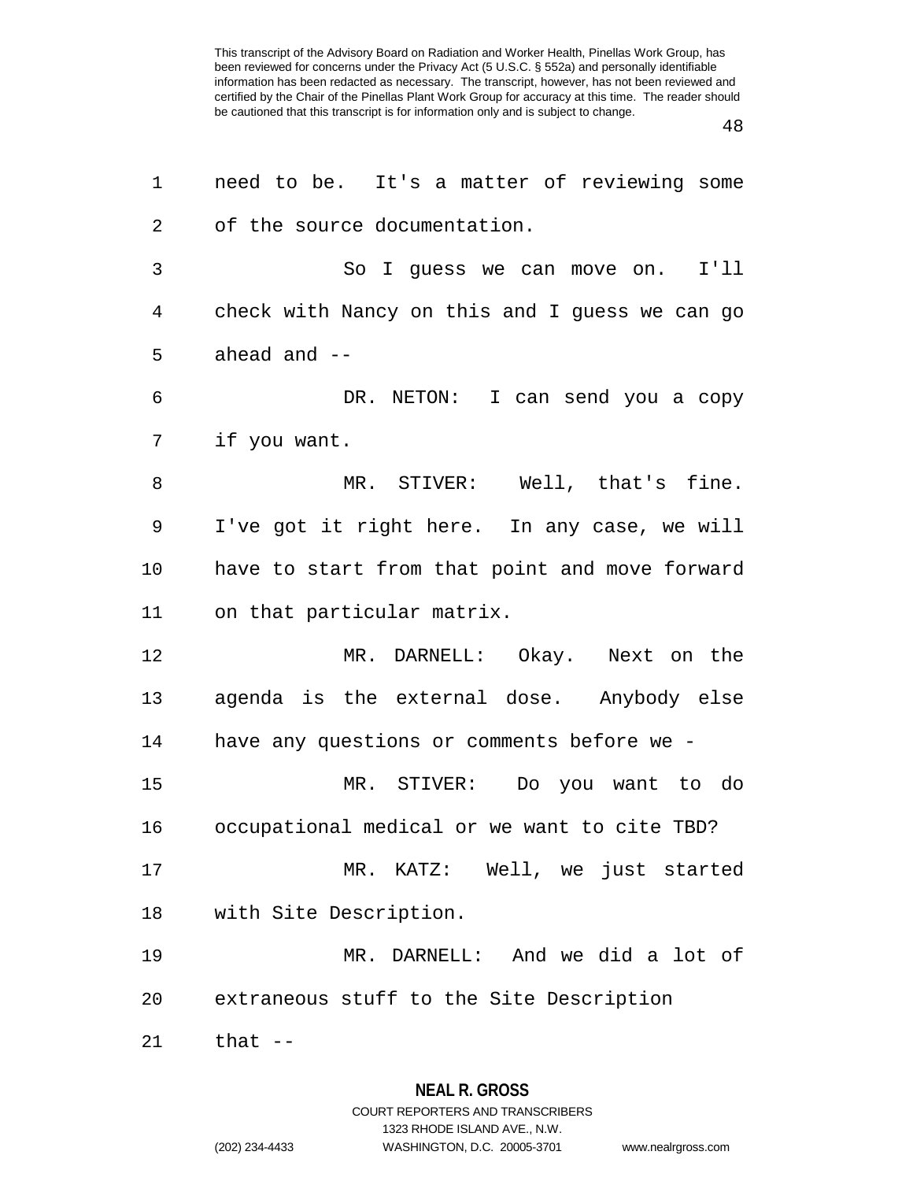need to be. It's a matter of reviewing some of the source documentation.

So I guess we can move on. I'll check with Nancy on this and I guess we can go ahead and --

DR. NETON: I can send you a copy if you want.

MR. STIVER: Well, that's fine. I've got it right here. In any case, we will have to start from that point and move forward on that particular matrix.

MR. DARNELL: Okay. Next on the agenda is the external dose. Anybody else have any questions or comments before we -

MR. STIVER: Do you want to do occupational medical or we want to cite TBD?

MR. KATZ: Well, we just started with Site Description.

MR. DARNELL: And we did a lot of extraneous stuff to the Site Description that --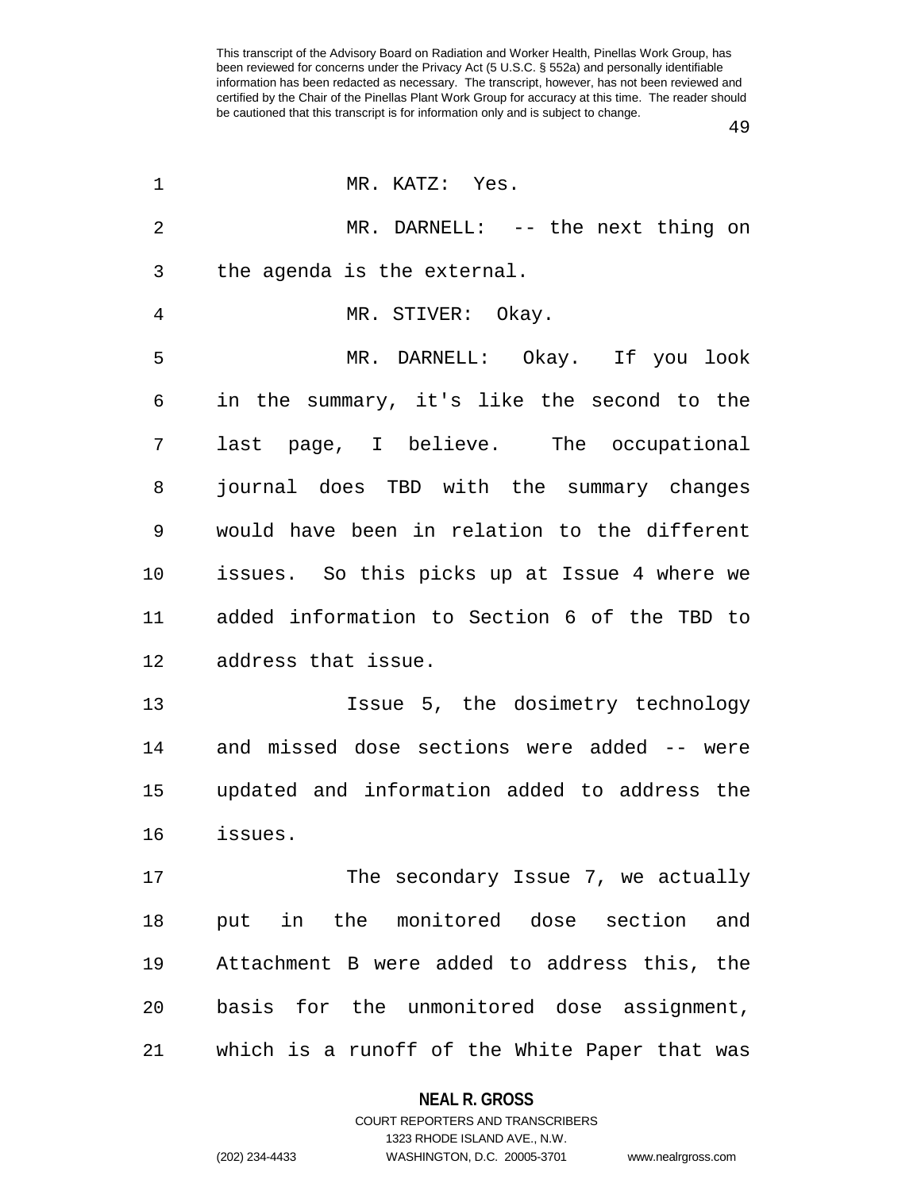MR. KATZ: Yes.

MR. DARNELL: -- the next thing on the agenda is the external.

MR. STIVER: Okay.

MR. DARNELL: Okay. If you look in the summary, it's like the second to the last page, I believe. The occupational journal does TBD with the summary changes would have been in relation to the different issues. So this picks up at Issue 4 where we added information to Section 6 of the TBD to address that issue.

Issue 5, the dosimetry technology and missed dose sections were added -- were updated and information added to address the issues.

The secondary Issue 7, we actually put in the monitored dose section and Attachment B were added to address this, the basis for the unmonitored dose assignment, which is a runoff of the White Paper that was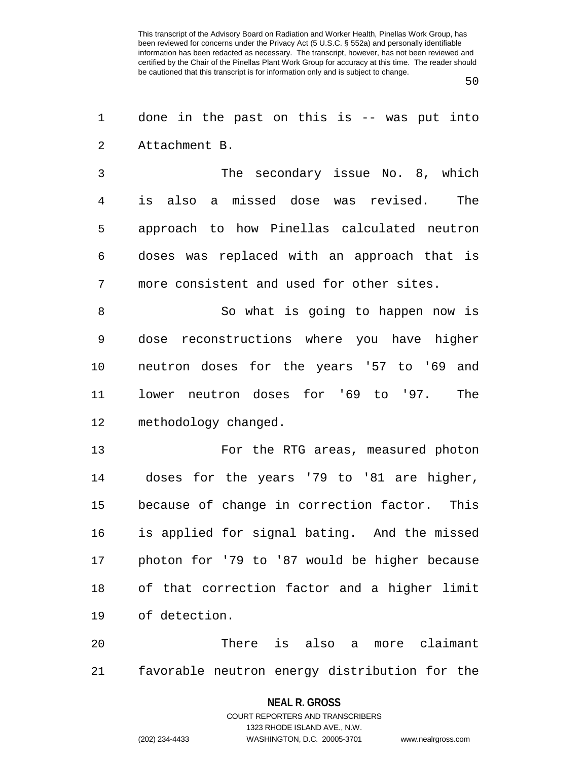done in the past on this is -- was put into Attachment B.

The secondary issue No. 8, which is also a missed dose was revised. The approach to how Pinellas calculated neutron doses was replaced with an approach that is more consistent and used for other sites.

So what is going to happen now is dose reconstructions where you have higher neutron doses for the years '57 to '69 and lower neutron doses for '69 to '97. The methodology changed.

For the RTG areas, measured photon doses for the years '79 to '81 are higher, because of change in correction factor. This is applied for signal bating. And the missed photon for '79 to '87 would be higher because of that correction factor and a higher limit of detection.

There is also a more claimant favorable neutron energy distribution for the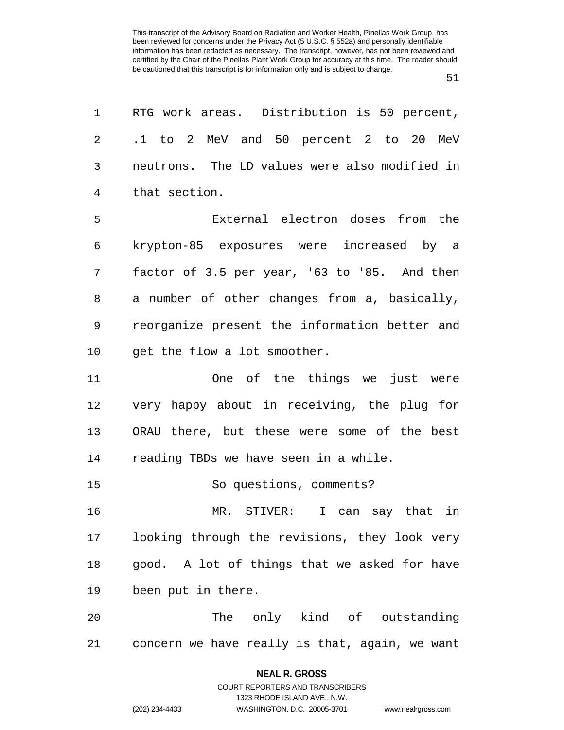RTG work areas. Distribution is 50 percent, .1 to 2 MeV and 50 percent 2 to 20 MeV neutrons. The LD values were also modified in that section.

External electron doses from the krypton-85 exposures were increased by a factor of 3.5 per year, '63 to '85. And then a number of other changes from a, basically, reorganize present the information better and get the flow a lot smoother.

One of the things we just were very happy about in receiving, the plug for ORAU there, but these were some of the best reading TBDs we have seen in a while.

So questions, comments?

MR. STIVER: I can say that in looking through the revisions, they look very good. A lot of things that we asked for have been put in there.

The only kind of outstanding concern we have really is that, again, we want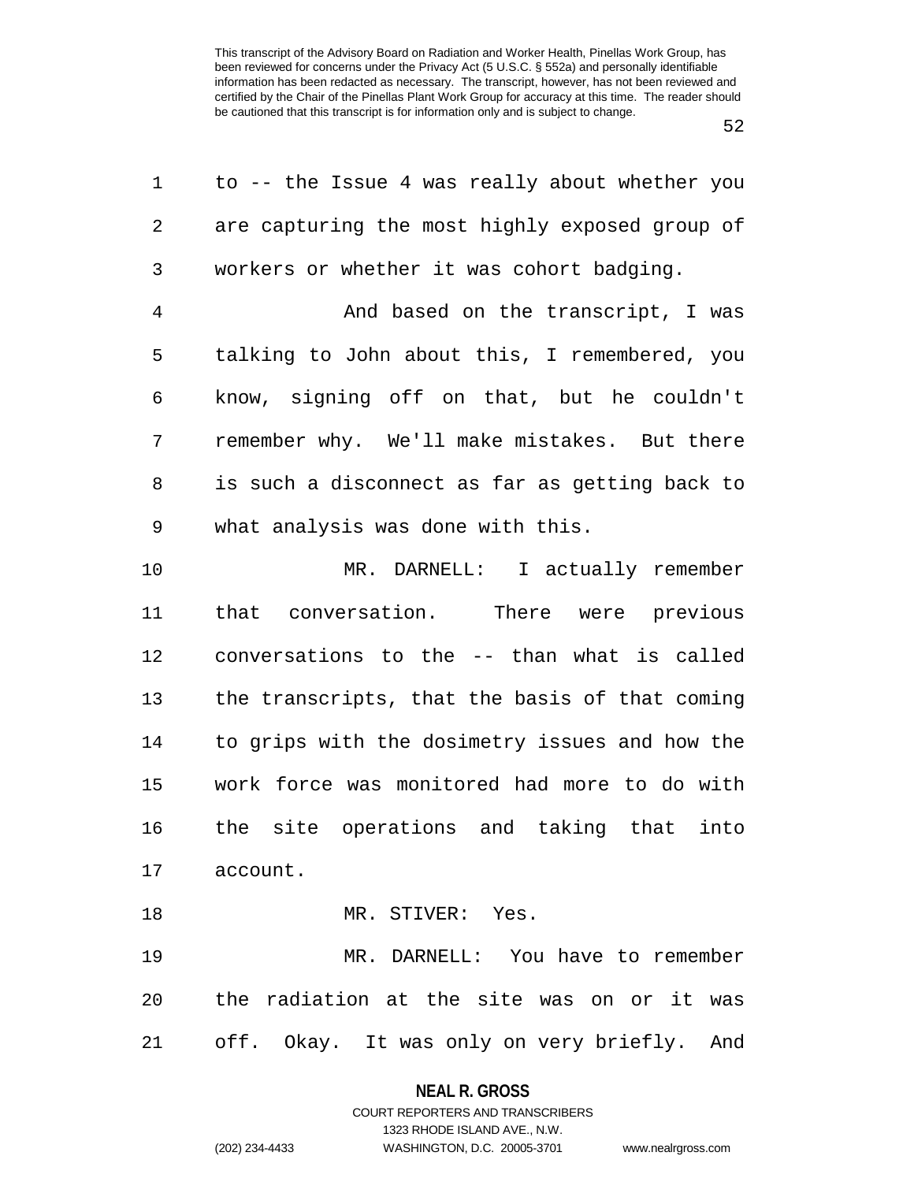to -- the Issue 4 was really about whether you are capturing the most highly exposed group of workers or whether it was cohort badging.

And based on the transcript, I was talking to John about this, I remembered, you know, signing off on that, but he couldn't remember why. We'll make mistakes. But there is such a disconnect as far as getting back to what analysis was done with this.

MR. DARNELL: I actually remember that conversation. There were previous conversations to the -- than what is called the transcripts, that the basis of that coming to grips with the dosimetry issues and how the work force was monitored had more to do with the site operations and taking that into account.

MR. STIVER: Yes.

MR. DARNELL: You have to remember the radiation at the site was on or it was off. Okay. It was only on very briefly. And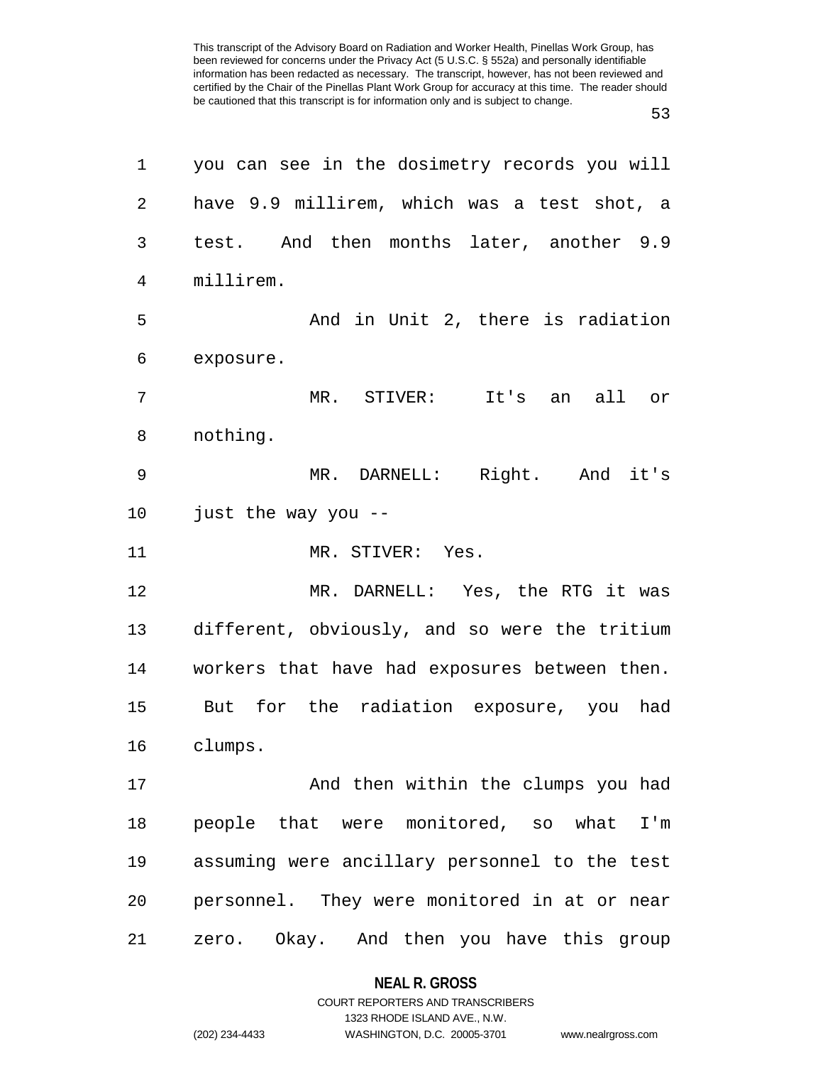you can see in the dosimetry records you will have 9.9 millirem, which was a test shot, a test. And then months later, another 9.9 millirem.

And in Unit 2, there is radiation exposure.

MR. STIVER: It's an all or nothing.

MR. DARNELL: Right. And it's just the way you --

MR. STIVER: Yes.

MR. DARNELL: Yes, the RTG it was different, obviously, and so were the tritium workers that have had exposures between then. But for the radiation exposure, you had clumps.

And then within the clumps you had people that were monitored, so what I'm assuming were ancillary personnel to the test personnel. They were monitored in at or near zero. Okay. And then you have this group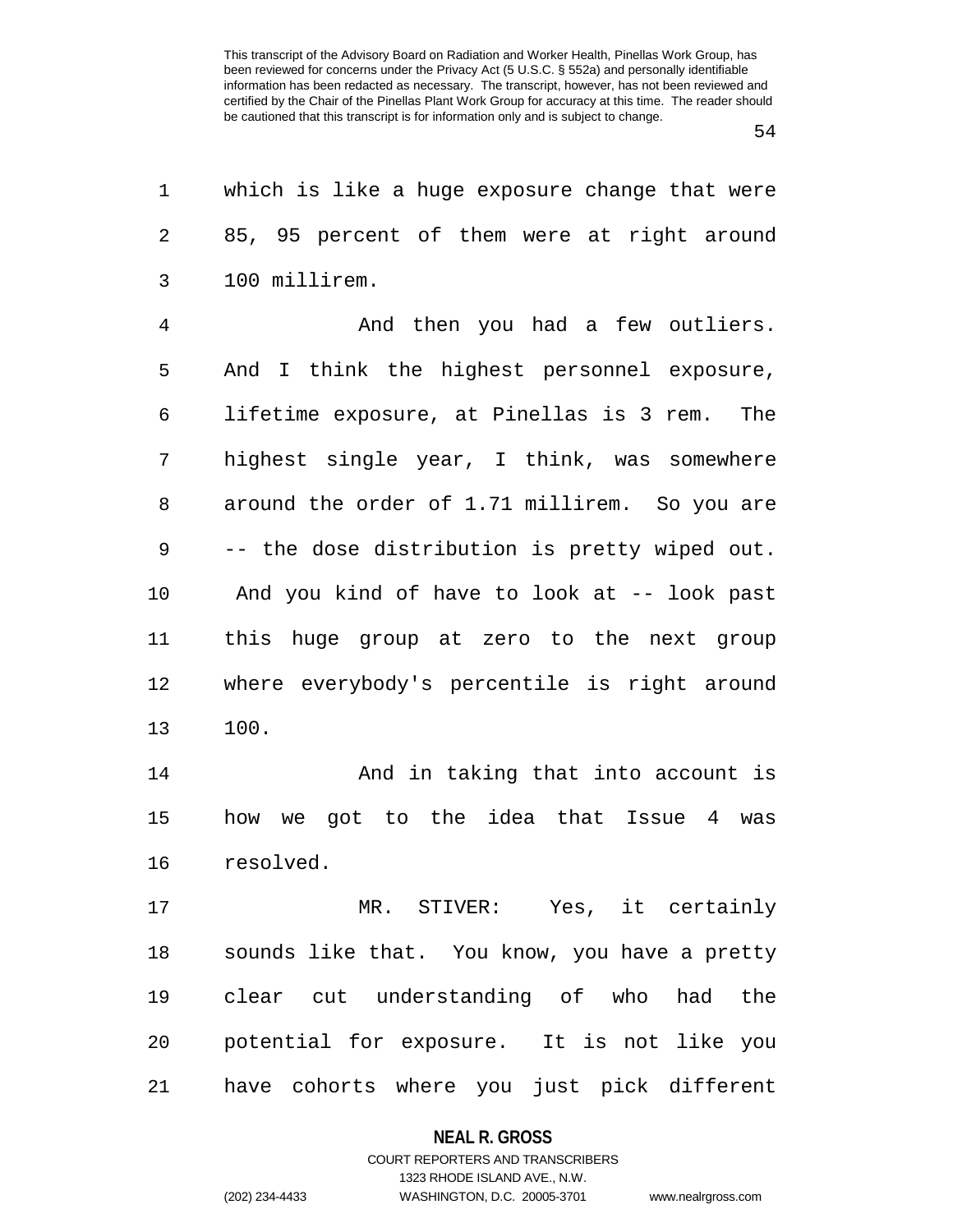which is like a huge exposure change that were 85, 95 percent of them were at right around 100 millirem.

And then you had a few outliers. And I think the highest personnel exposure, lifetime exposure, at Pinellas is 3 rem. The highest single year, I think, was somewhere around the order of 1.71 millirem. So you are -- the dose distribution is pretty wiped out. And you kind of have to look at -- look past this huge group at zero to the next group where everybody's percentile is right around 100.

And in taking that into account is how we got to the idea that Issue 4 was resolved.

MR. STIVER: Yes, it certainly sounds like that. You know, you have a pretty clear cut understanding of who had the potential for exposure. It is not like you have cohorts where you just pick different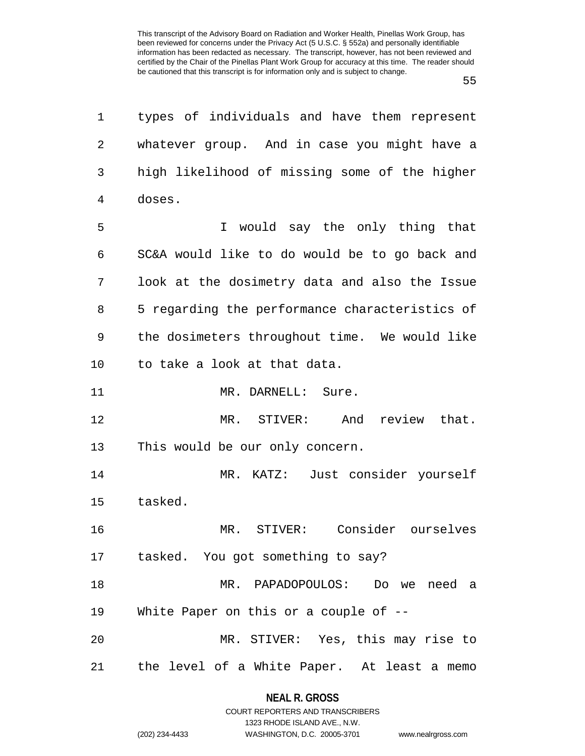types of individuals and have them represent whatever group. And in case you might have a high likelihood of missing some of the higher doses.

I would say the only thing that SC&A would like to do would be to go back and look at the dosimetry data and also the Issue 5 regarding the performance characteristics of the dosimeters throughout time. We would like to take a look at that data.

MR. DARNELL: Sure.

MR. STIVER: And review that. This would be our only concern.

MR. KATZ: Just consider yourself tasked.

MR. STIVER: Consider ourselves tasked. You got something to say?

MR. PAPADOPOULOS: Do we need a White Paper on this or a couple of --

MR. STIVER: Yes, this may rise to the level of a White Paper. At least a memo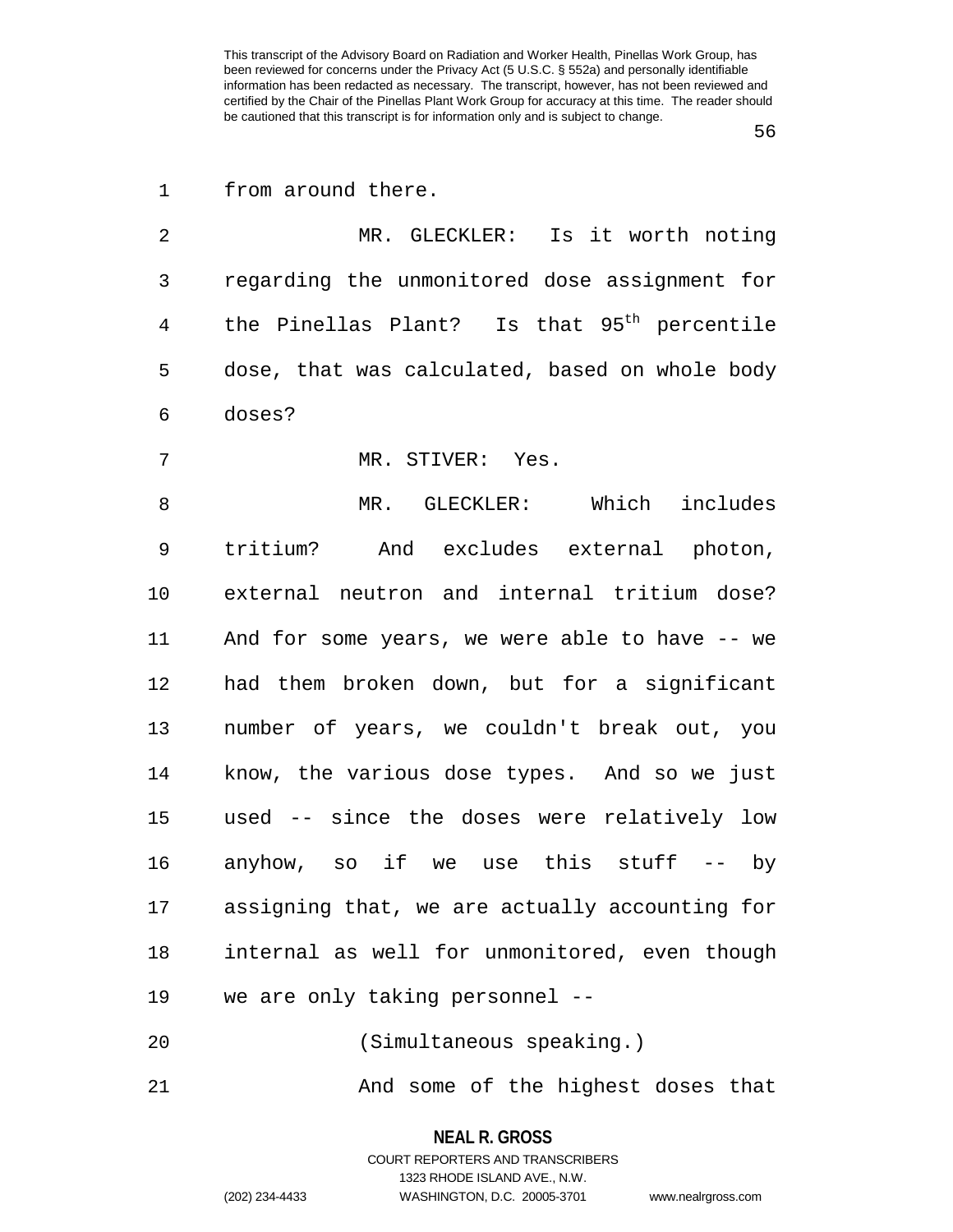from around there.

MR. GLECKLER: Is it worth noting regarding the unmonitored dose assignment for the Pinellas Plant? Is that $95^{th}$ percentile dose, that was calculated, based on whole body doses?

MR. STIVER: Yes.

MR. GLECKLER: Which includes tritium? And excludes external photon, external neutron and internal tritium dose? And for some years, we were able to have -- we had them broken down, but for a significant number of years, we couldn't break out, you know, the various dose types. And so we just used -- since the doses were relatively low anyhow, so if we use this stuff -- by assigning that, we are actually accounting for internal as well for unmonitored, even though we are only taking personnel --

(Simultaneous speaking.)

And some of the highest doses that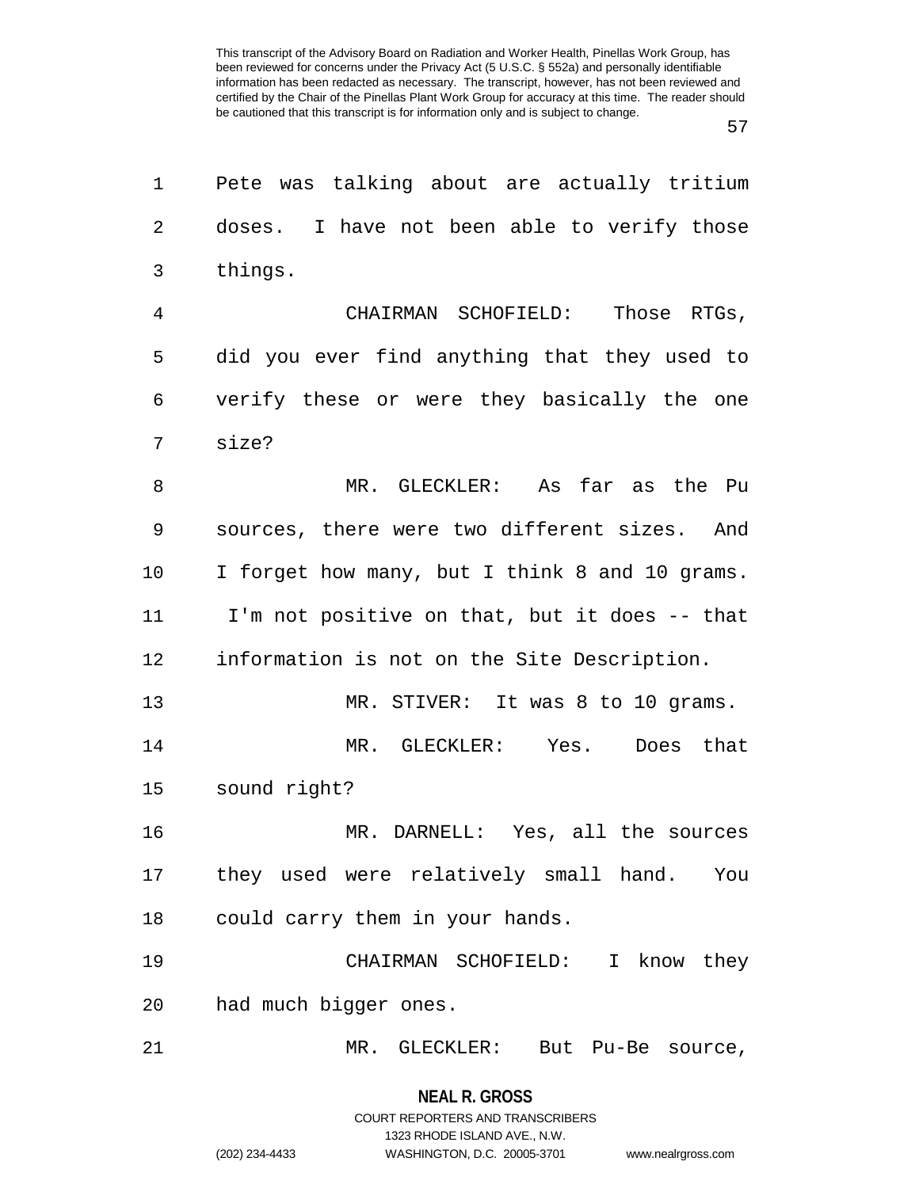Pete was talking about are actually tritium doses. I have not been able to verify those things.

CHAIRMAN SCHOFIELD: Those RTGs, did you ever find anything that they used to verify these or were they basically the one size?

MR. GLECKLER: As far as the Pu sources, there were two different sizes. And I forget how many, but I think 8 and 10 grams. I'm not positive on that, but it does -- that information is not on the Site Description.

MR. STIVER: It was 8 to 10 grams.

MR. GLECKLER: Yes. Does that sound right?

MR. DARNELL: Yes, all the sources they used were relatively small hand. You could carry them in your hands.

CHAIRMAN SCHOFIELD: I know they had much bigger ones.

MR. GLECKLER: But Pu-Be source,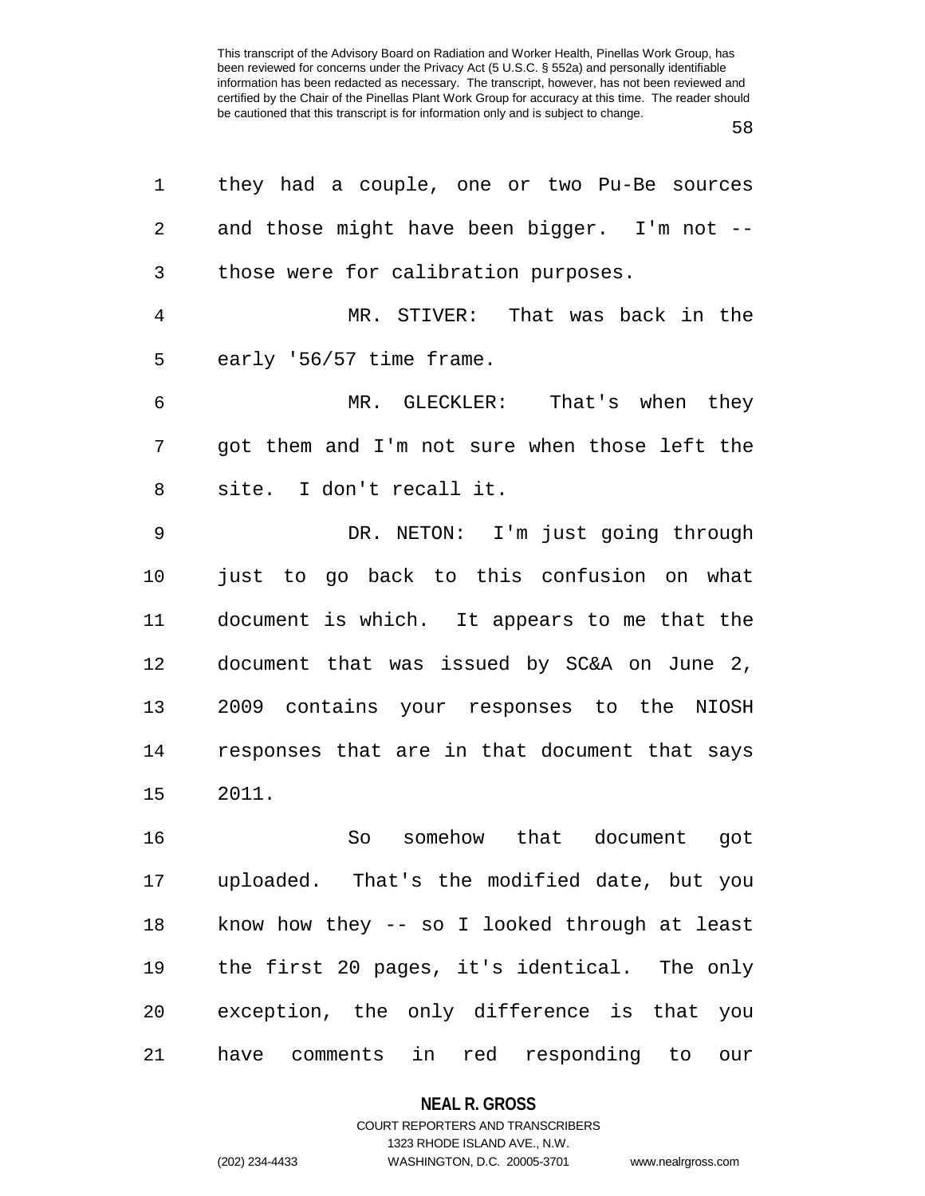they had a couple, one or two Pu-Be sources and those might have been bigger. I'm not -- those were for calibration purposes.

MR. STIVER: That was back in the early '56/57 time frame.

MR. GLECKLER: That's when they got them and I'm not sure when those left the site. I don't recall it.

DR. NETON: I'm just going through just to go back to this confusion on what document is which. It appears to me that the document that was issued by SC&A on June 2, 2009 contains your responses to the NIOSH responses that are in that document that says 2011.

So somehow that document got uploaded. That's the modified date, but you know how they -- so I looked through at least the first 20 pages, it's identical. The only exception, the only difference is that you have comments in red responding to our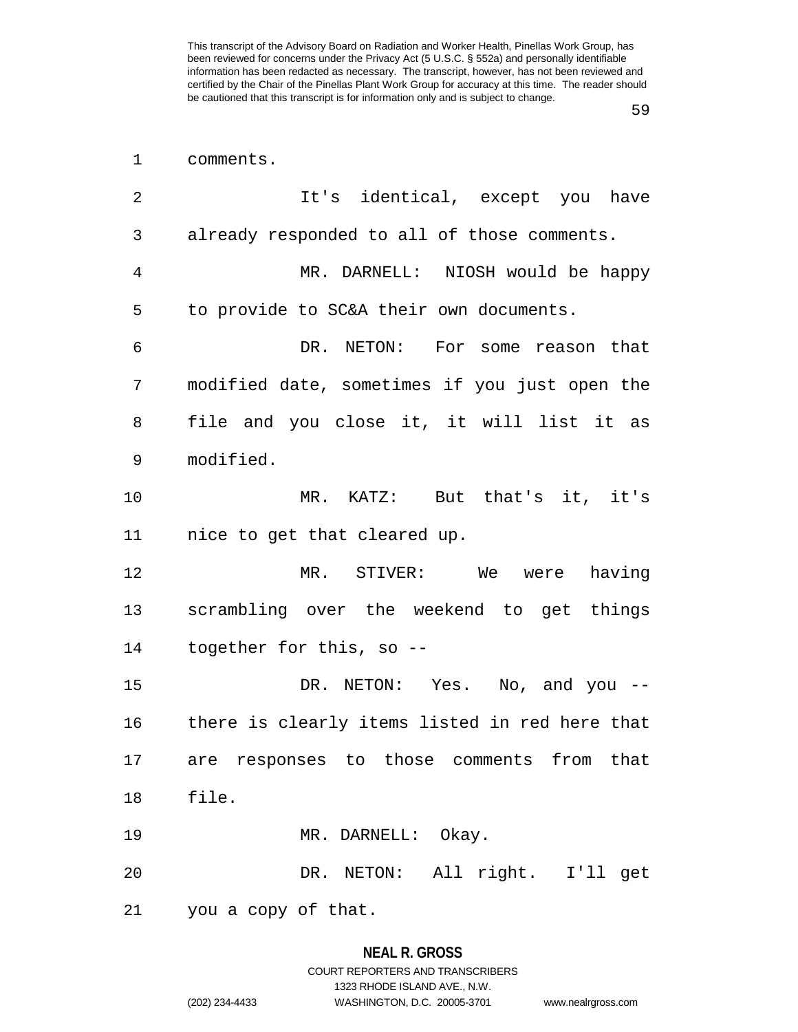comments.

It's identical, except you have already responded to all of those comments.

MR. DARNELL: NIOSH would be happy to provide to SC&A their own documents.

DR. NETON: For some reason that modified date, sometimes if you just open the file and you close it, it will list it as modified.

MR. KATZ: But that's it, it's nice to get that cleared up.

MR. STIVER: We were having scrambling over the weekend to get things together for this, so --

DR. NETON: Yes. No, and you -- there is clearly items listed in red here that are responses to those comments from that file.

MR. DARNELL: Okay.

DR. NETON: All right. I'll get you a copy of that.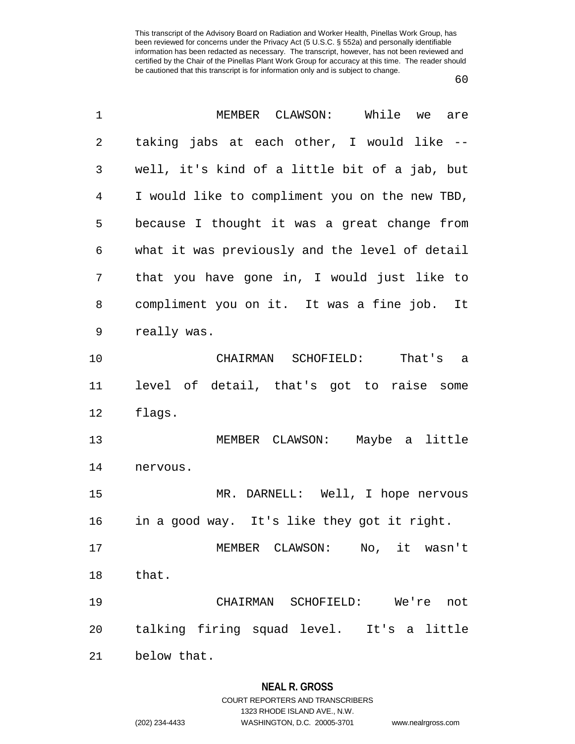MEMBER CLAWSON: While we are taking jabs at each other, I would like -- well, it's kind of a little bit of a jab, but I would like to compliment you on the new TBD, because I thought it was a great change from what it was previously and the level of detail that you have gone in, I would just like to compliment you on it. It was a fine job. It really was.

CHAIRMAN SCHOFIELD: That's a level of detail, that's got to raise some flags.

MEMBER CLAWSON: Maybe a little nervous.

MR. DARNELL: Well, I hope nervous in a good way. It's like they got it right.

MEMBER CLAWSON: No, it wasn't that.

CHAIRMAN SCHOFIELD: We're not talking firing squad level. It's a little below that.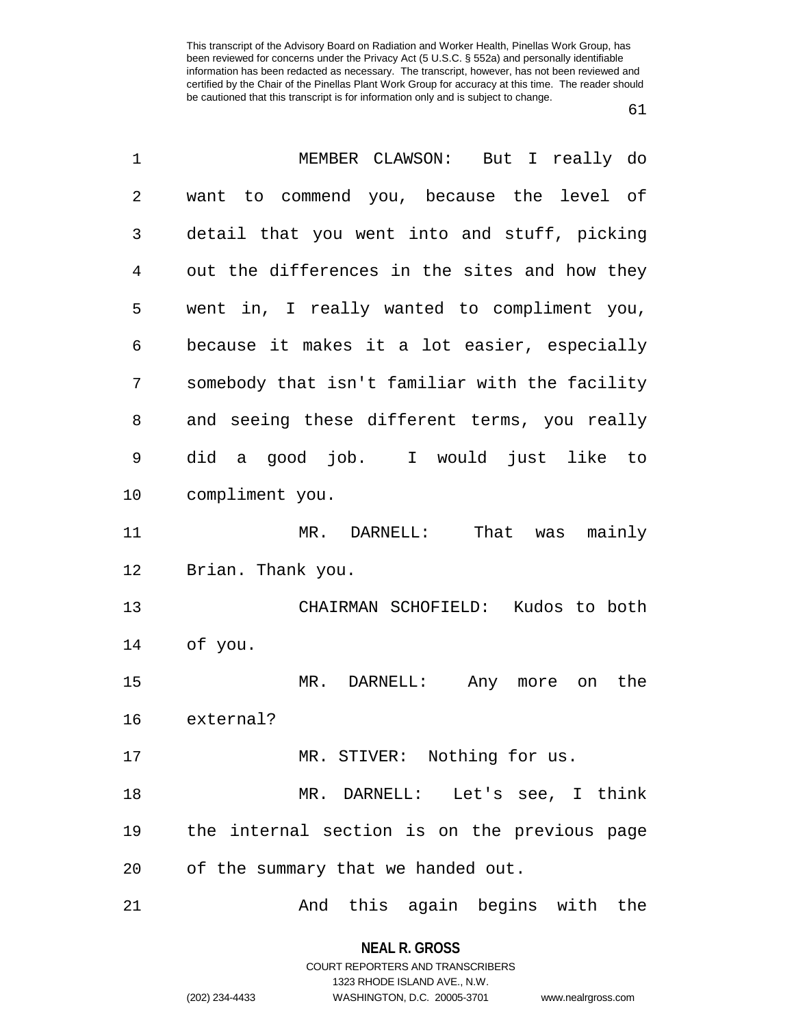MEMBER CLAWSON: But I really do want to commend you, because the level of detail that you went into and stuff, picking out the differences in the sites and how they went in, I really wanted to compliment you, because it makes it a lot easier, especially somebody that isn't familiar with the facility and seeing these different terms, you really did a good job. I would just like to compliment you.

MR. DARNELL: That was mainly Brian. Thank you.

CHAIRMAN SCHOFIELD: Kudos to both of you.

MR. DARNELL: Any more on the external?

MR. STIVER: Nothing for us.

MR. DARNELL: Let's see, I think the internal section is on the previous page of the summary that we handed out.

And this again begins with the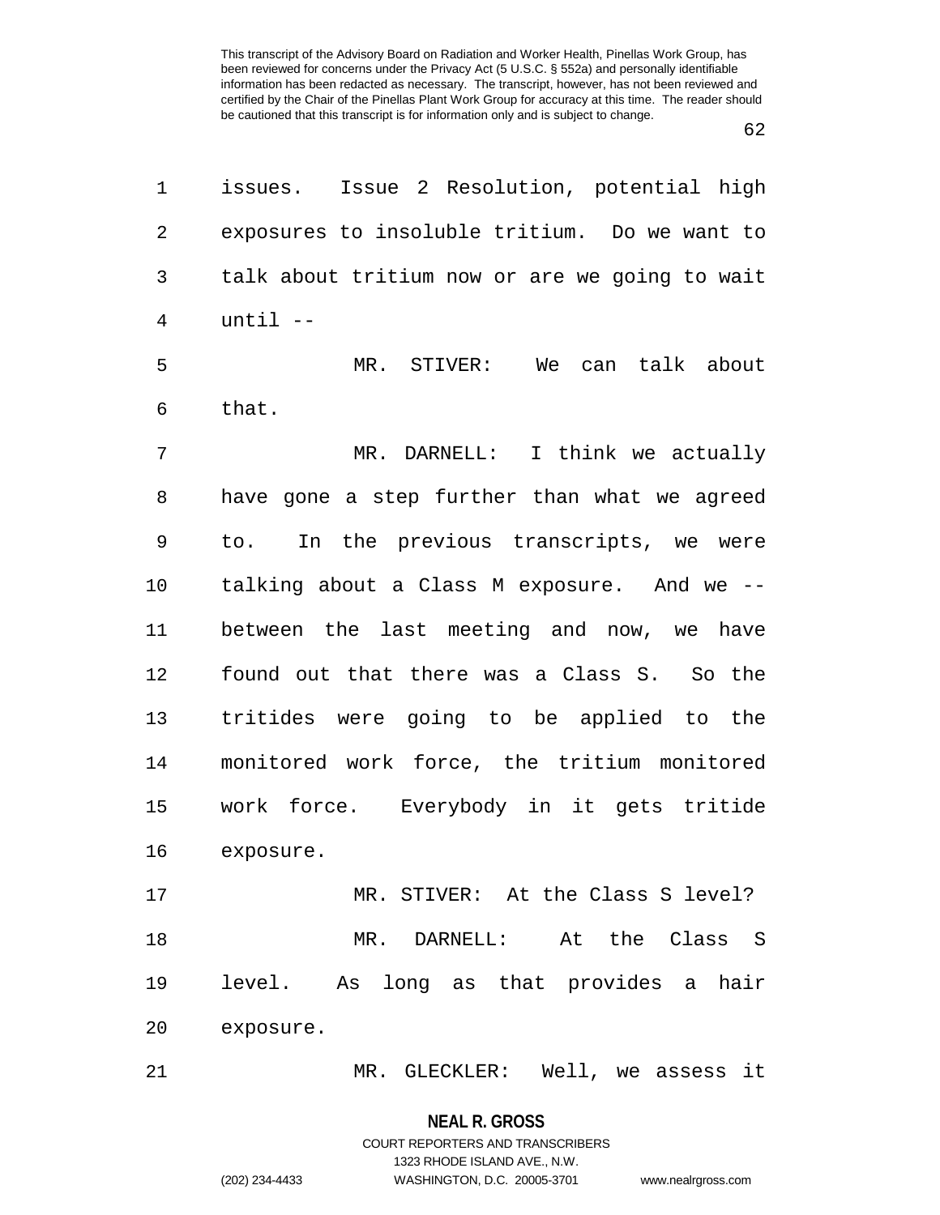issues. Issue 2 Resolution, potential high exposures to insoluble tritium. Do we want to talk about tritium now or are we going to wait until --

MR. STIVER: We can talk about that.

MR. DARNELL: I think we actually have gone a step further than what we agreed to. In the previous transcripts, we were talking about a Class M exposure. And we -- between the last meeting and now, we have found out that there was a Class S. So the tritides were going to be applied to the monitored work force, the tritium monitored work force. Everybody in it gets tritide exposure.

MR. STIVER: At the Class S level?

MR. DARNELL: At the Class S level. As long as that provides a hair exposure.

MR. GLECKLER: Well, we assess it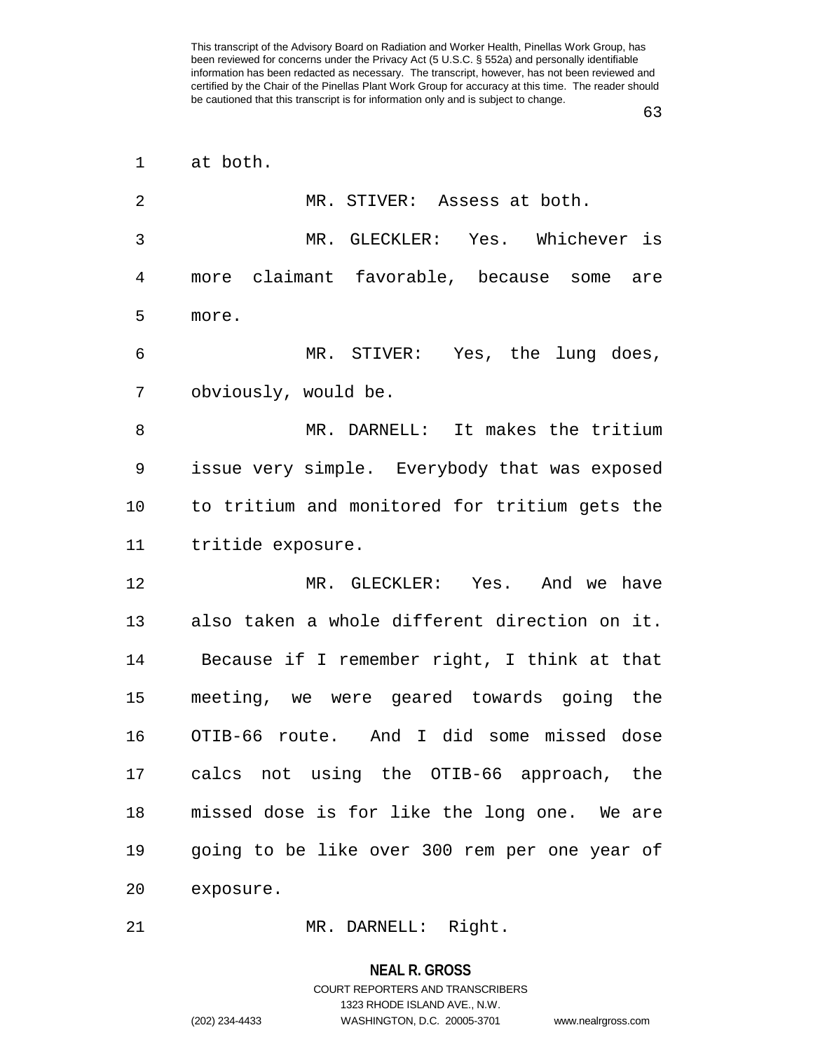at both.

MR. STIVER: Assess at both.

MR. GLECKLER: Yes. Whichever is more claimant favorable, because some are more.

MR. STIVER: Yes, the lung does, obviously, would be.

MR. DARNELL: It makes the tritium issue very simple. Everybody that was exposed to tritium and monitored for tritium gets the tritide exposure.

MR. GLECKLER: Yes. And we have also taken a whole different direction on it. Because if I remember right, I think at that meeting, we were geared towards going the OTIB-66 route. And I did some missed dose calcs not using the OTIB-66 approach, the missed dose is for like the long one. We are going to be like over 300 rem per one year of exposure.

MR. DARNELL: Right.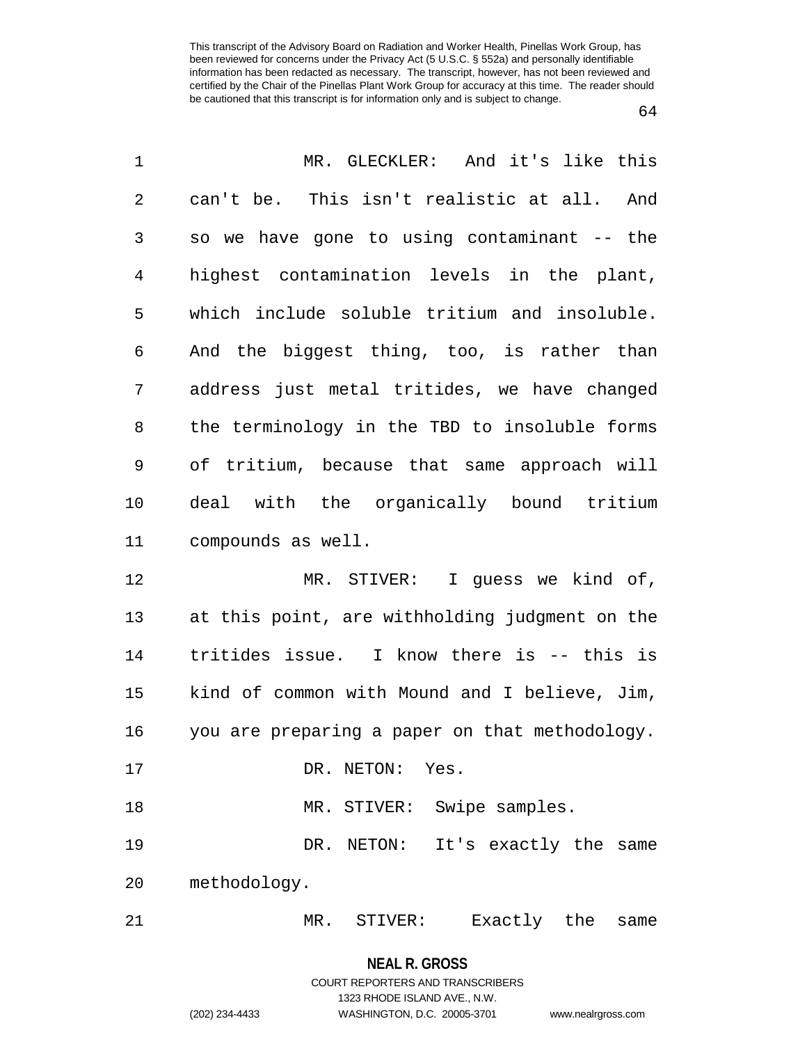This transcript of the Advisory Board on Radiation and Worker Health, Pinellas Work Group, has been reviewed for concerns under the Privacy Act (5 U.S.C. § 552a) and personally identifiable information has been redacted as necessary. The transcript, however, has not been reviewed and certified by the Chair of the Pinellas Plant Work Group for accuracy at this time. The reader should be cautioned that this transcript is for information only and is subject to change.

MR. GLECKLER: And it's like this can't be. This isn't realistic at all. And so we have gone to using contaminant -- the highest contamination levels in the plant, which include soluble tritium and insoluble. And the biggest thing, too, is rather than address just metal tritides, we have changed the terminology in the TBD to insoluble forms of tritium, because that same approach will deal with the organically bound tritium compounds as well.

MR. STIVER: I guess we kind of, at this point, are withholding judgment on the tritides issue. I know there is -- this is kind of common with Mound and I believe, Jim, you are preparing a paper on that methodology.

DR. NETON: Yes.

MR. STIVER: Swipe samples.

DR. NETON: It's exactly the same methodology.

MR. STIVER: Exactly the same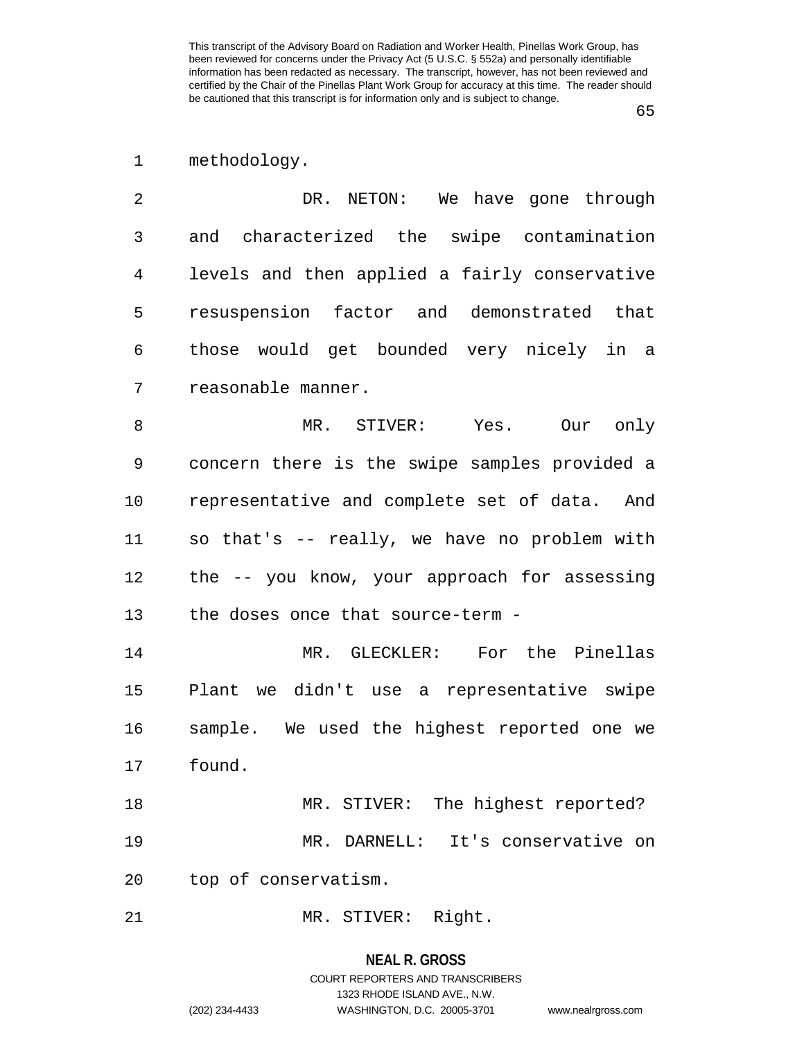methodology.

DR. NETON: We have gone through and characterized the swipe contamination levels and then applied a fairly conservative resuspension factor and demonstrated that those would get bounded very nicely in a reasonable manner.

MR. STIVER: Yes. Our only concern there is the swipe samples provided a representative and complete set of data. And so that's -- really, we have no problem with the -- you know, your approach for assessing the doses once that source-term -

MR. GLECKLER: For the Pinellas Plant we didn't use a representative swipe sample. We used the highest reported one we found.

MR. STIVER: The highest reported?

MR. DARNELL: It's conservative on top of conservatism.

MR. STIVER: Right.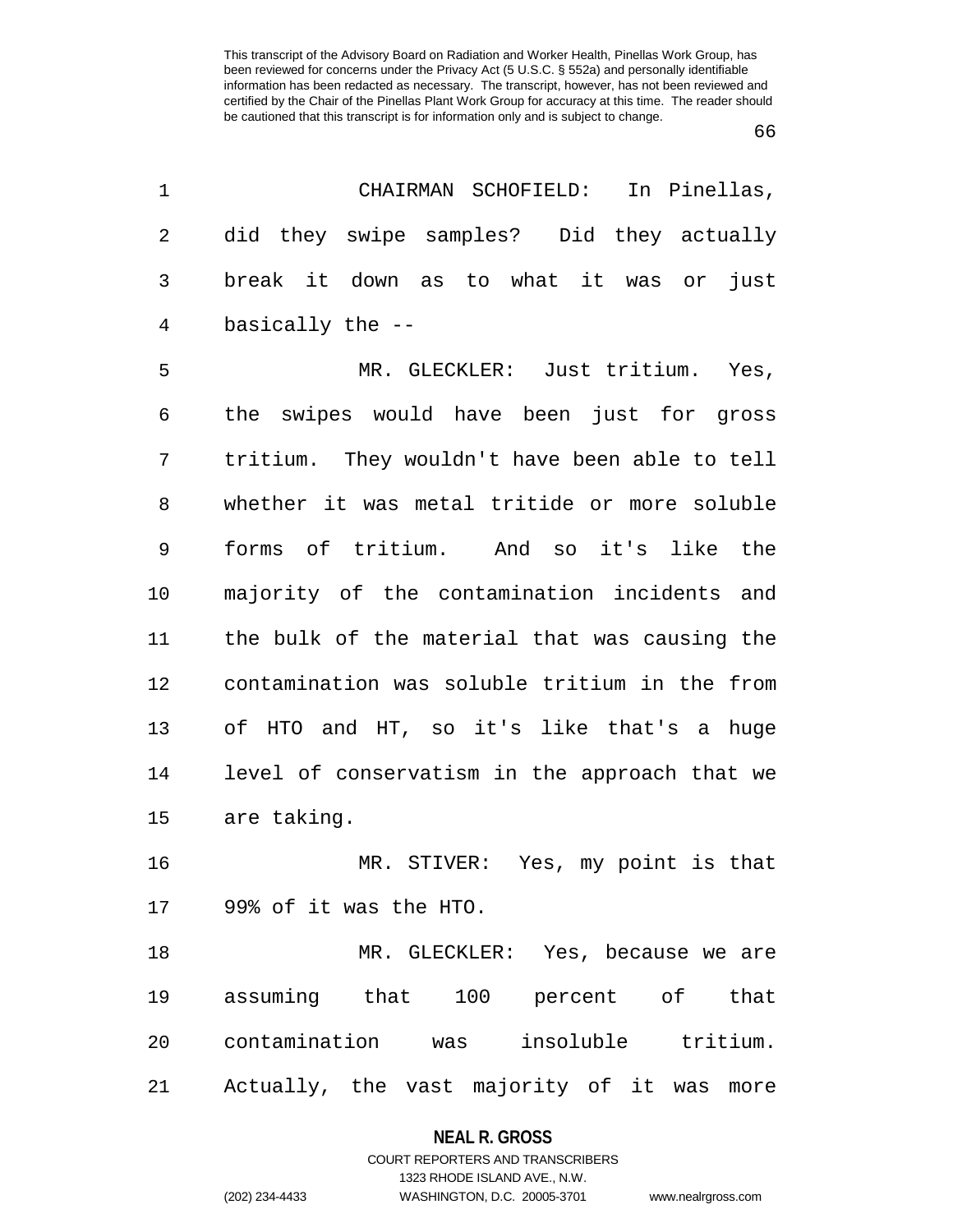CHAIRMAN SCHOFIELD: In Pinellas, did they swipe samples? Did they actually break it down as to what it was or just basically the --

MR. GLECKLER: Just tritium. Yes, the swipes would have been just for gross tritium. They wouldn't have been able to tell whether it was metal tritide or more soluble forms of tritium. And so it's like the majority of the contamination incidents and the bulk of the material that was causing the contamination was soluble tritium in the from of HTO and HT, so it's like that's a huge level of conservatism in the approach that we are taking.

MR. STIVER: Yes, my point is that 99% of it was the HTO.

MR. GLECKLER: Yes, because we are assuming that 100 percent of that contamination was insoluble tritium. Actually, the vast majority of it was more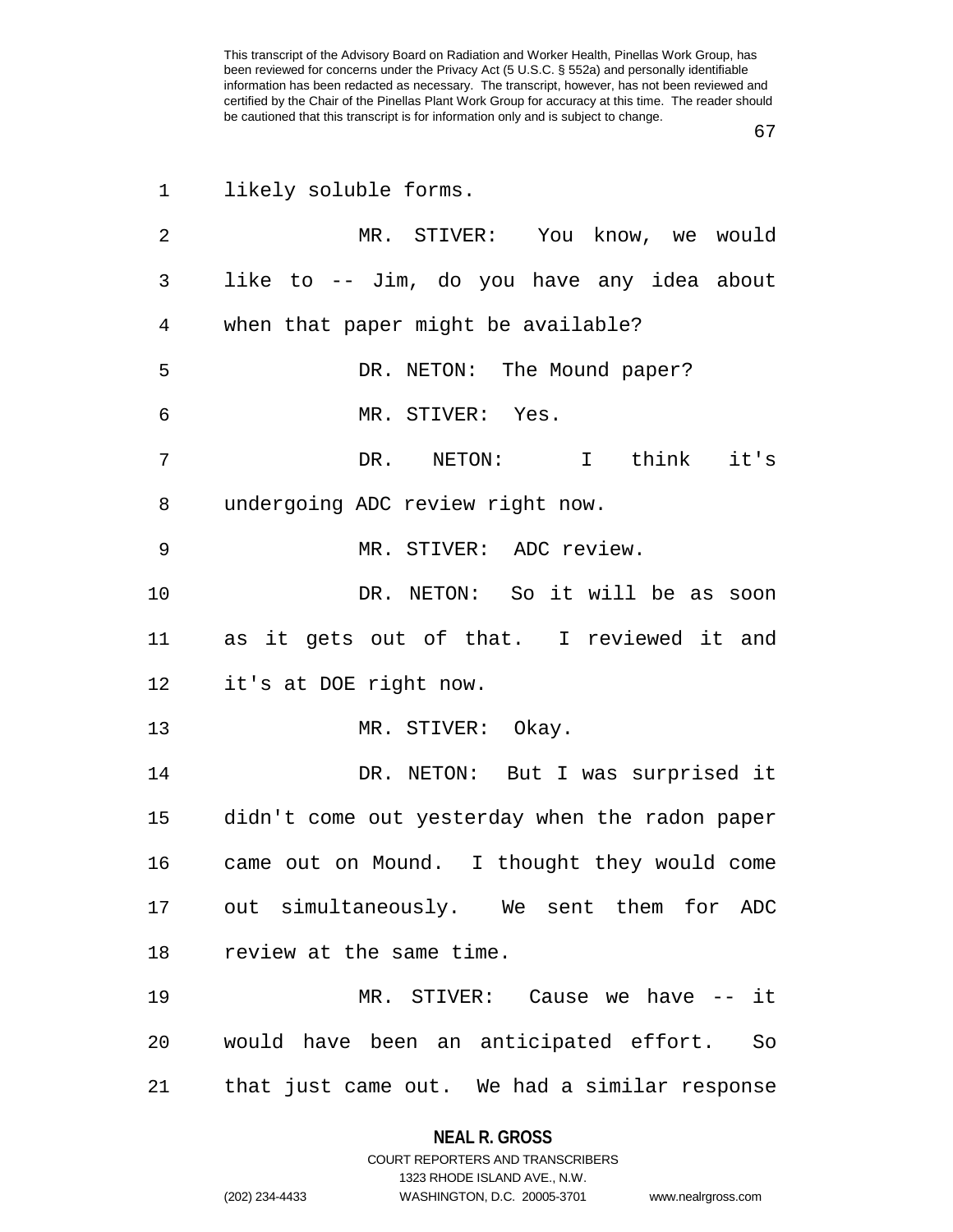likely soluble forms.

MR. STIVER: You know, we would like to -- Jim, do you have any idea about when that paper might be available?

DR. NETON: The Mound paper?

MR. STIVER: Yes.

DR. NETON: I think it's undergoing ADC review right now.

MR. STIVER: ADC review.

DR. NETON: So it will be as soon as it gets out of that. I reviewed it and it's at DOE right now.

MR. STIVER: Okay.

DR. NETON: But I was surprised it didn't come out yesterday when the radon paper came out on Mound. I thought they would come out simultaneously. We sent them for ADC review at the same time.

MR. STIVER: Cause we have -- it would have been an anticipated effort. So that just came out. We had a similar response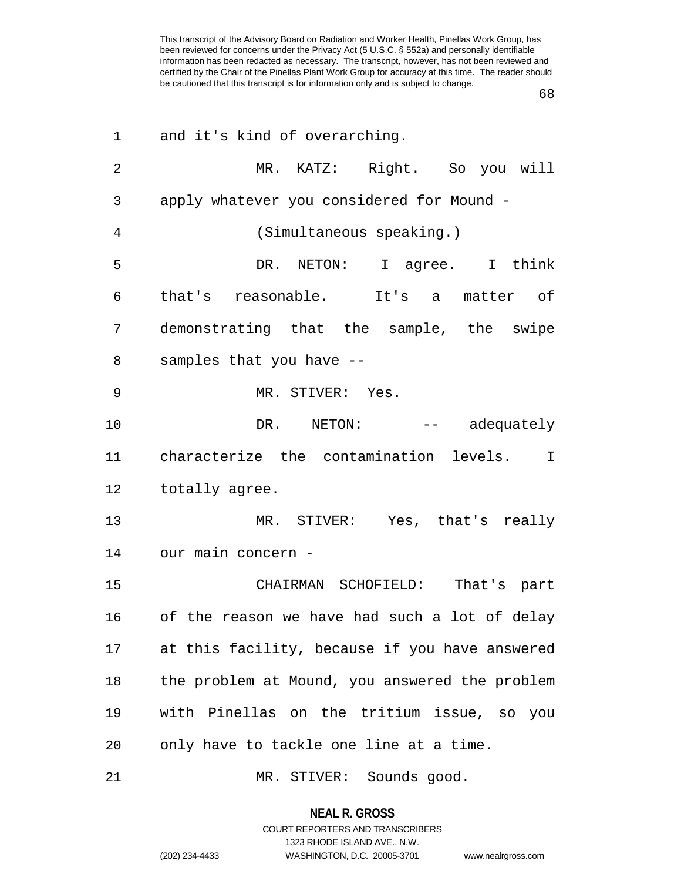and it's kind of overarching.

MR. KATZ: Right. So you will apply whatever you considered for Mound -

(Simultaneous speaking.)

DR. NETON: I agree. I think that's reasonable. It's a matter of demonstrating that the sample, the swipe samples that you have --

MR. STIVER: Yes.

DR. NETON: -- adequately characterize the contamination levels. I totally agree.

MR. STIVER: Yes, that's really our main concern -

CHAIRMAN SCHOFIELD: That's part of the reason we have had such a lot of delay at this facility, because if you have answered the problem at Mound, you answered the problem with Pinellas on the tritium issue, so you only have to tackle one line at a time.

MR. STIVER: Sounds good.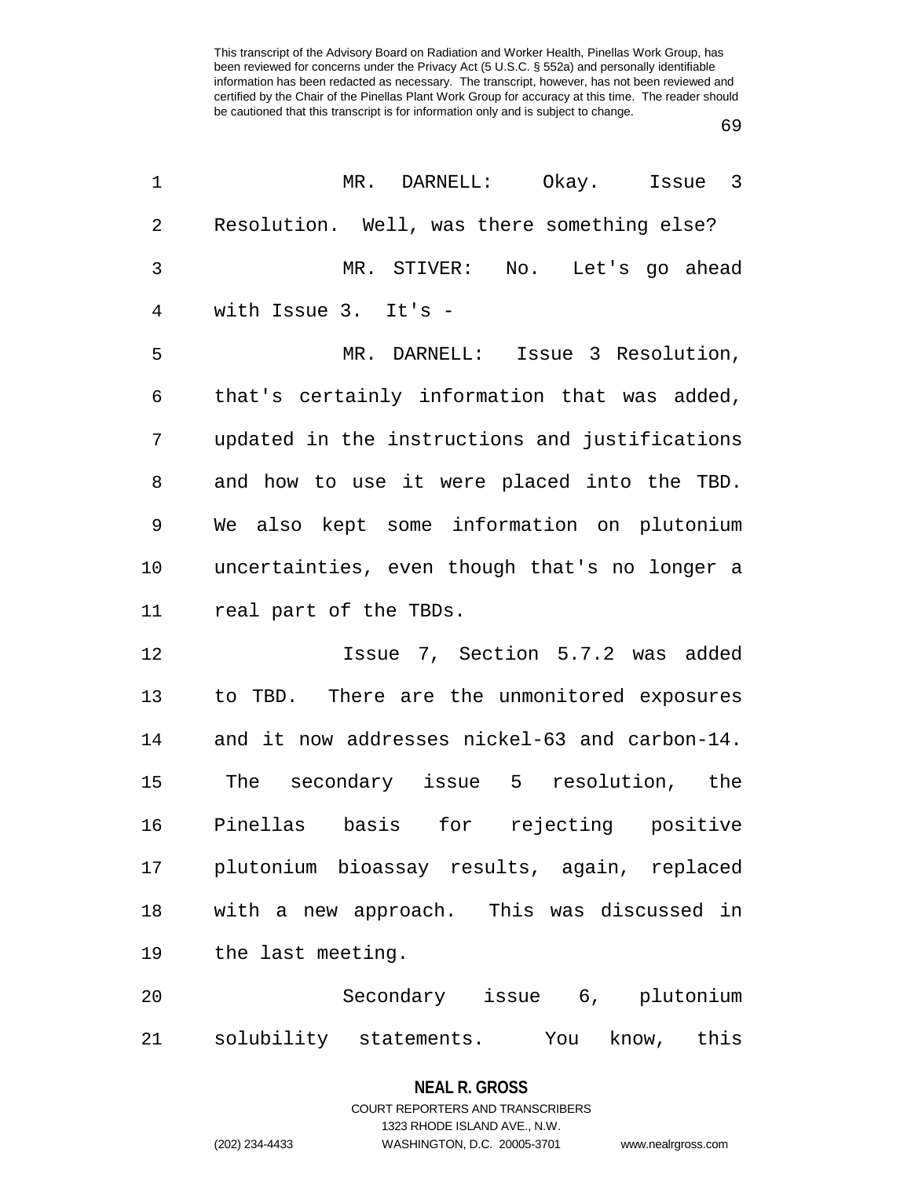This transcript of the Advisory Board on Radiation and Worker Health, Pinellas Work Group, has been reviewed for concerns under the Privacy Act (5 U.S.C. § 552a) and personally identifiable information has been redacted as necessary. The transcript, however, has not been reviewed and certified by the Chair of the Pinellas Plant Work Group for accuracy at this time. The reader should be cautioned that this transcript is for information only and is subject to change.

MR. DARNELL: Okay. Issue 3 Resolution. Well, was there something else?

MR. STIVER: No. Let's go ahead with Issue 3. It's -

MR. DARNELL: Issue 3 Resolution, that's certainly information that was added, updated in the instructions and justifications and how to use it were placed into the TBD. We also kept some information on plutonium uncertainties, even though that's no longer a real part of the TBDs.

Issue 7, Section 5.7.2 was added to TBD. There are the unmonitored exposures and it now addresses nickel-63 and carbon-14. The secondary issue 5 resolution, the Pinellas basis for rejecting positive plutonium bioassay results, again, replaced with a new approach. This was discussed in the last meeting.

Secondary issue 6, plutonium solubility statements. You know, this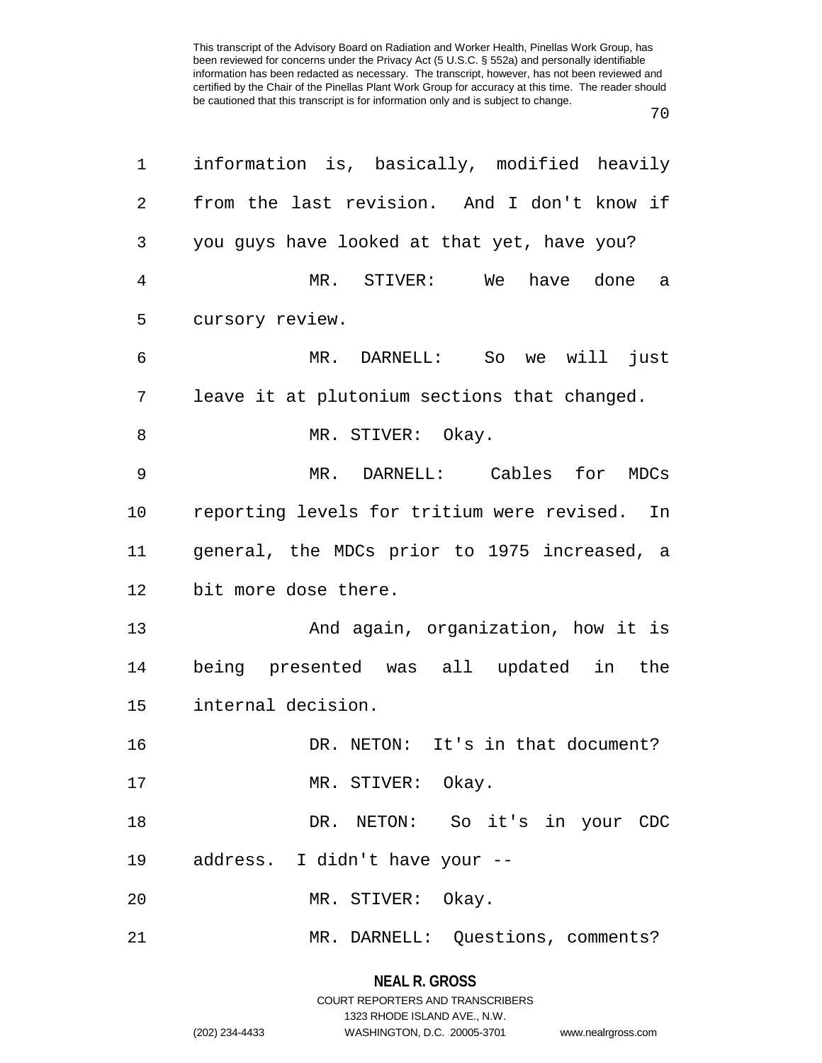information is, basically, modified heavily from the last revision. And I don't know if you guys have looked at that yet, have you?

MR. STIVER: We have done a cursory review.

MR. DARNELL: So we will just leave it at plutonium sections that changed.

MR. STIVER: Okay.

MR. DARNELL: Cables for MDCs reporting levels for tritium were revised. In general, the MDCs prior to 1975 increased, a bit more dose there.

And again, organization, how it is being presented was all updated in the internal decision.

DR. NETON: It's in that document?

MR. STIVER: Okay.

DR. NETON: So it's in your CDC address. I didn't have your --

MR. STIVER: Okay.

MR. DARNELL: Questions, comments?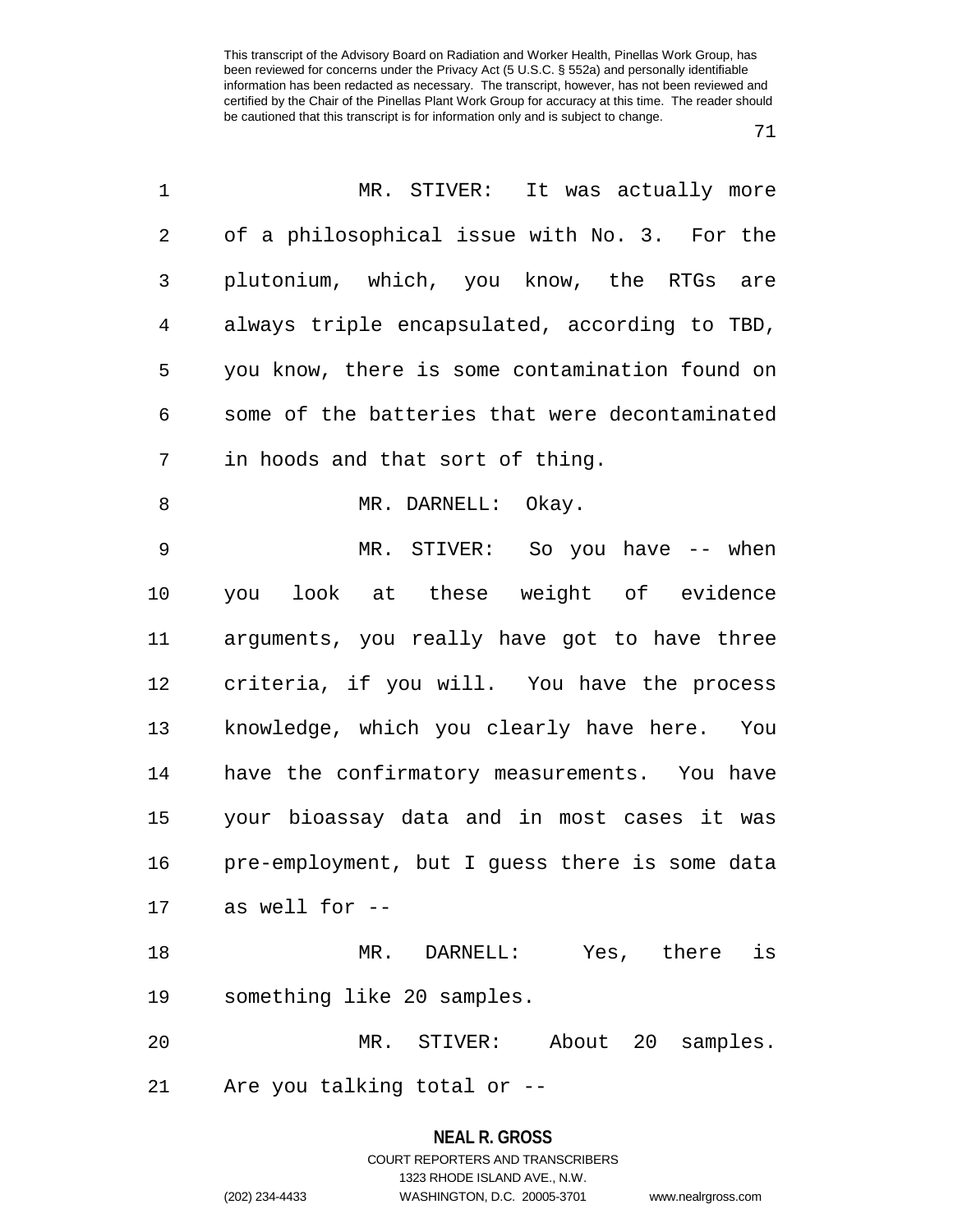MR. STIVER: It was actually more of a philosophical issue with No. 3. For the plutonium, which, you know, the RTGs are always triple encapsulated, according to TBD, you know, there is some contamination found on some of the batteries that were decontaminated in hoods and that sort of thing.

MR. DARNELL: Okay.

MR. STIVER: So you have -- when you look at these weight of evidence arguments, you really have got to have three criteria, if you will. You have the process knowledge, which you clearly have here. You have the confirmatory measurements. You have your bioassay data and in most cases it was pre-employment, but I guess there is some data as well for --

MR. DARNELL: Yes, there is something like 20 samples.

MR. STIVER: About 20 samples. Are you talking total or --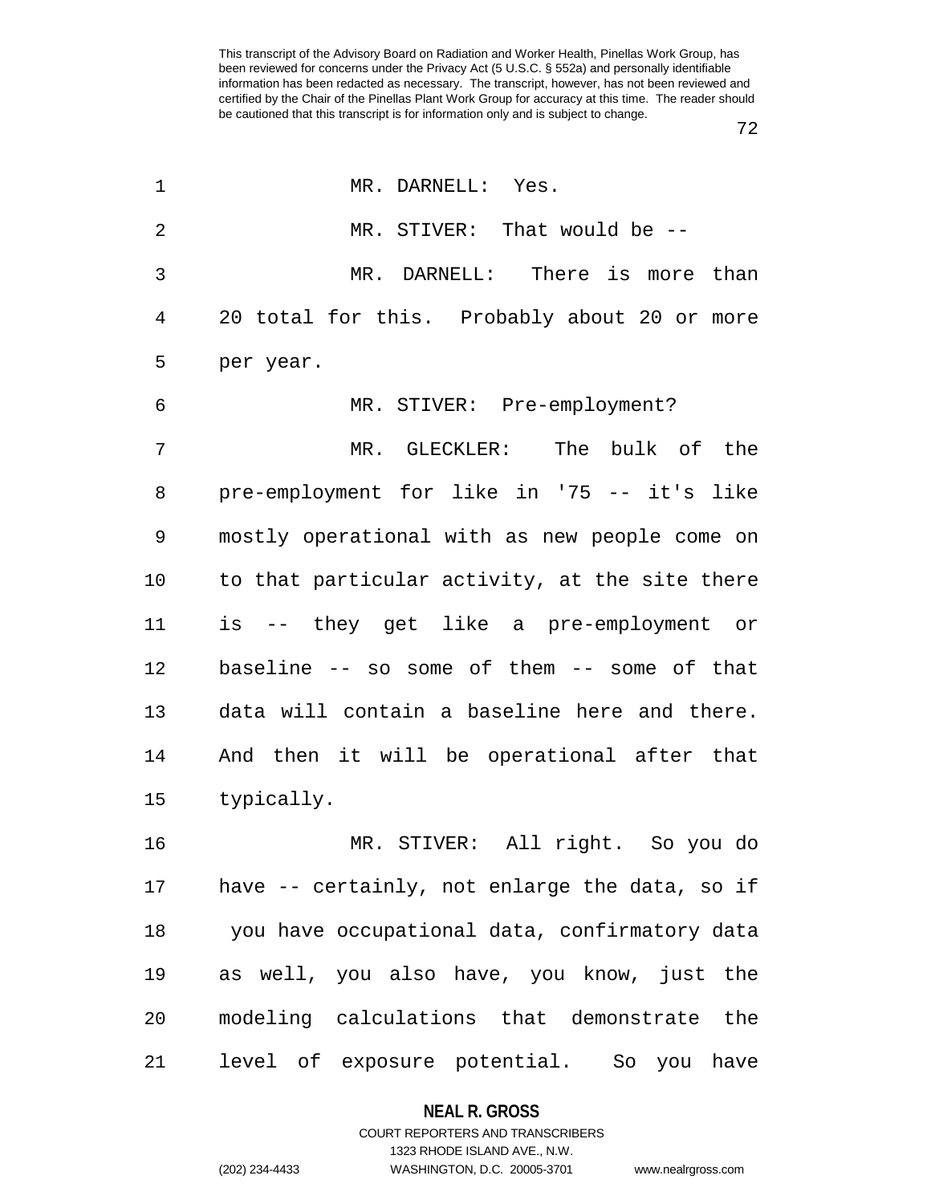MR. DARNELL: Yes.

MR. STIVER: That would be --

MR. DARNELL: There is more than 20 total for this. Probably about 20 or more per year.

MR. STIVER: Pre-employment?

MR. GLECKLER: The bulk of the pre-employment for like in '75 -- it's like mostly operational with as new people come on to that particular activity, at the site there is -- they get like a pre-employment or baseline -- so some of them -- some of that data will contain a baseline here and there. And then it will be operational after that typically.

MR. STIVER: All right. So you do have -- certainly, not enlarge the data, so if you have occupational data, confirmatory data as well, you also have, you know, just the modeling calculations that demonstrate the level of exposure potential. So you have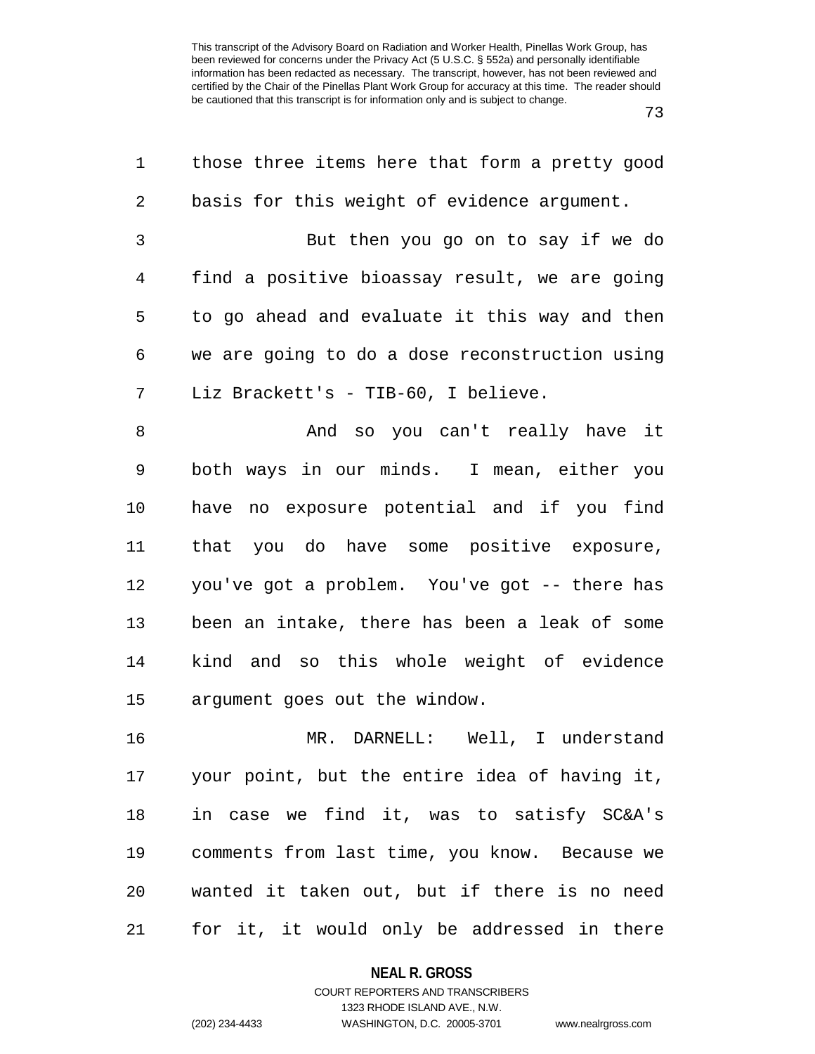those three items here that form a pretty good basis for this weight of evidence argument.

But then you go on to say if we do find a positive bioassay result, we are going to go ahead and evaluate it this way and then we are going to do a dose reconstruction using Liz Brackett's - TIB-60, I believe.

And so you can't really have it both ways in our minds. I mean, either you have no exposure potential and if you find that you do have some positive exposure, you've got a problem. You've got -- there has been an intake, there has been a leak of some kind and so this whole weight of evidence argument goes out the window.

MR. DARNELL: Well, I understand your point, but the entire idea of having it, in case we find it, was to satisfy SC&A's comments from last time, you know. Because we wanted it taken out, but if there is no need for it, it would only be addressed in there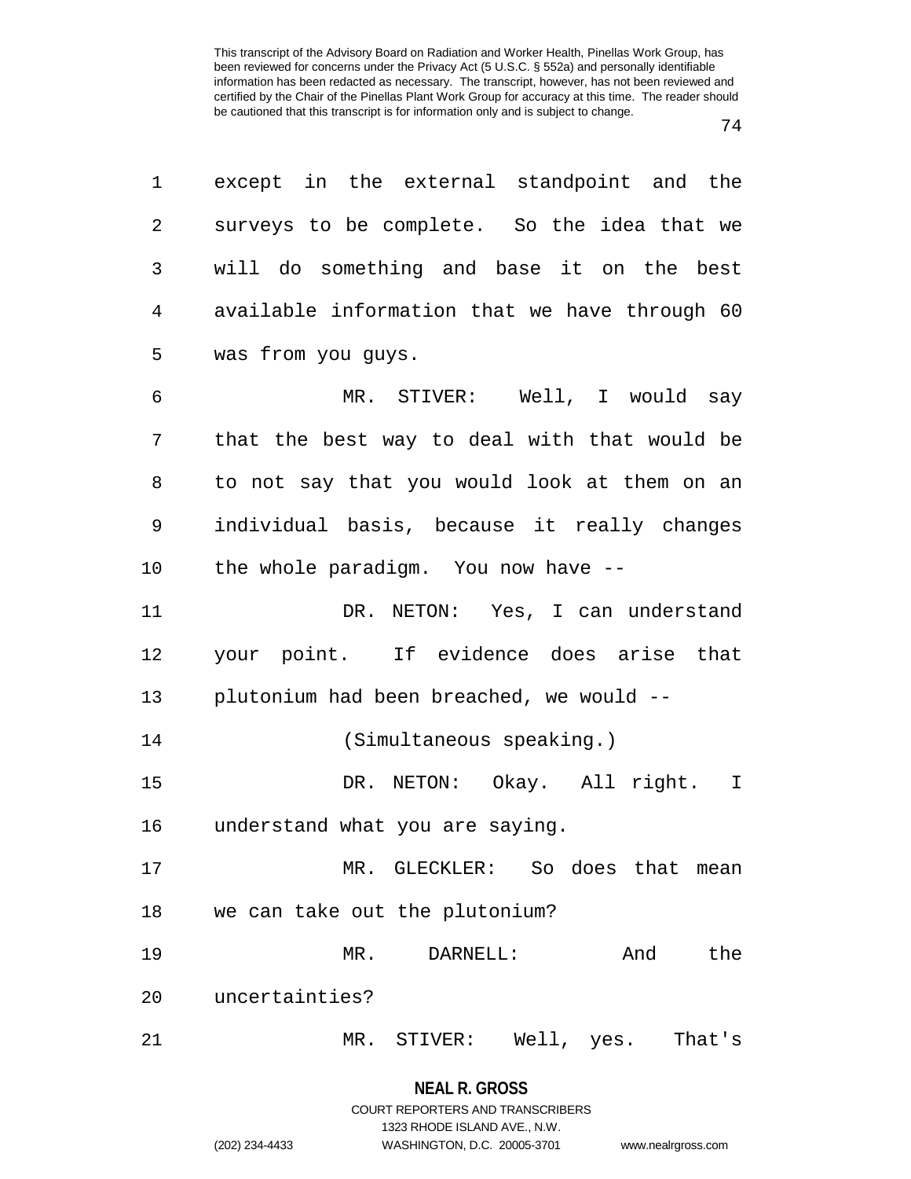except in the external standpoint and the surveys to be complete. So the idea that we will do something and base it on the best available information that we have through 60 was from you guys.

MR. STIVER: Well, I would say that the best way to deal with that would be to not say that you would look at them on an individual basis, because it really changes the whole paradigm. You now have --

DR. NETON: Yes, I can understand your point. If evidence does arise that plutonium had been breached, we would --

(Simultaneous speaking.)

DR. NETON: Okay. All right. I understand what you are saying.

MR. GLECKLER: So does that mean we can take out the plutonium?

MR. DARNELL: And the uncertainties?

MR. STIVER: Well, yes. That's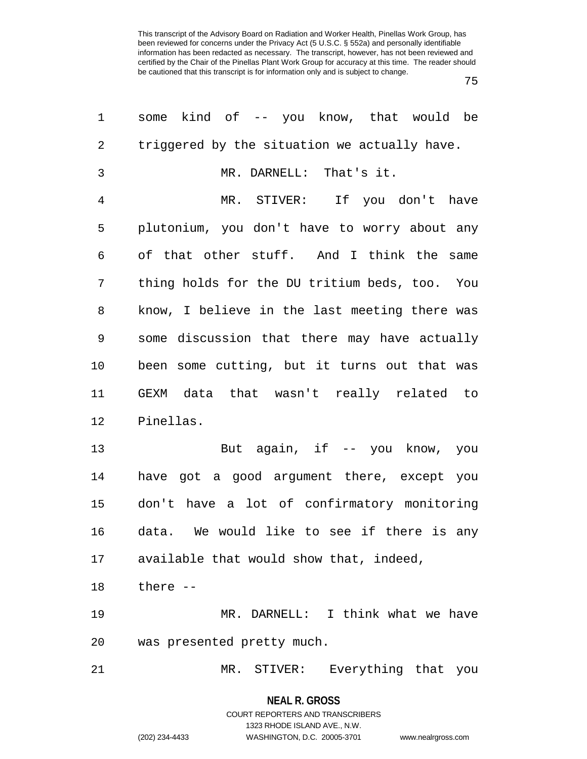some kind of -- you know, that would be triggered by the situation we actually have.

MR. DARNELL: That's it.

MR. STIVER: If you don't have plutonium, you don't have to worry about any of that other stuff. And I think the same thing holds for the DU tritium beds, too. You know, I believe in the last meeting there was some discussion that there may have actually been some cutting, but it turns out that was GEXM data that wasn't really related to Pinellas.

But again, if -- you know, you have got a good argument there, except you don't have a lot of confirmatory monitoring data. We would like to see if there is any available that would show that, indeed, there --

MR. DARNELL: I think what we have was presented pretty much.

MR. STIVER: Everything that you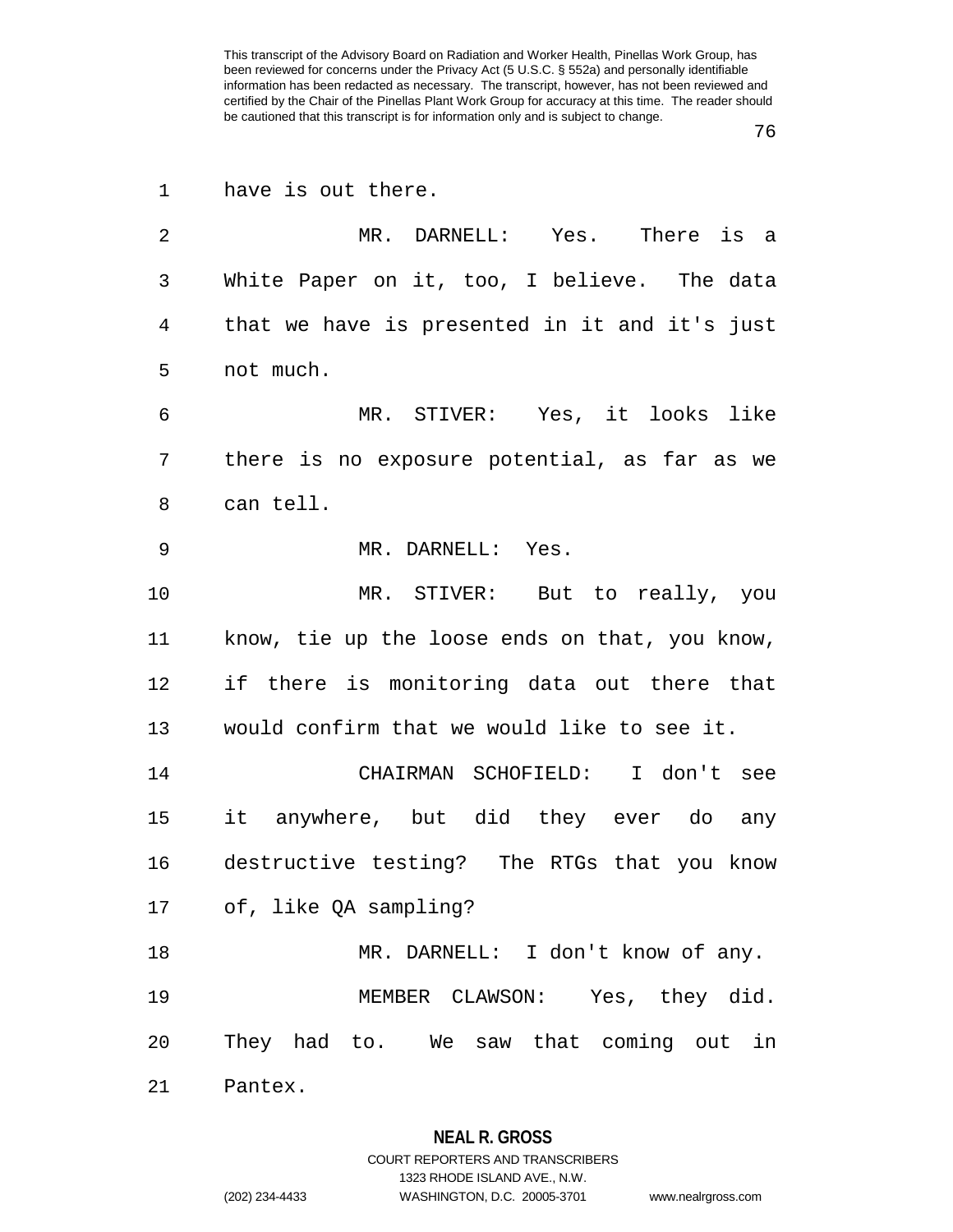have is out there.

MR. DARNELL: Yes. There is a White Paper on it, too, I believe. The data that we have is presented in it and it's just not much.

MR. STIVER: Yes, it looks like there is no exposure potential, as far as we can tell.

MR. DARNELL: Yes.

MR. STIVER: But to really, you know, tie up the loose ends on that, you know, if there is monitoring data out there that would confirm that we would like to see it.

CHAIRMAN SCHOFIELD: I don't see it anywhere, but did they ever do any destructive testing? The RTGs that you know of, like QA sampling?

MR. DARNELL: I don't know of any.

MEMBER CLAWSON: Yes, they did. They had to. We saw that coming out in Pantex.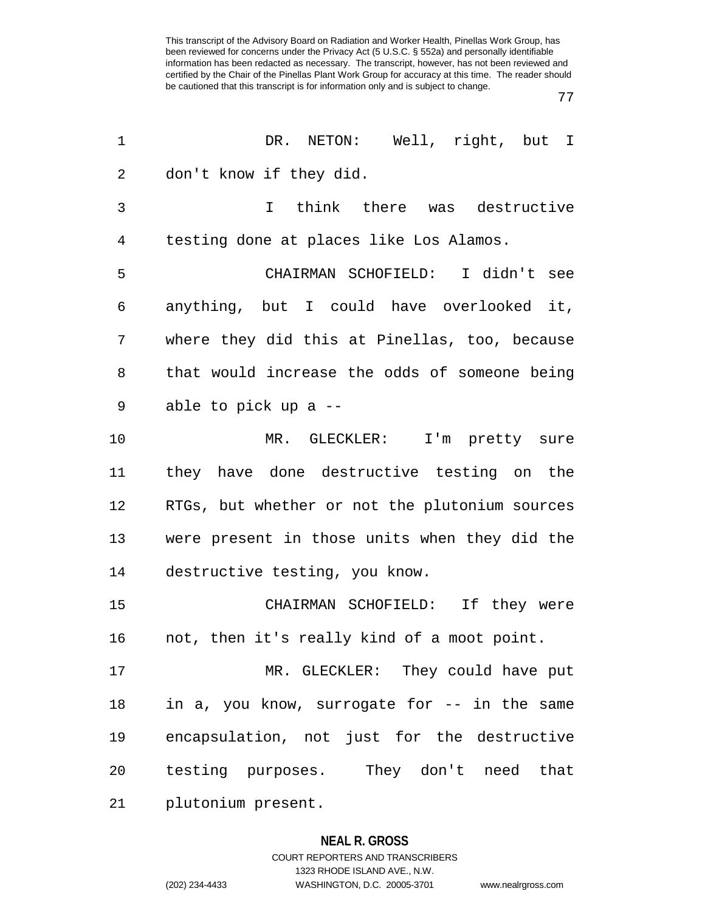DR. NETON: Well, right, but I don't know if they did.

I think there was destructive testing done at places like Los Alamos.

CHAIRMAN SCHOFIELD: I didn't see anything, but I could have overlooked it, where they did this at Pinellas, too, because that would increase the odds of someone being able to pick up a --

MR. GLECKLER: I'm pretty sure they have done destructive testing on the RTGs, but whether or not the plutonium sources were present in those units when they did the destructive testing, you know.

CHAIRMAN SCHOFIELD: If they were not, then it's really kind of a moot point.

MR. GLECKLER: They could have put in a, you know, surrogate for -- in the same encapsulation, not just for the destructive testing purposes. They don't need that plutonium present.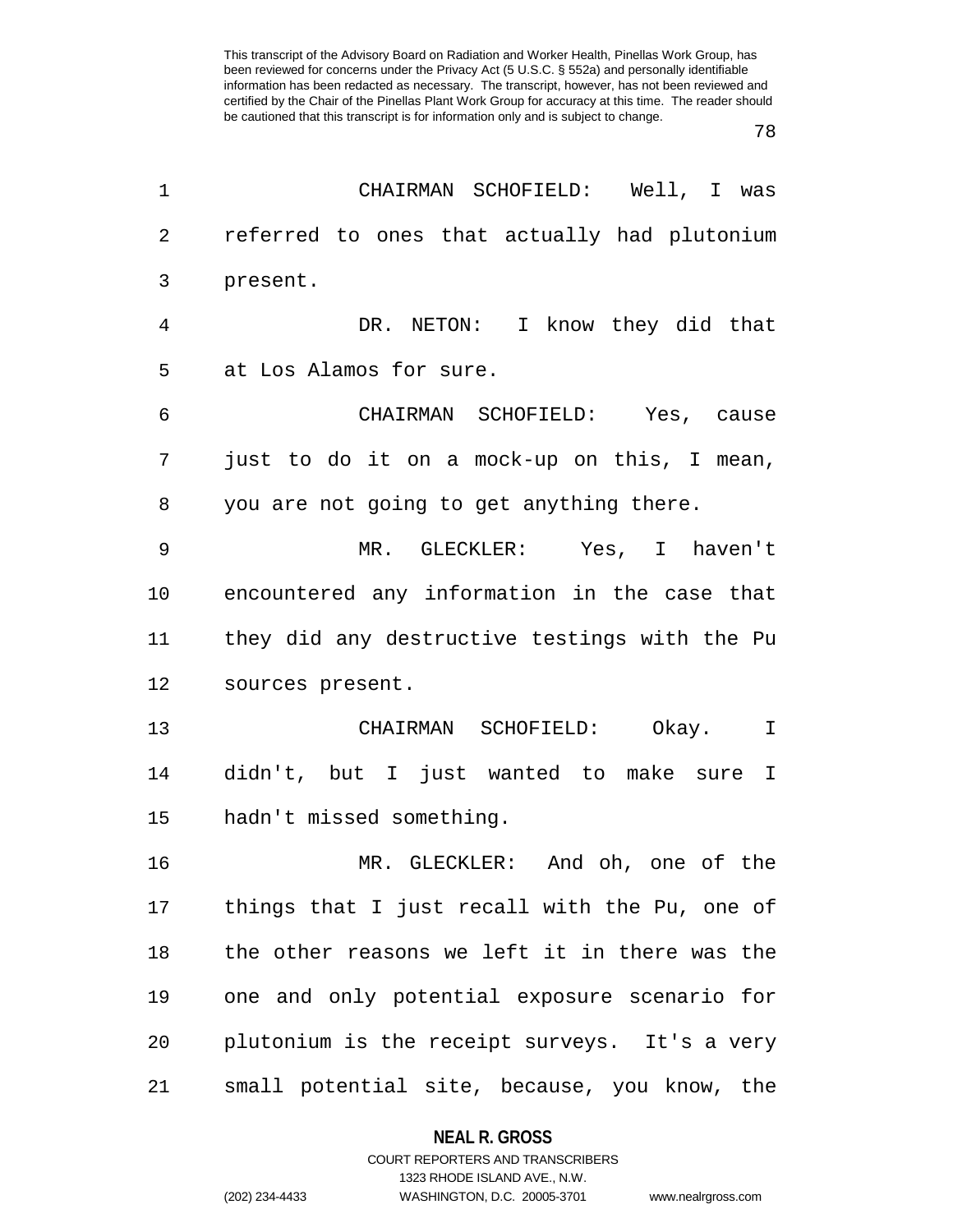CHAIRMAN SCHOFIELD: Well, I was referred to ones that actually had plutonium present.

DR. NETON: I know they did that at Los Alamos for sure.

CHAIRMAN SCHOFIELD: Yes, cause just to do it on a mock-up on this, I mean, you are not going to get anything there.

MR. GLECKLER: Yes, I haven't encountered any information in the case that they did any destructive testings with the Pu sources present.

CHAIRMAN SCHOFIELD: Okay. I didn't, but I just wanted to make sure I hadn't missed something.

MR. GLECKLER: And oh, one of the things that I just recall with the Pu, one of the other reasons we left it in there was the one and only potential exposure scenario for plutonium is the receipt surveys. It's a very small potential site, because, you know, the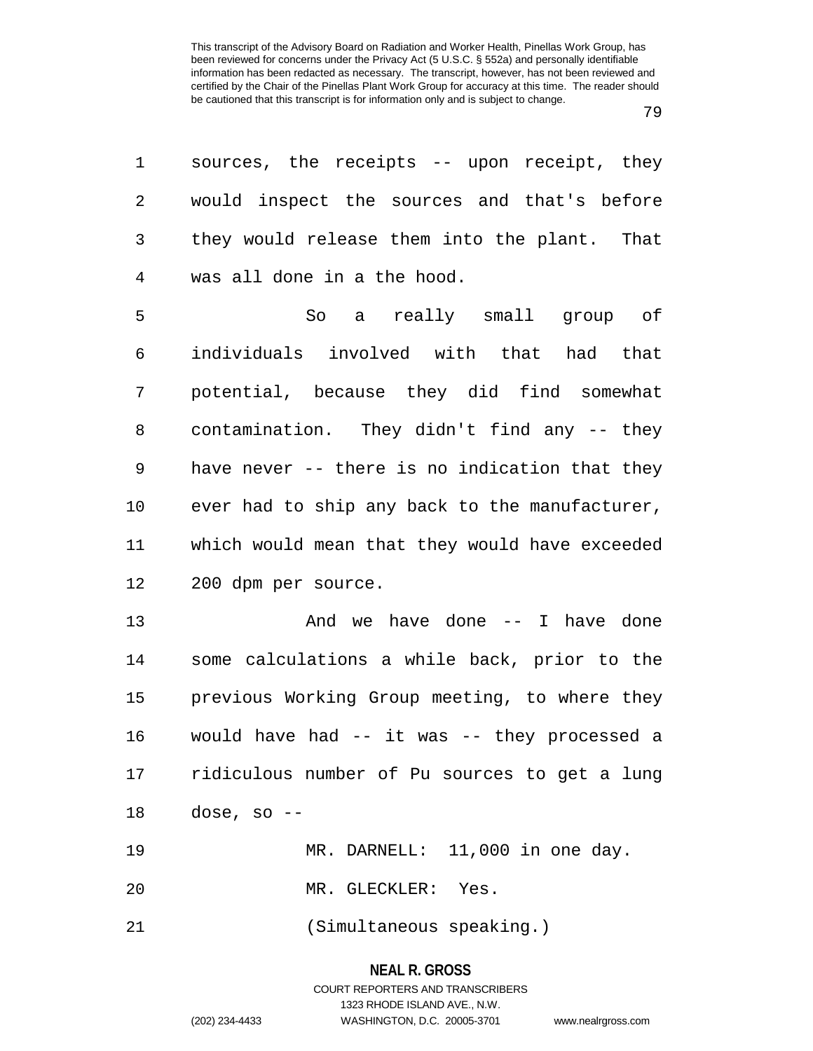sources, the receipts -- upon receipt, they would inspect the sources and that's before they would release them into the plant. That was all done in a the hood.

So a really small group of individuals involved with that had that potential, because they did find somewhat contamination. They didn't find any -- they have never -- there is no indication that they ever had to ship any back to the manufacturer, which would mean that they would have exceeded 200 dpm per source.

And we have done -- I have done some calculations a while back, prior to the previous Working Group meeting, to where they would have had -- it was -- they processed a ridiculous number of Pu sources to get a lung dose, so --

MR. DARNELL: 11,000 in one day.

MR. GLECKLER: Yes.

(Simultaneous speaking.)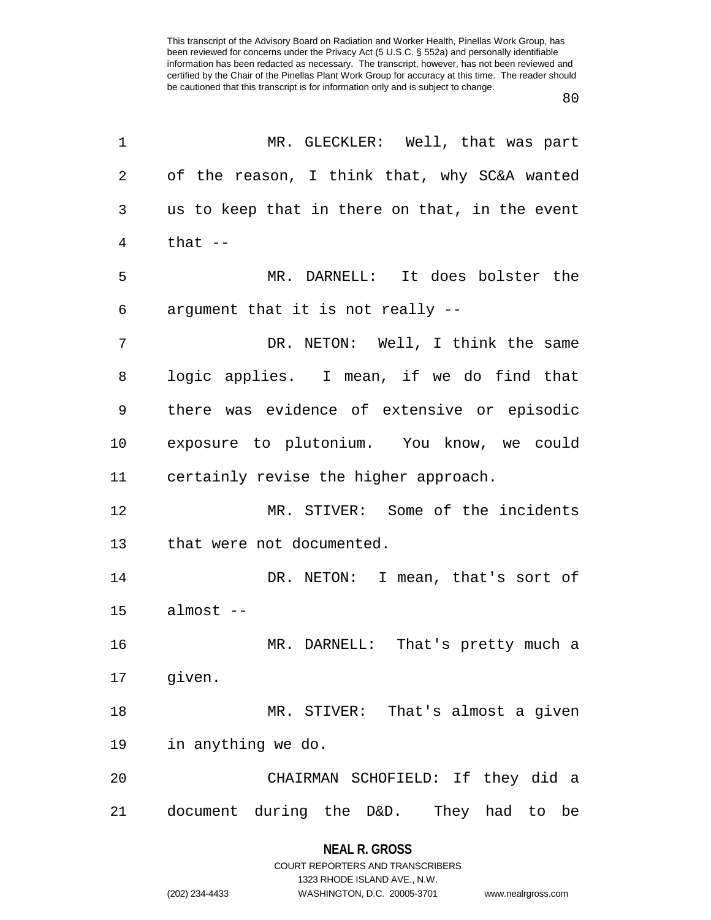MR. GLECKLER: Well, that was part of the reason, I think that, why SC&A wanted us to keep that in there on that, in the event that --

MR. DARNELL: It does bolster the argument that it is not really --

DR. NETON: Well, I think the same logic applies. I mean, if we do find that there was evidence of extensive or episodic exposure to plutonium. You know, we could certainly revise the higher approach.

MR. STIVER: Some of the incidents that were not documented.

DR. NETON: I mean, that's sort of almost --

MR. DARNELL: That's pretty much a given.

MR. STIVER: That's almost a given in anything we do.

CHAIRMAN SCHOFIELD: If they did a document during the D&D. They had to be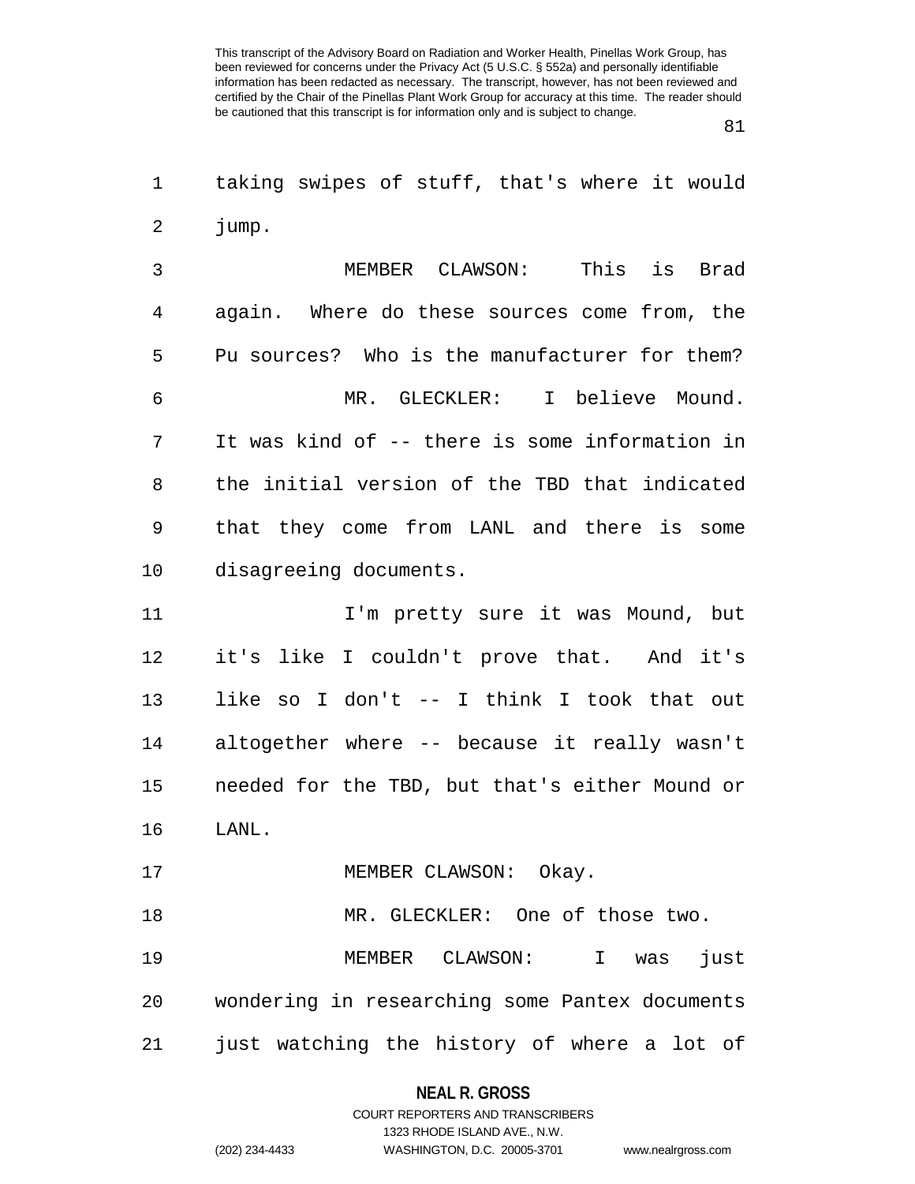taking swipes of stuff, that's where it would jump.

MEMBER CLAWSON: This is Brad again. Where do these sources come from, the Pu sources? Who is the manufacturer for them?

MR. GLECKLER: I believe Mound. It was kind of -- there is some information in the initial version of the TBD that indicated that they come from LANL and there is some disagreeing documents.

I'm pretty sure it was Mound, but it's like I couldn't prove that. And it's like so I don't -- I think I took that out altogether where -- because it really wasn't needed for the TBD, but that's either Mound or LANL.

MEMBER CLAWSON: Okay.

MR. GLECKLER: One of those two.

MEMBER CLAWSON: I was just wondering in researching some Pantex documents just watching the history of where a lot of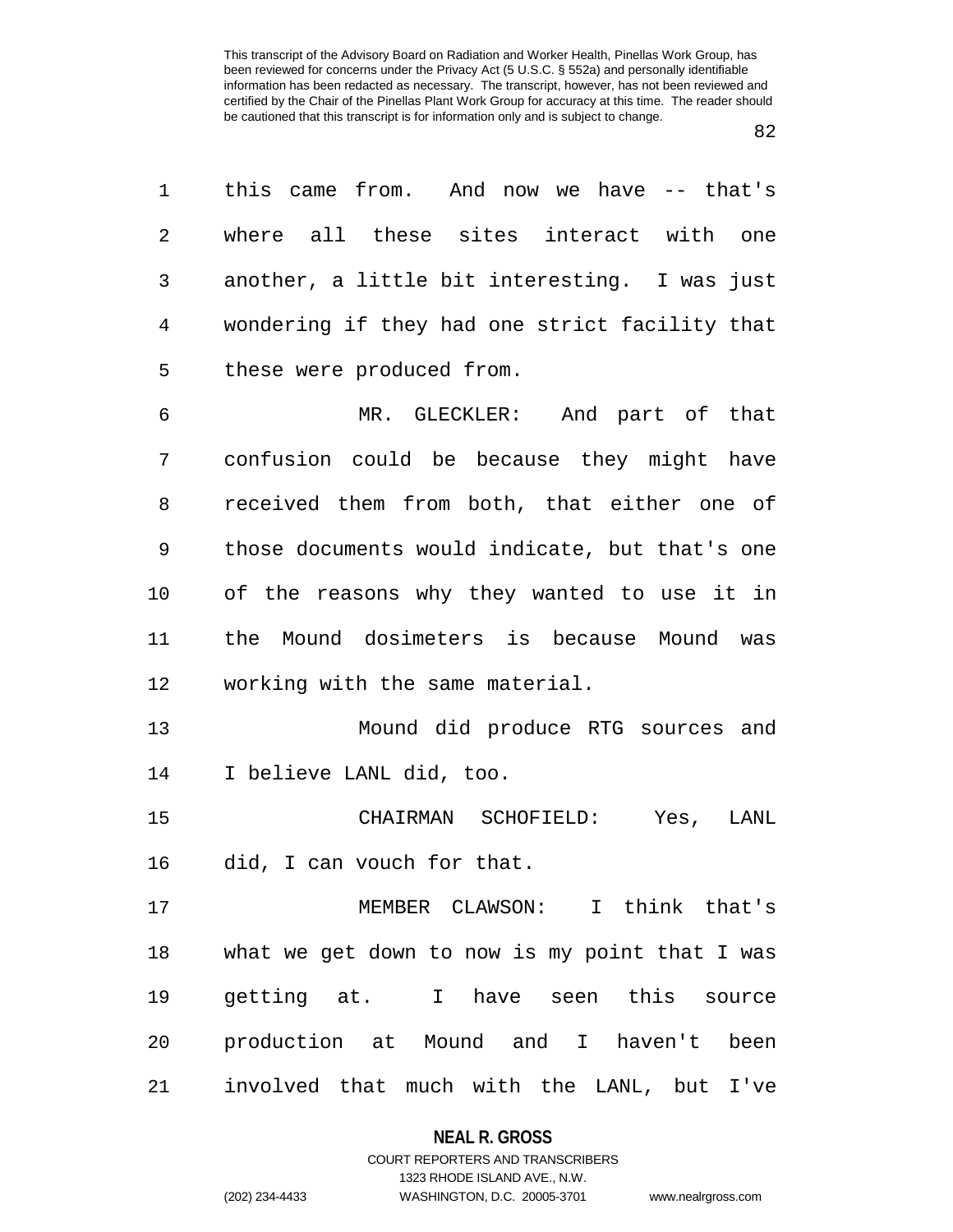this came from. And now we have -- that's where all these sites interact with one another, a little bit interesting. I was just wondering if they had one strict facility that these were produced from.

MR. GLECKLER: And part of that confusion could be because they might have received them from both, that either one of those documents would indicate, but that's one of the reasons why they wanted to use it in the Mound dosimeters is because Mound was working with the same material.

Mound did produce RTG sources and I believe LANL did, too.

CHAIRMAN SCHOFIELD: Yes, LANL did, I can vouch for that.

MEMBER CLAWSON: I think that's what we get down to now is my point that I was getting at. I have seen this source production at Mound and I haven't been involved that much with the LANL, but I've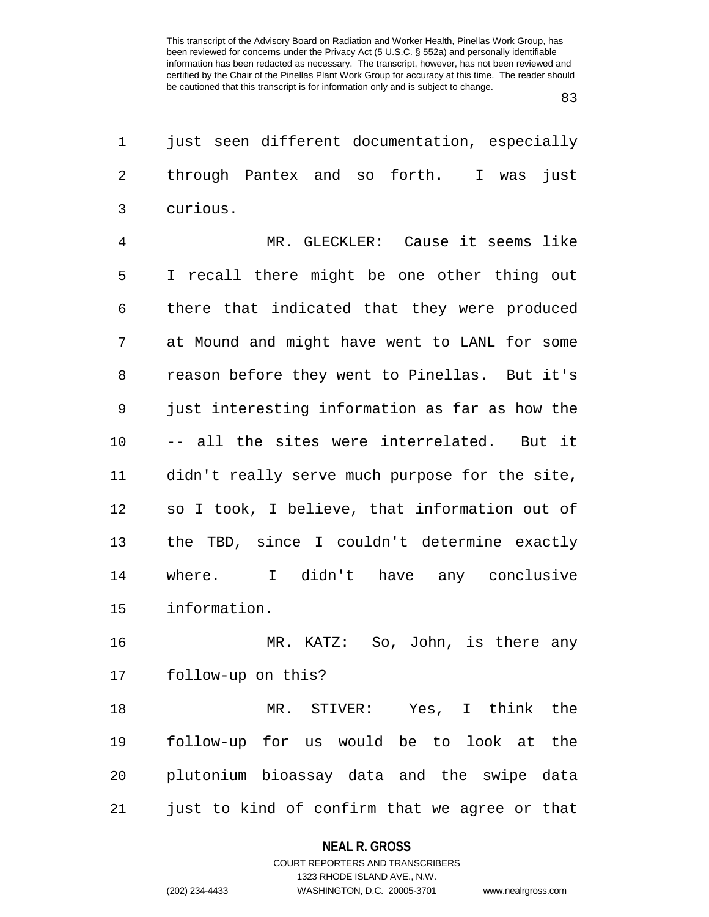just seen different documentation, especially through Pantex and so forth. I was just curious.

MR. GLECKLER: Cause it seems like I recall there might be one other thing out there that indicated that they were produced at Mound and might have went to LANL for some reason before they went to Pinellas. But it's just interesting information as far as how the -- all the sites were interrelated. But it didn't really serve much purpose for the site, so I took, I believe, that information out of the TBD, since I couldn't determine exactly where. I didn't have any conclusive information.

MR. KATZ: So, John, is there any follow-up on this?

MR. STIVER: Yes, I think the follow-up for us would be to look at the plutonium bioassay data and the swipe data just to kind of confirm that we agree or that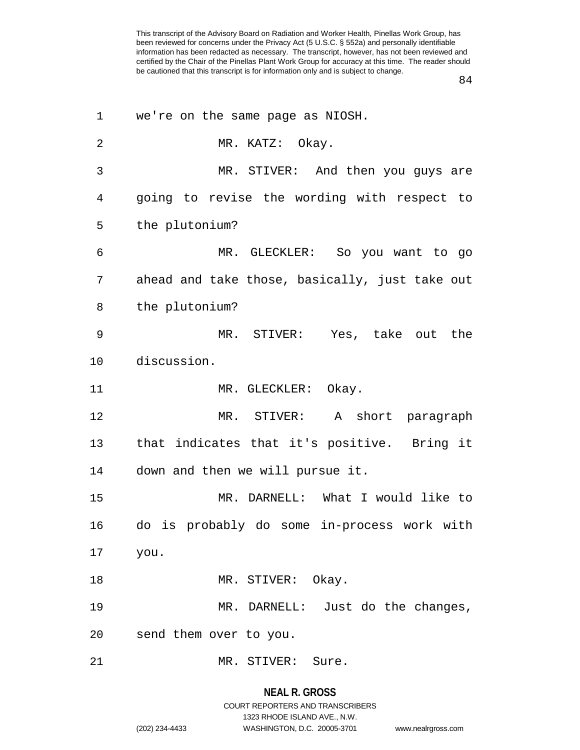we're on the same page as NIOSH.

MR. KATZ: Okay.

MR. STIVER: And then you guys are going to revise the wording with respect to the plutonium?

MR. GLECKLER: So you want to go ahead and take those, basically, just take out the plutonium?

MR. STIVER: Yes, take out the discussion.

MR. GLECKLER: Okay.

MR. STIVER: A short paragraph that indicates that it's positive. Bring it down and then we will pursue it.

MR. DARNELL: What I would like to do is probably do some in-process work with you.

MR. STIVER: Okay.

MR. DARNELL: Just do the changes, send them over to you.

MR. STIVER: Sure.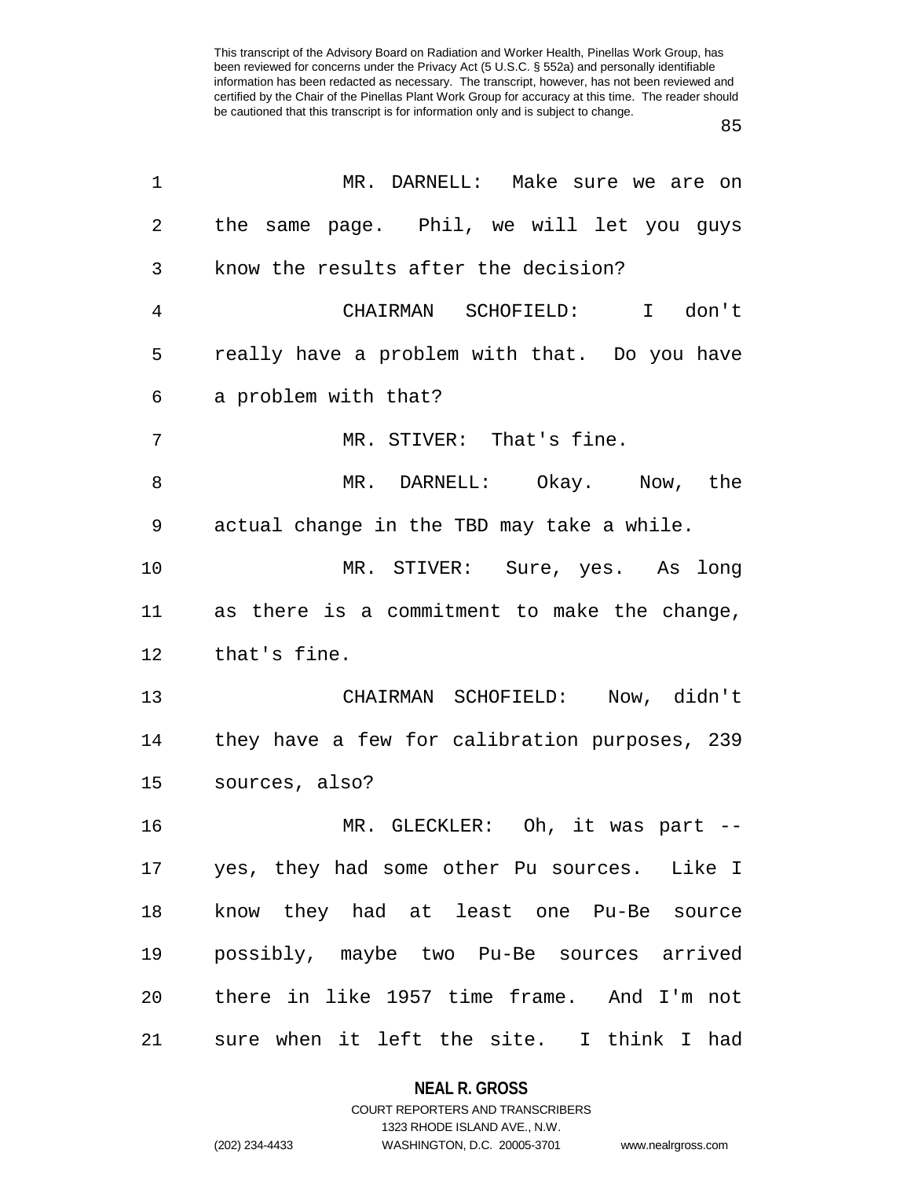MR. DARNELL: Make sure we are on the same page. Phil, we will let you guys know the results after the decision?

CHAIRMAN SCHOFIELD: I don't really have a problem with that. Do you have a problem with that?

MR. STIVER: That's fine.

MR. DARNELL: Okay. Now, the actual change in the TBD may take a while.

MR. STIVER: Sure, yes. As long as there is a commitment to make the change, that's fine.

CHAIRMAN SCHOFIELD: Now, didn't they have a few for calibration purposes, 239 sources, also?

MR. GLECKLER: Oh, it was part -- yes, they had some other Pu sources. Like I know they had at least one Pu-Be source possibly, maybe two Pu-Be sources arrived there in like 1957 time frame. And I'm not sure when it left the site. I think I had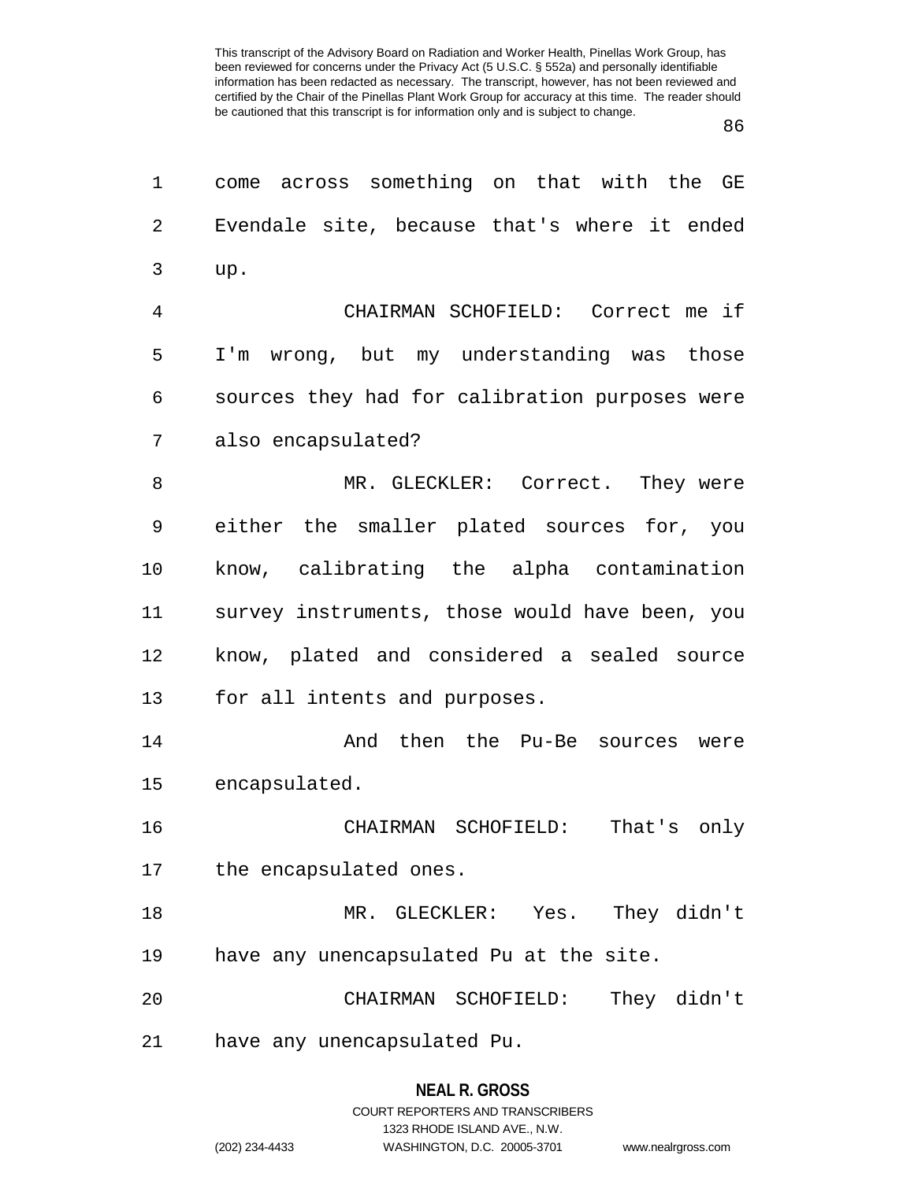come across something on that with the GE Evendale site, because that's where it ended up.

CHAIRMAN SCHOFIELD: Correct me if I'm wrong, but my understanding was those sources they had for calibration purposes were also encapsulated?

MR. GLECKLER: Correct. They were either the smaller plated sources for, you know, calibrating the alpha contamination survey instruments, those would have been, you know, plated and considered a sealed source for all intents and purposes.

And then the Pu-Be sources were encapsulated.

CHAIRMAN SCHOFIELD: That's only the encapsulated ones.

MR. GLECKLER: Yes. They didn't have any unencapsulated Pu at the site.

CHAIRMAN SCHOFIELD: They didn't have any unencapsulated Pu.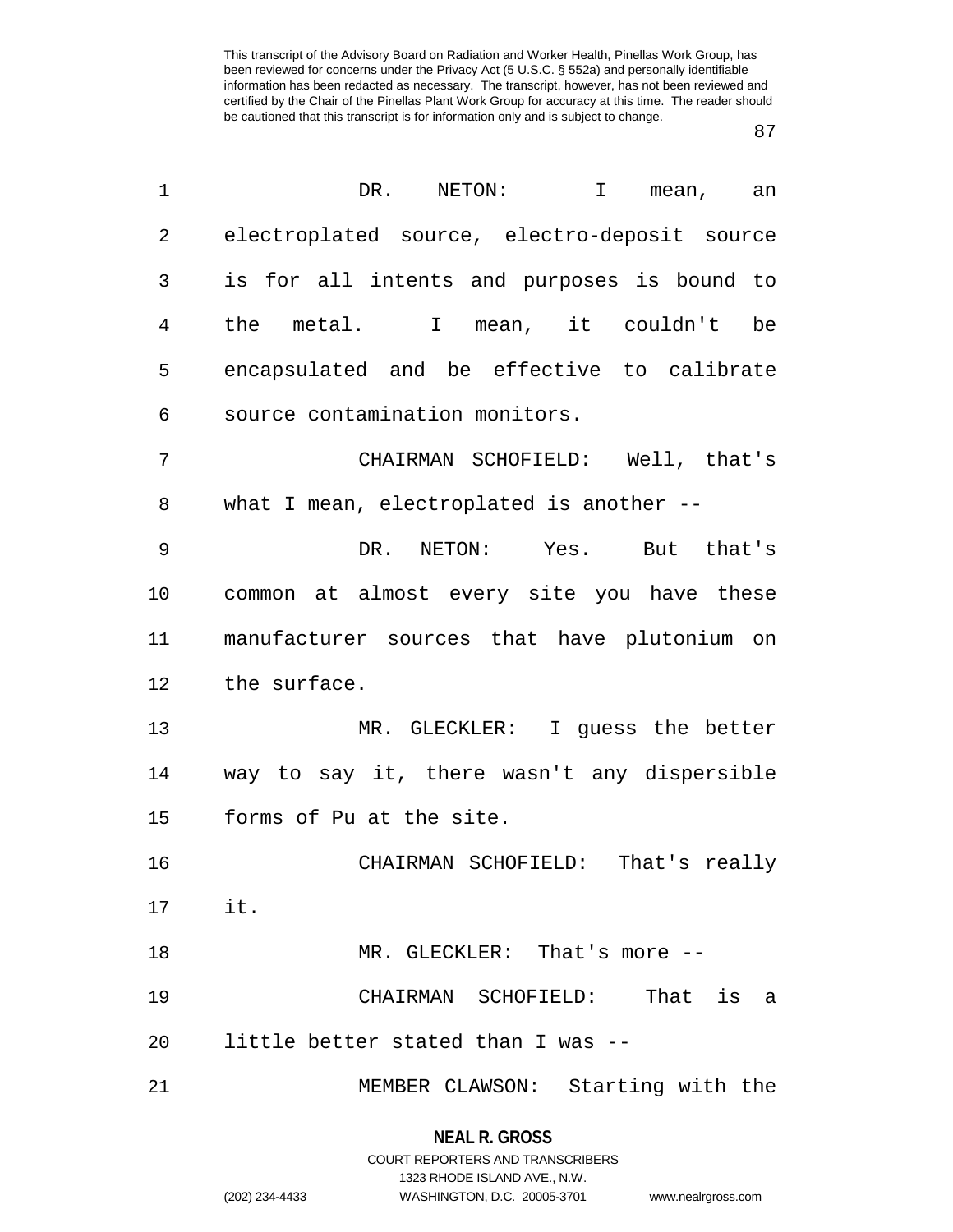DR. NETON: I mean, an electroplated source, electro-deposit source is for all intents and purposes is bound to the metal. I mean, it couldn't be encapsulated and be effective to calibrate source contamination monitors.

CHAIRMAN SCHOFIELD: Well, that's what I mean, electroplated is another --

DR. NETON: Yes. But that's common at almost every site you have these manufacturer sources that have plutonium on the surface.

MR. GLECKLER: I guess the better way to say it, there wasn't any dispersible forms of Pu at the site.

CHAIRMAN SCHOFIELD: That's really it.

MR. GLECKLER: That's more --

CHAIRMAN SCHOFIELD: That is a little better stated than I was --

MEMBER CLAWSON: Starting with the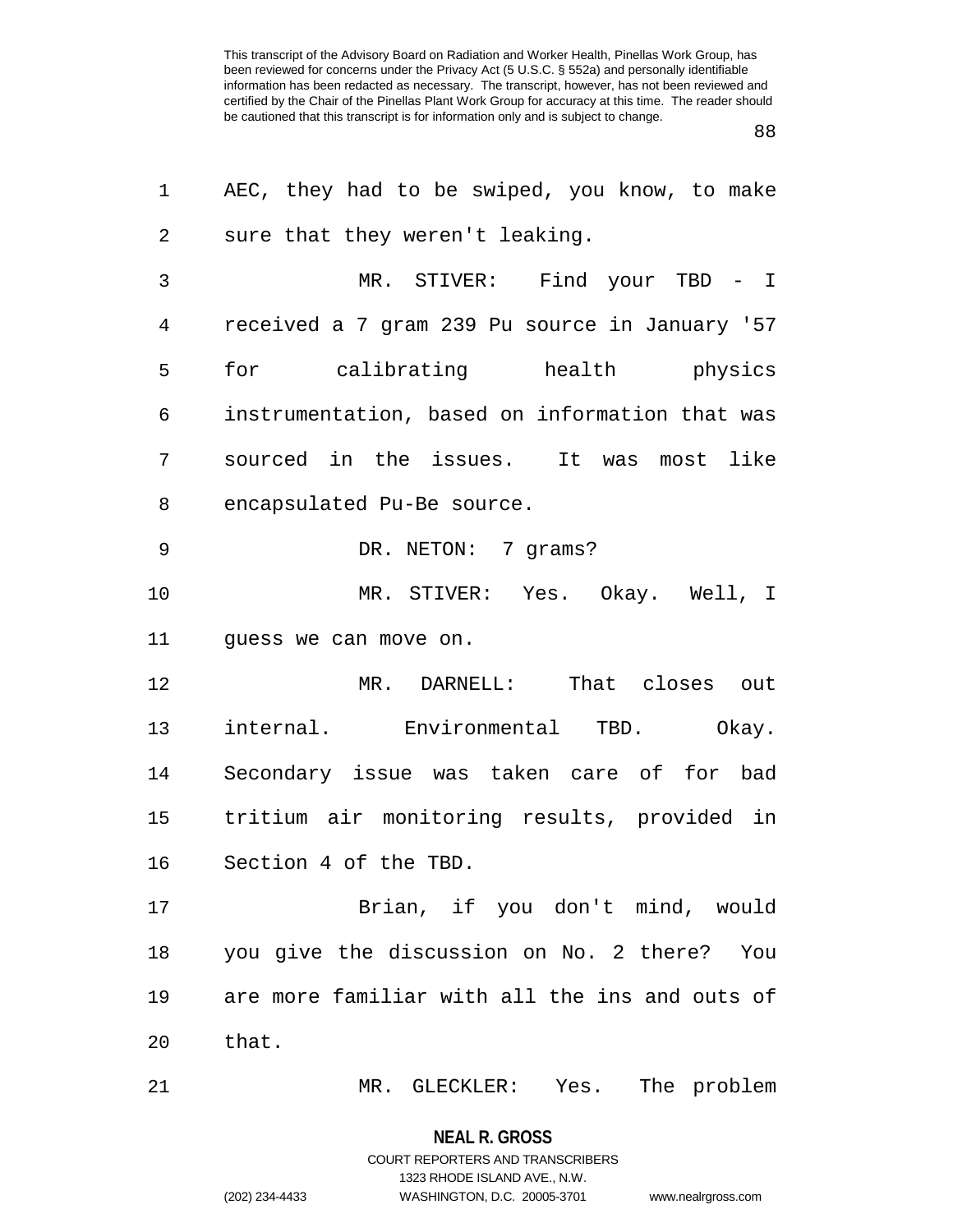AEC, they had to be swiped, you know, to make sure that they weren't leaking.

MR. STIVER: Find your TBD - I received a 7 gram 239 Pu source in January '57 for calibrating health physics instrumentation, based on information that was sourced in the issues. It was most like encapsulated Pu-Be source.

DR. NETON: 7 grams?

MR. STIVER: Yes. Okay. Well, I guess we can move on.

MR. DARNELL: That closes out internal. Environmental TBD. Okay. Secondary issue was taken care of for bad tritium air monitoring results, provided in Section 4 of the TBD.

Brian, if you don't mind, would you give the discussion on No. 2 there? You are more familiar with all the ins and outs of that.

MR. GLECKLER: Yes. The problem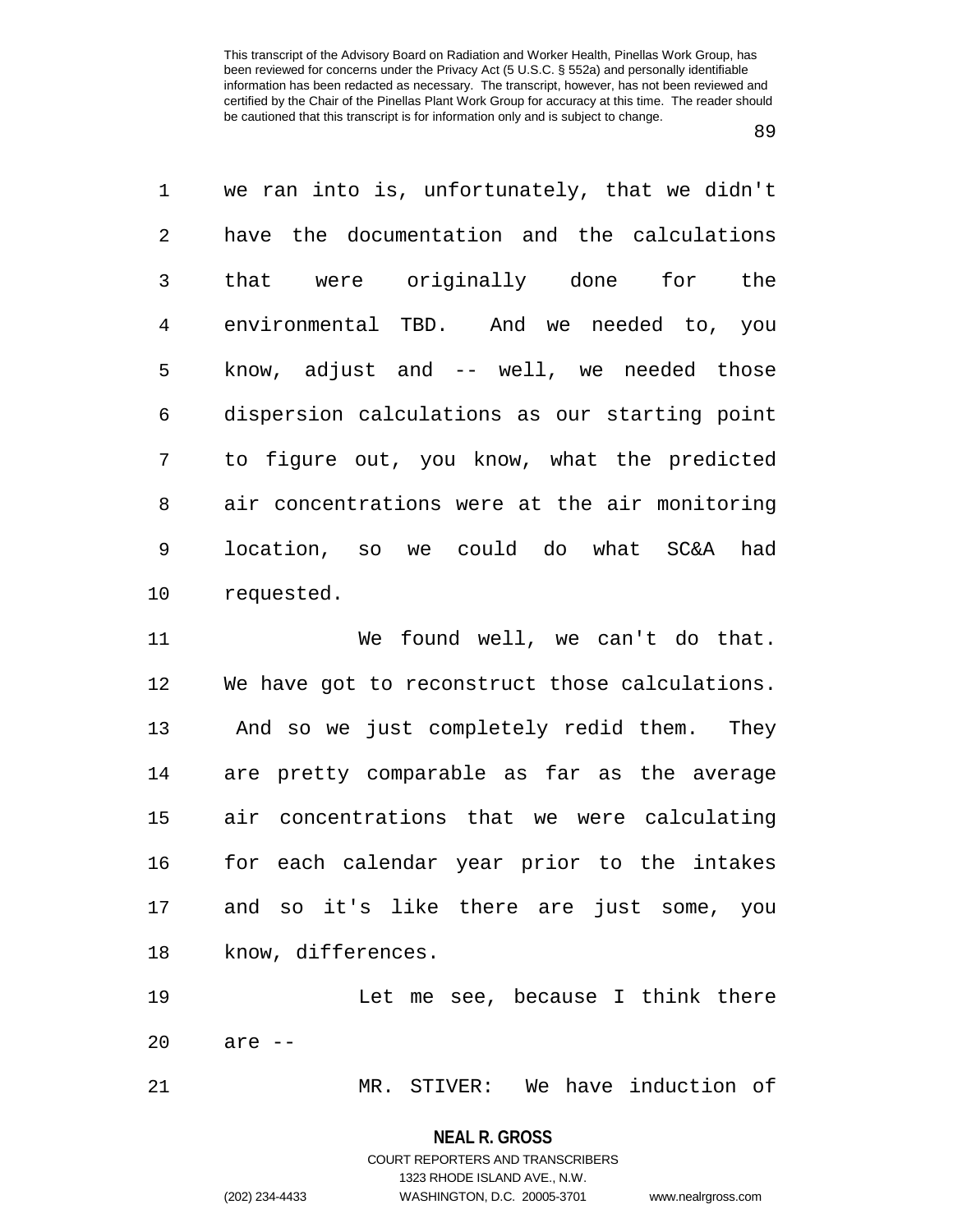we ran into is, unfortunately, that we didn't have the documentation and the calculations that were originally done for the environmental TBD. And we needed to, you know, adjust and -- well, we needed those dispersion calculations as our starting point to figure out, you know, what the predicted air concentrations were at the air monitoring location, so we could do what SC&A had requested.

We found well, we can't do that. We have got to reconstruct those calculations. And so we just completely redid them. They are pretty comparable as far as the average air concentrations that we were calculating for each calendar year prior to the intakes and so it's like there are just some, you know, differences.

Let me see, because I think there are --

MR. STIVER: We have induction of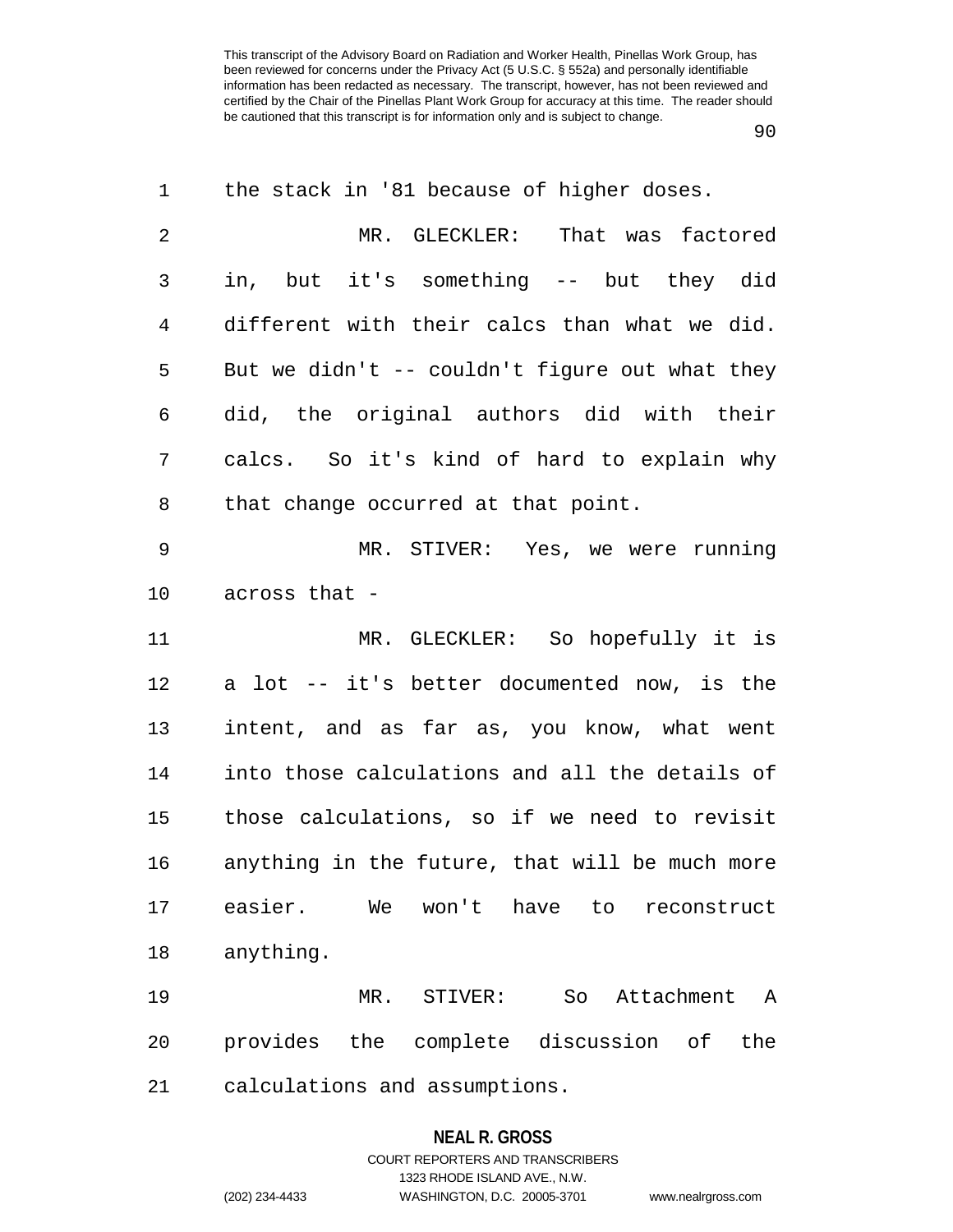the stack in '81 because of higher doses.

MR. GLECKLER: That was factored in, but it's something -- but they did different with their calcs than what we did. But we didn't -- couldn't figure out what they did, the original authors did with their calcs. So it's kind of hard to explain why that change occurred at that point.

MR. STIVER: Yes, we were running across that -

MR. GLECKLER: So hopefully it is a lot -- it's better documented now, is the intent, and as far as, you know, what went into those calculations and all the details of those calculations, so if we need to revisit anything in the future, that will be much more easier. We won't have to reconstruct anything.

MR. STIVER: So Attachment A provides the complete discussion of the calculations and assumptions.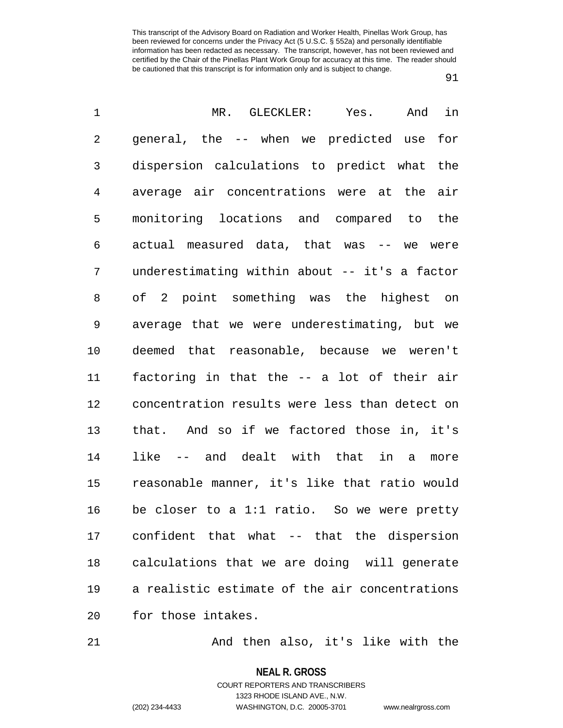MR. GLECKLER: Yes. And in general, the -- when we predicted use for dispersion calculations to predict what the average air concentrations were at the air monitoring locations and compared to the actual measured data, that was -- we were underestimating within about -- it's a factor of 2 point something was the highest on average that we were underestimating, but we deemed that reasonable, because we weren't factoring in that the -- a lot of their air concentration results were less than detect on that. And so if we factored those in, it's like -- and dealt with that in a more reasonable manner, it's like that ratio would be closer to a 1:1 ratio. So we were pretty confident that what -- that the dispersion calculations that we are doing will generate a realistic estimate of the air concentrations for those intakes.

And then also, it's like with the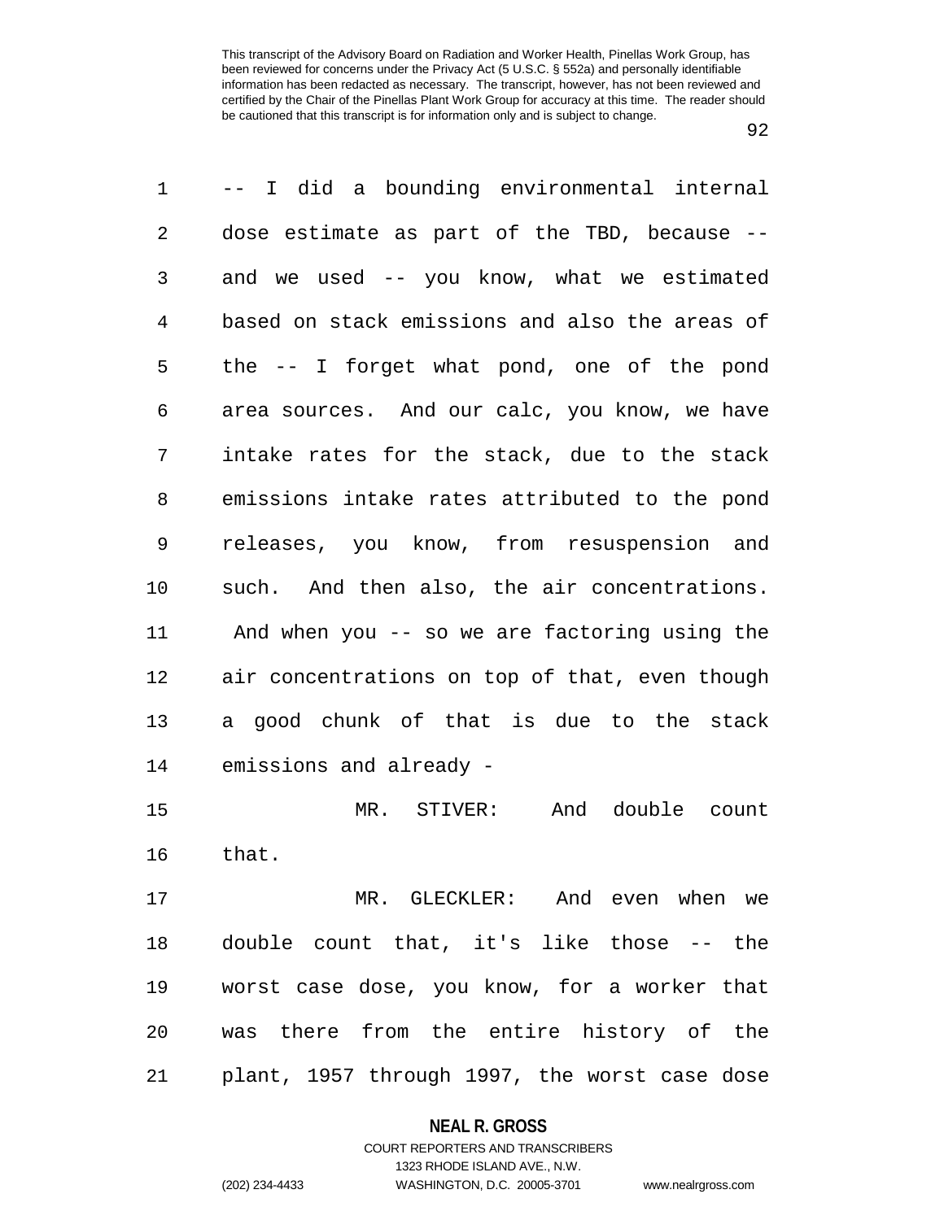-- I did a bounding environmental internal dose estimate as part of the TBD, because -- and we used -- you know, what we estimated based on stack emissions and also the areas of the -- I forget what pond, one of the pond area sources. And our calc, you know, we have intake rates for the stack, due to the stack emissions intake rates attributed to the pond releases, you know, from resuspension and such. And then also, the air concentrations. And when you -- so we are factoring using the air concentrations on top of that, even though a good chunk of that is due to the stack emissions and already -

MR. STIVER: And double count that.

MR. GLECKLER: And even when we double count that, it's like those -- the worst case dose, you know, for a worker that was there from the entire history of the plant, 1957 through 1997, the worst case dose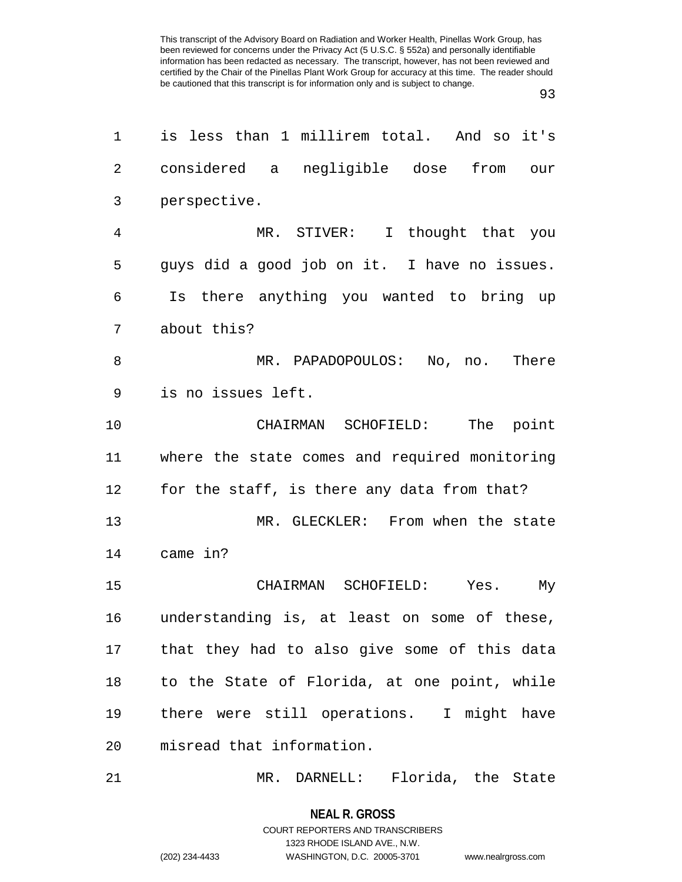is less than 1 millirem total. And so it's considered a negligible dose from our perspective.

MR. STIVER: I thought that you guys did a good job on it. I have no issues. Is there anything you wanted to bring up about this?

MR. PAPADOPOULOS: No, no. There is no issues left.

CHAIRMAN SCHOFIELD: The point where the state comes and required monitoring for the staff, is there any data from that?

MR. GLECKLER: From when the state came in?

CHAIRMAN SCHOFIELD: Yes. My understanding is, at least on some of these, that they had to also give some of this data to the State of Florida, at one point, while there were still operations. I might have misread that information.

MR. DARNELL: Florida, the State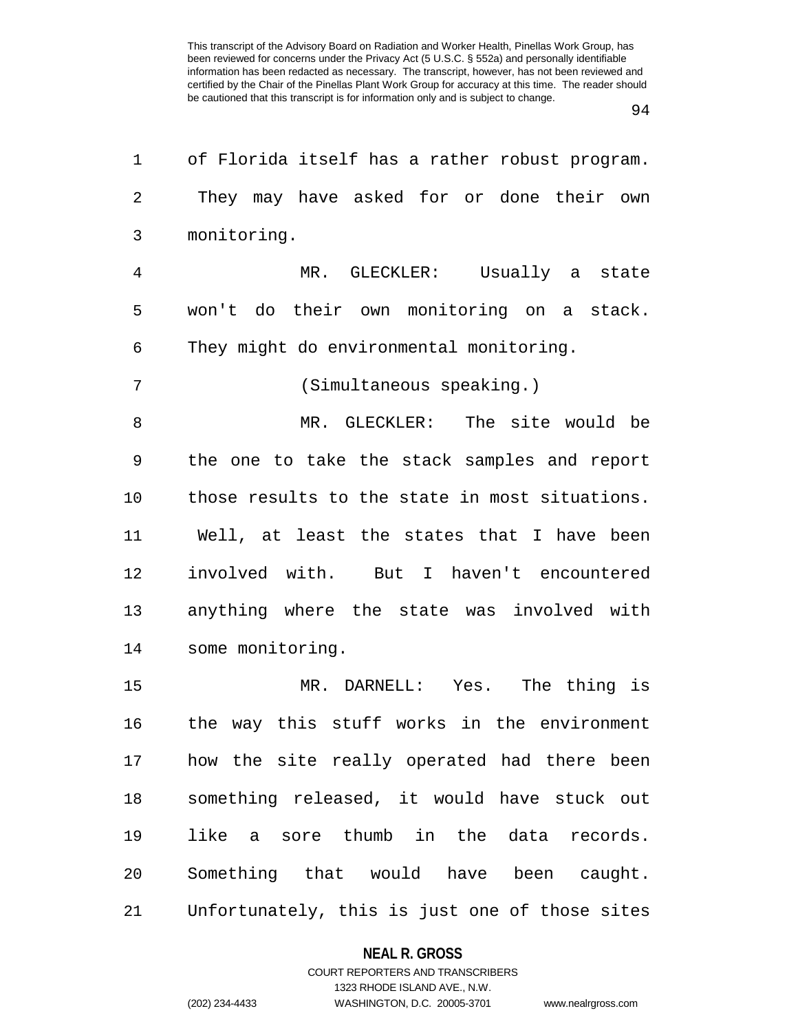of Florida itself has a rather robust program. They may have asked for or done their own monitoring.

MR. GLECKLER: Usually a state won't do their own monitoring on a stack. They might do environmental monitoring.

(Simultaneous speaking.)

MR. GLECKLER: The site would be the one to take the stack samples and report those results to the state in most situations. Well, at least the states that I have been involved with. But I haven't encountered anything where the state was involved with some monitoring.

MR. DARNELL: Yes. The thing is the way this stuff works in the environment how the site really operated had there been something released, it would have stuck out like a sore thumb in the data records. Something that would have been caught. Unfortunately, this is just one of those sites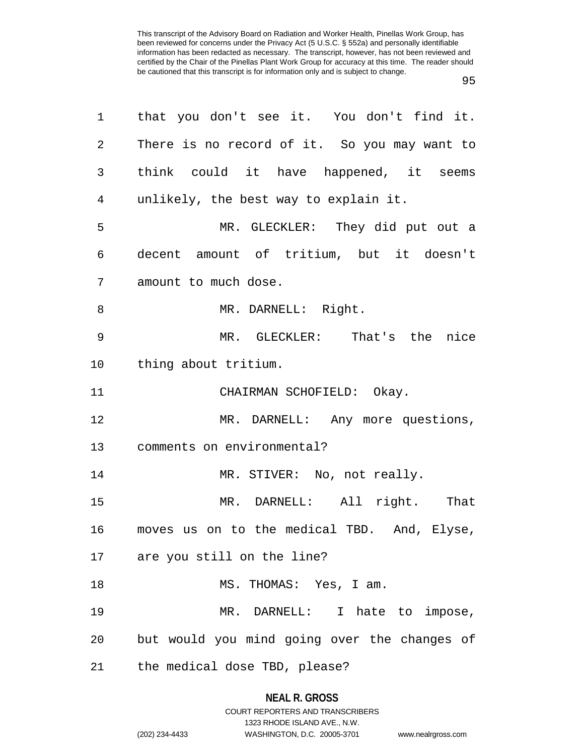that you don't see it. You don't find it. There is no record of it. So you may want to think could it have happened, it seems unlikely, the best way to explain it.

MR. GLECKLER: They did put out a decent amount of tritium, but it doesn't amount to much dose.

MR. DARNELL: Right.

MR. GLECKLER: That's the nice thing about tritium.

CHAIRMAN SCHOFIELD: Okay.

MR. DARNELL: Any more questions, comments on environmental?

MR. STIVER: No, not really.

MR. DARNELL: All right. That moves us on to the medical TBD. And, Elyse, are you still on the line?

MS. THOMAS: Yes, I am.

MR. DARNELL: I hate to impose, but would you mind going over the changes of the medical dose TBD, please?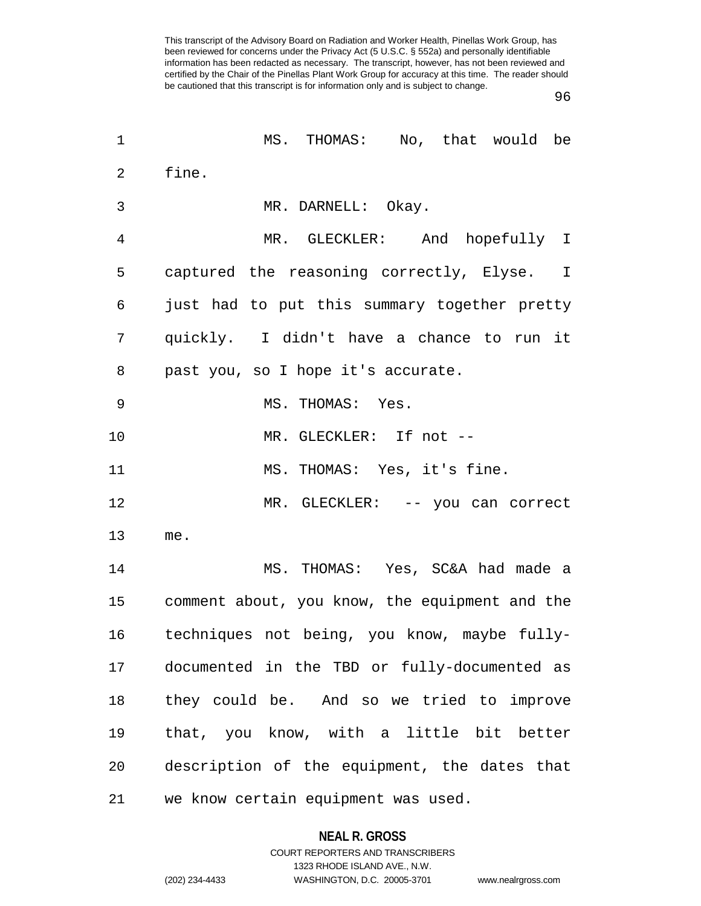MS. THOMAS: No, that would be fine.

MR. DARNELL: Okay.

MR. GLECKLER: And hopefully I captured the reasoning correctly, Elyse. I just had to put this summary together pretty quickly. I didn't have a chance to run it past you, so I hope it's accurate.

MS. THOMAS: Yes.

MR. GLECKLER: If not --

MS. THOMAS: Yes, it's fine.

MR. GLECKLER: -- you can correct me.

MS. THOMAS: Yes, SC&A had made a comment about, you know, the equipment and the techniques not being, you know, maybe fully-documented in the TBD or fully-documented as they could be. And so we tried to improve that, you know, with a little bit better description of the equipment, the dates that we know certain equipment was used.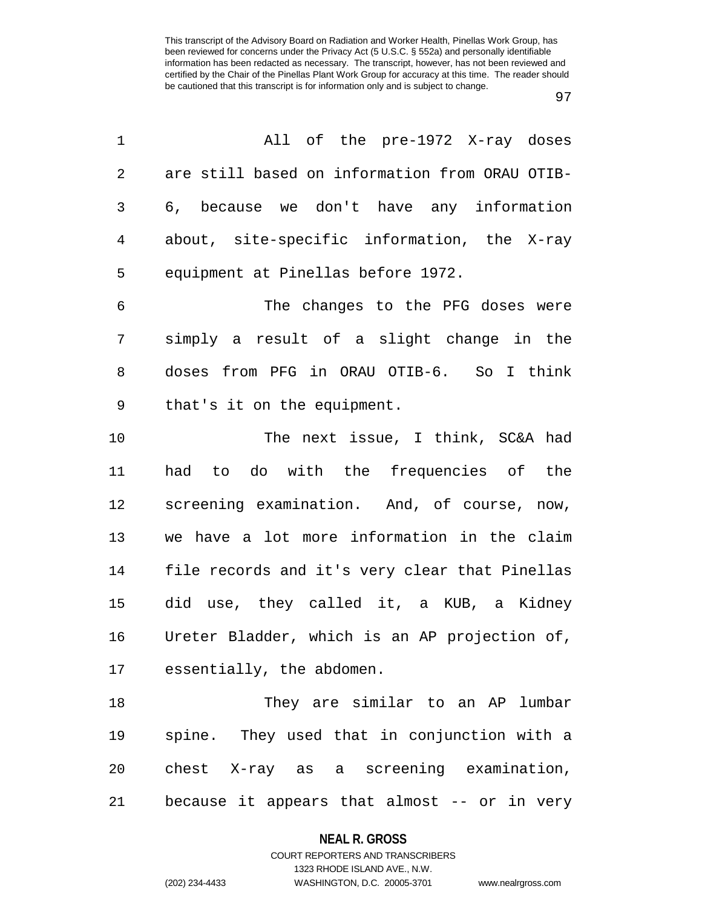This transcript of the Advisory Board on Radiation and Worker Health, Pinellas Work Group, has been reviewed for concerns under the Privacy Act (5 U.S.C. § 552a) and personally identifiable information has been redacted as necessary. The transcript, however, has not been reviewed and certified by the Chair of the Pinellas Plant Work Group for accuracy at this time. The reader should be cautioned that this transcript is for information only and is subject to change.

All of the pre-1972 X-ray doses are still based on information from ORAU OTIB-6, because we don't have any information about, site-specific information, the X-ray equipment at Pinellas before 1972.

The changes to the PFG doses were simply a result of a slight change in the doses from PFG in ORAU OTIB-6. So I think that's it on the equipment.

The next issue, I think, SC&A had had to do with the frequencies of the screening examination. And, of course, now, we have a lot more information in the claim file records and it's very clear that Pinellas did use, they called it, a KUB, a Kidney Ureter Bladder, which is an AP projection of, essentially, the abdomen.

They are similar to an AP lumbar spine. They used that in conjunction with a chest X-ray as a screening examination, because it appears that almost -- or in very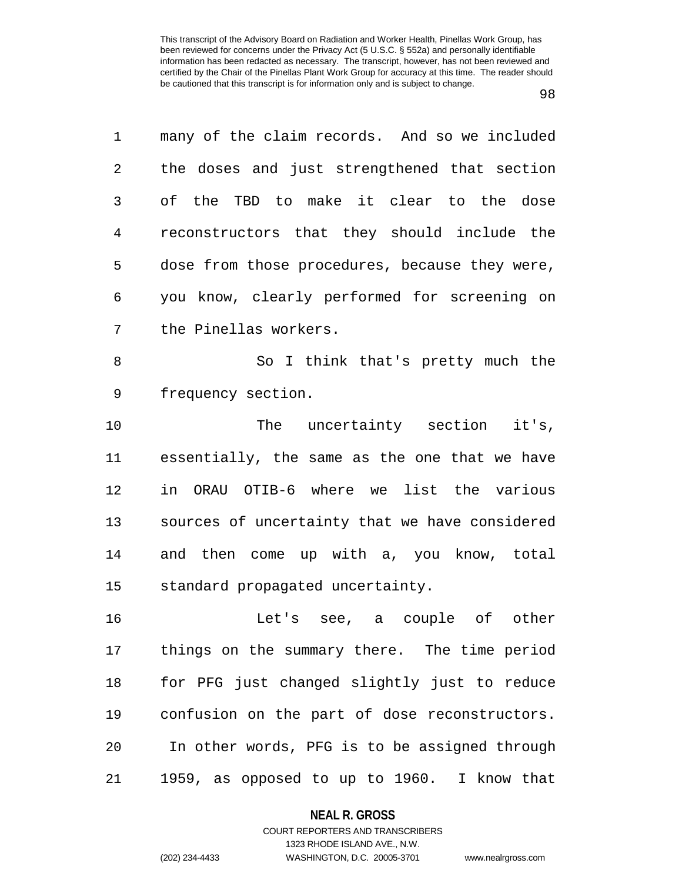many of the claim records. And so we included the doses and just strengthened that section of the TBD to make it clear to the dose reconstructors that they should include the dose from those procedures, because they were, you know, clearly performed for screening on the Pinellas workers.

So I think that's pretty much the frequency section.

The uncertainty section it's, essentially, the same as the one that we have in ORAU OTIB-6 where we list the various sources of uncertainty that we have considered and then come up with a, you know, total standard propagated uncertainty.

Let's see, a couple of other things on the summary there. The time period for PFG just changed slightly just to reduce confusion on the part of dose reconstructors. In other words, PFG is to be assigned through 1959, as opposed to up to 1960. I know that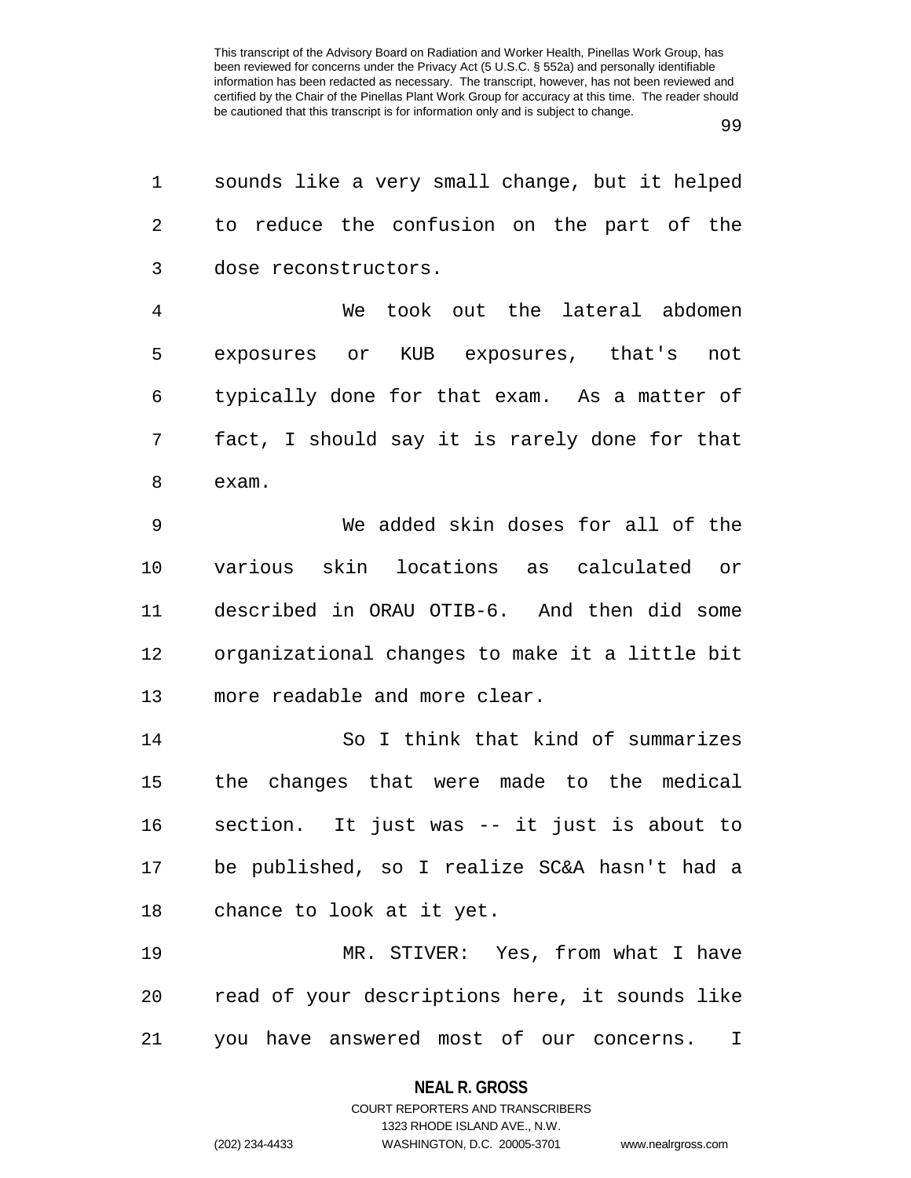sounds like a very small change, but it helped to reduce the confusion on the part of the dose reconstructors.

We took out the lateral abdomen exposures or KUB exposures, that's not typically done for that exam. As a matter of fact, I should say it is rarely done for that exam.

We added skin doses for all of the various skin locations as calculated or described in ORAU OTIB-6. And then did some organizational changes to make it a little bit more readable and more clear.

So I think that kind of summarizes the changes that were made to the medical section. It just was -- it just is about to be published, so I realize SC&A hasn't had a chance to look at it yet.

MR. STIVER: Yes, from what I have read of your descriptions here, it sounds like you have answered most of our concerns. I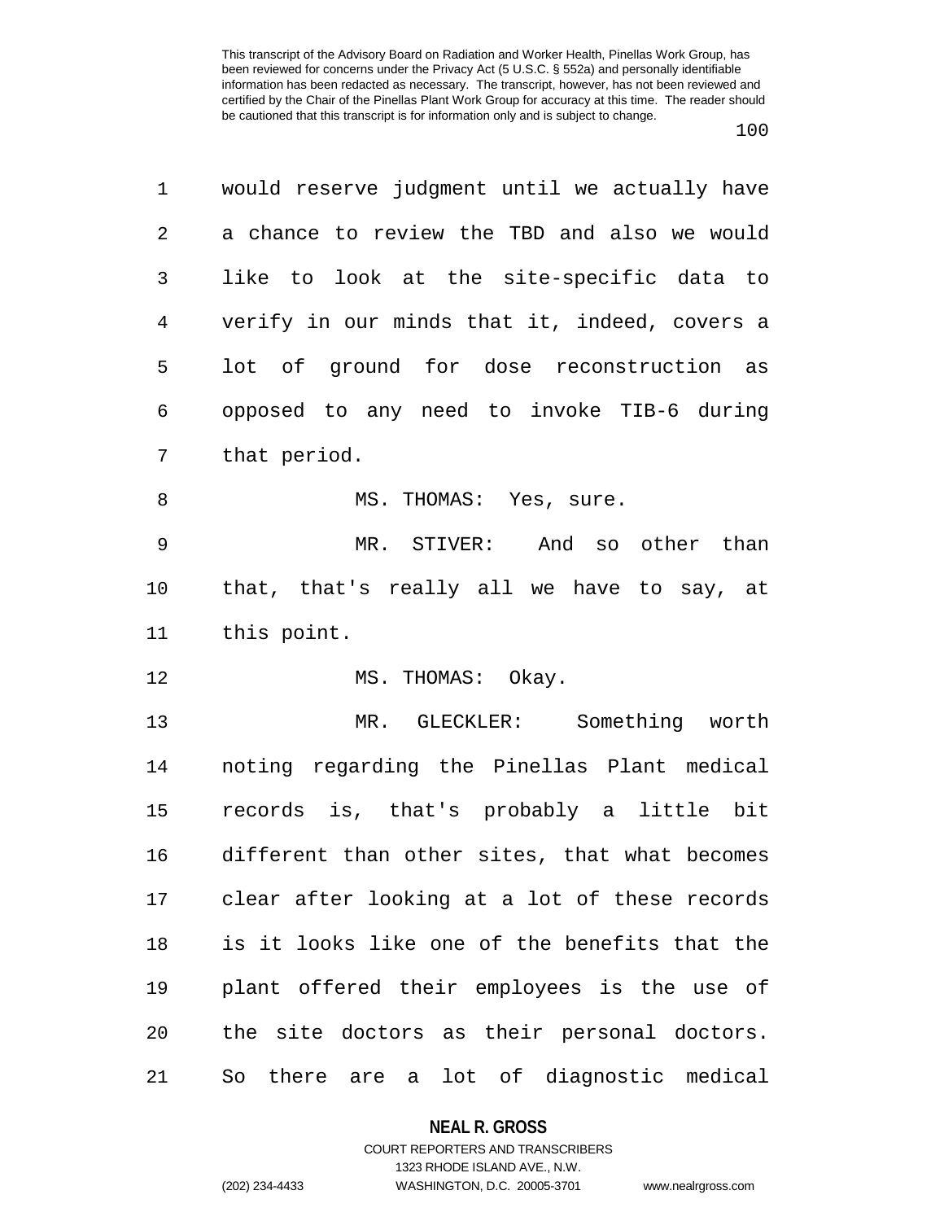would reserve judgment until we actually have a chance to review the TBD and also we would like to look at the site-specific data to verify in our minds that it, indeed, covers a lot of ground for dose reconstruction as opposed to any need to invoke TIB-6 during that period.

MS. THOMAS: Yes, sure.

MR. STIVER: And so other than that, that's really all we have to say, at this point.

MS. THOMAS: Okay.

MR. GLECKLER: Something worth noting regarding the Pinellas Plant medical records is, that's probably a little bit different than other sites, that what becomes clear after looking at a lot of these records is it looks like one of the benefits that the plant offered their employees is the use of the site doctors as their personal doctors. So there are a lot of diagnostic medical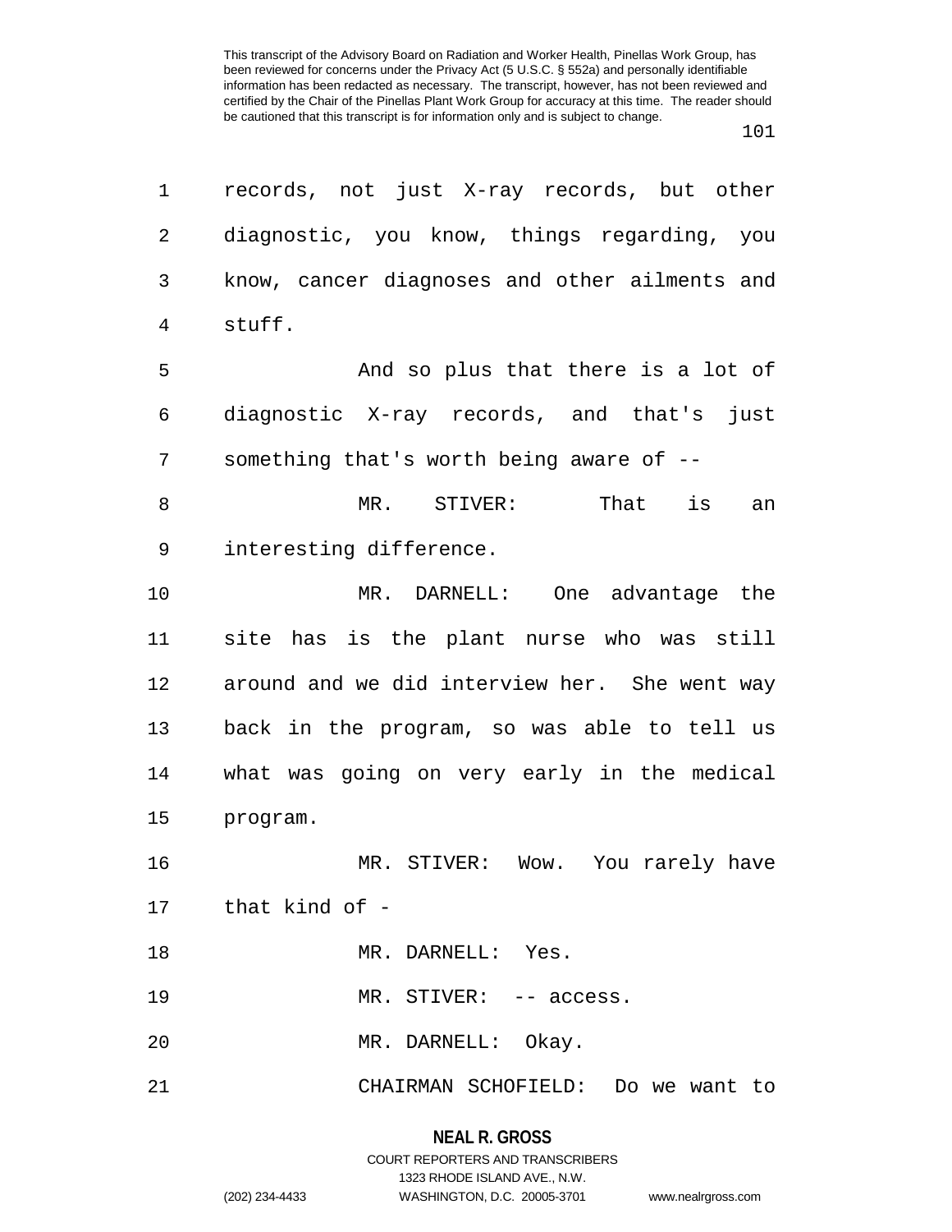records, not just X-ray records, but other diagnostic, you know, things regarding, you know, cancer diagnoses and other ailments and stuff.

And so plus that there is a lot of diagnostic X-ray records, and that's just something that's worth being aware of --

MR. STIVER: That is an interesting difference.

MR. DARNELL: One advantage the site has is the plant nurse who was still around and we did interview her. She went way back in the program, so was able to tell us what was going on very early in the medical program.

MR. STIVER: Wow. You rarely have that kind of -

MR. DARNELL: Yes.

MR. STIVER: -- access.

MR. DARNELL: Okay.

CHAIRMAN SCHOFIELD: Do we want to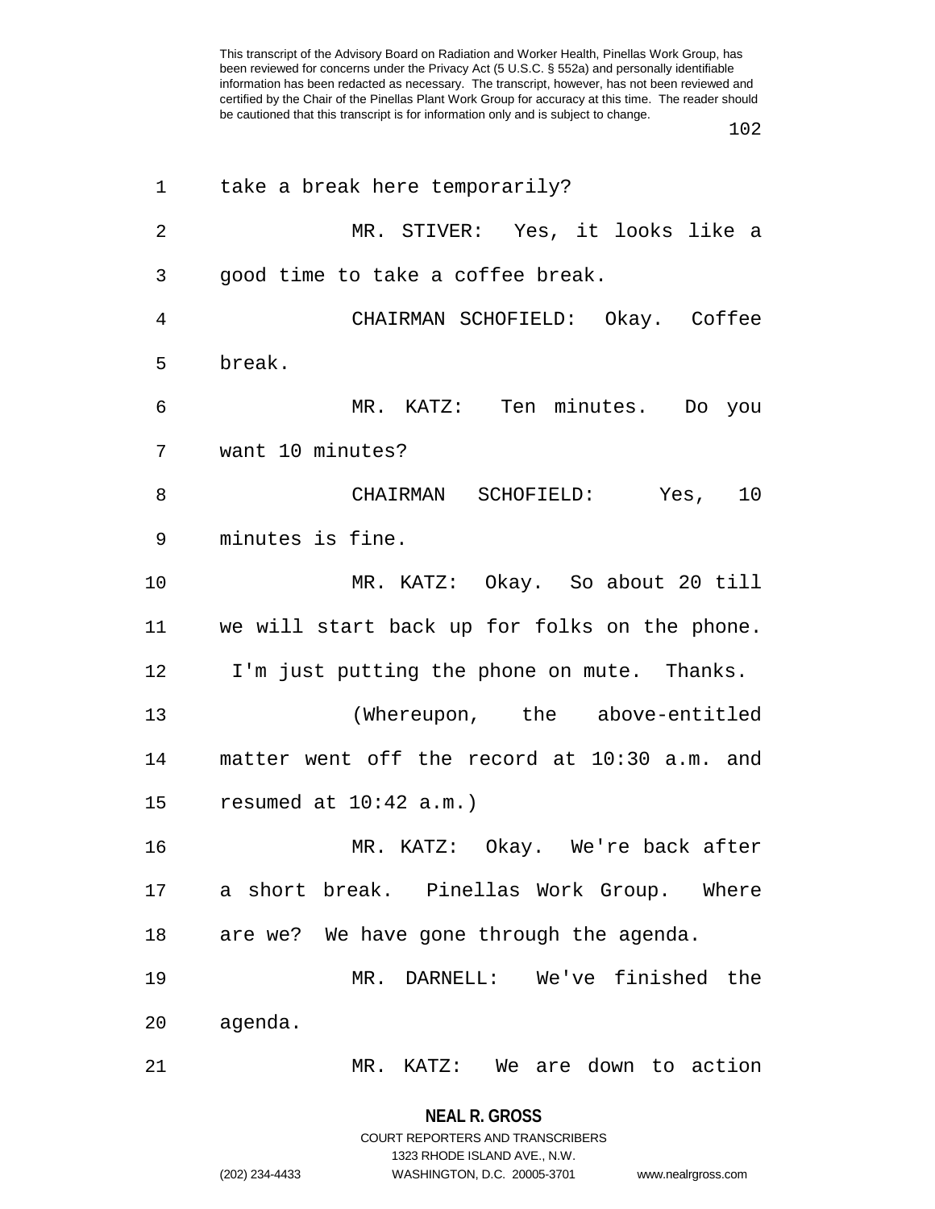take a break here temporarily?

MR. STIVER: Yes, it looks like a good time to take a coffee break.

CHAIRMAN SCHOFIELD: Okay. Coffee break.

MR. KATZ: Ten minutes. Do you want 10 minutes?

CHAIRMAN SCHOFIELD: Yes, 10 minutes is fine.

MR. KATZ: Okay. So about 20 till we will start back up for folks on the phone. I'm just putting the phone on mute. Thanks.

(Whereupon, the above-entitled matter went off the record at 10:30 a.m. and resumed at 10:42 a.m.)

MR. KATZ: Okay. We're back after a short break. Pinellas Work Group. Where are we? We have gone through the agenda.

MR. DARNELL: We've finished the agenda.

MR. KATZ: We are down to action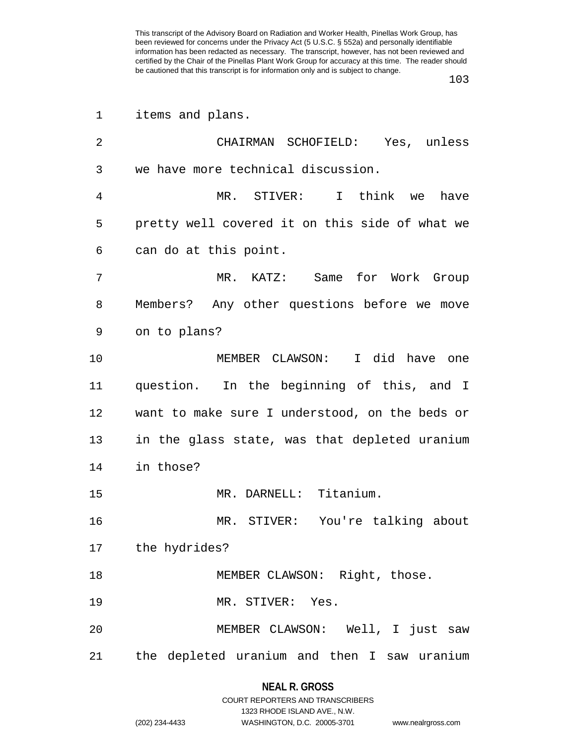This transcript of the Advisory Board on Radiation and Worker Health, Pinellas Work Group, has been reviewed for concerns under the Privacy Act (5 U.S.C. § 552a) and personally identifiable information has been redacted as necessary. The transcript, however, has not been reviewed and certified by the Chair of the Pinellas Plant Work Group for accuracy at this time. The reader should be cautioned that this transcript is for information only and is subject to change.

1 items and plans.

2 CHAIRMAN SCHOFIELD: Yes, unless
3 we have more technical discussion.

4 MR. STIVER: I think we have
5 pretty well covered it on this side of what we
6 can do at this point.

7 MR. KATZ: Same for Work Group
8 Members? Any other questions before we move
9 on to plans?

10 MEMBER CLAWSON: I did have one
11 question. In the beginning of this, and I
12 want to make sure I understood, on the beds or
13 in the glass state, was that depleted uranium
14 in those?

15 MR. DARNELL: Titanium.

16 MR. STIVER: You're talking about
17 the hydrides?

18 MEMBER CLAWSON: Right, those.

19 MR. STIVER: Yes.

20 MEMBER CLAWSON: Well, I just saw
21 the depleted uranium and then I saw uranium

**NEAL R. GROSS**
COURT REPORTERS AND TRANSCRIBERS
1323 RHODE ISLAND AVE., N.W.
(202) 234-4433 WASHINGTON, D.C. 20005-3701 www.nealrgross.com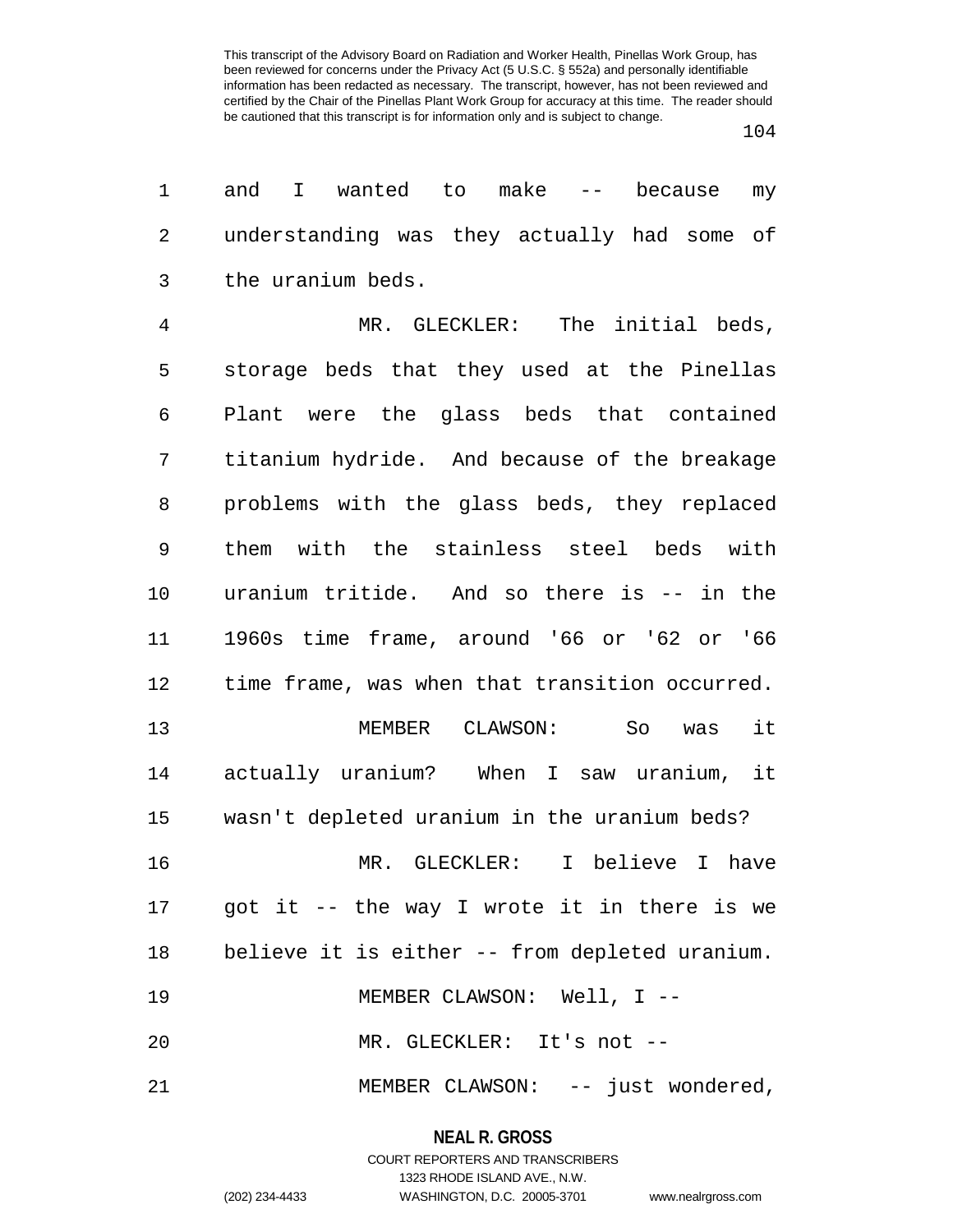and I wanted to make -- because my understanding was they actually had some of the uranium beds.

MR. GLECKLER: The initial beds, storage beds that they used at the Pinellas Plant were the glass beds that contained titanium hydride. And because of the breakage problems with the glass beds, they replaced them with the stainless steel beds with uranium tritide. And so there is -- in the 1960s time frame, around '66 or '62 or '66 time frame, was when that transition occurred.

MEMBER CLAWSON: So was it actually uranium? When I saw uranium, it wasn't depleted uranium in the uranium beds?

MR. GLECKLER: I believe I have got it -- the way I wrote it in there is we believe it is either -- from depleted uranium.

MEMBER CLAWSON: Well, I --

MR. GLECKLER: It's not --

MEMBER CLAWSON: -- just wondered,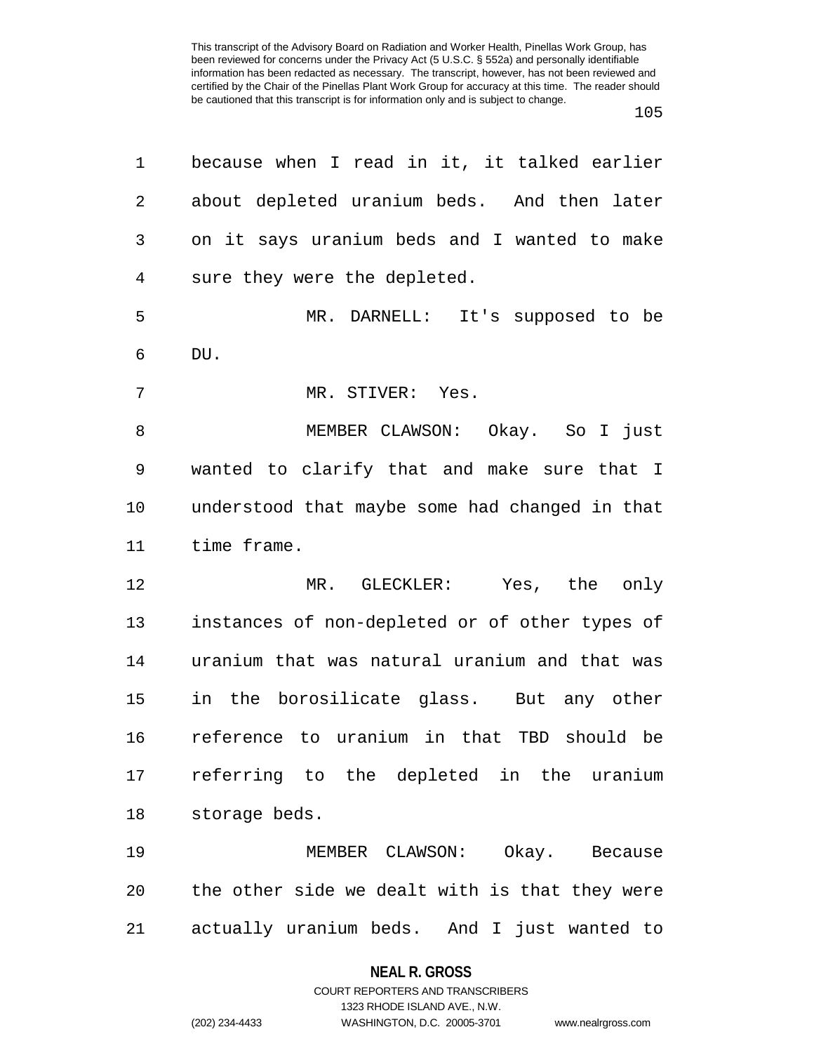because when I read in it, it talked earlier about depleted uranium beds. And then later on it says uranium beds and I wanted to make sure they were the depleted.

MR. DARNELL: It's supposed to be DU.

MR. STIVER: Yes.

MEMBER CLAWSON: Okay. So I just wanted to clarify that and make sure that I understood that maybe some had changed in that time frame.

MR. GLECKLER: Yes, the only instances of non-depleted or of other types of uranium that was natural uranium and that was in the borosilicate glass. But any other reference to uranium in that TBD should be referring to the depleted in the uranium storage beds.

MEMBER CLAWSON: Okay. Because the other side we dealt with is that they were actually uranium beds. And I just wanted to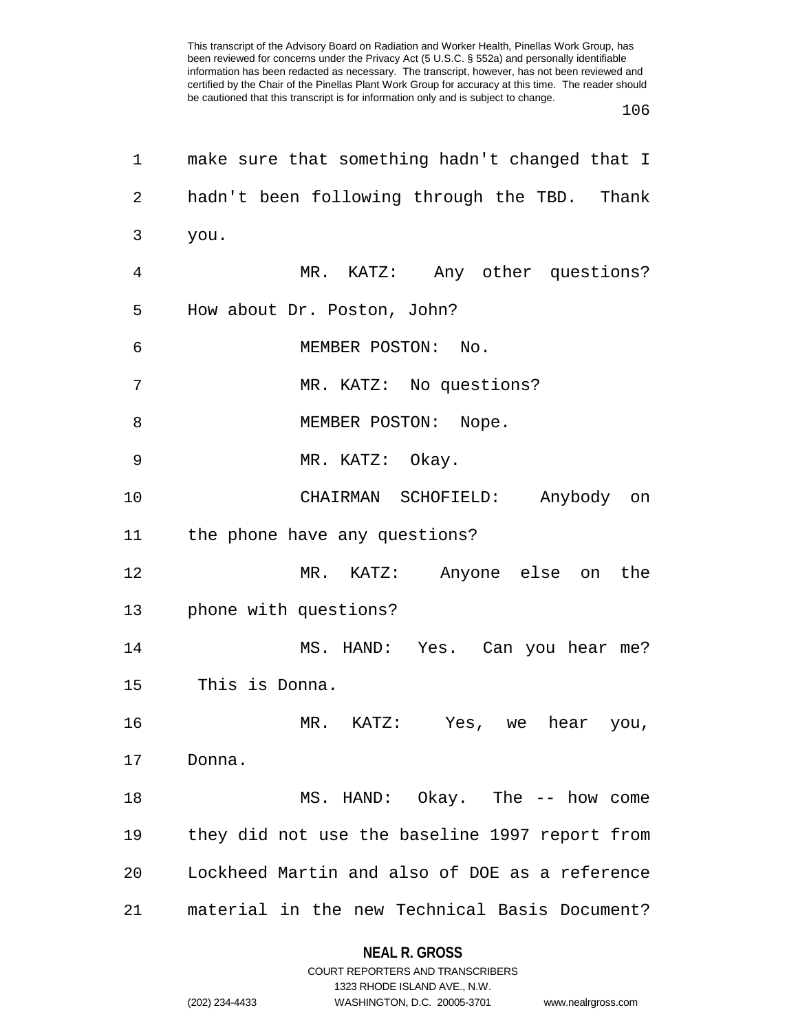make sure that something hadn't changed that I hadn't been following through the TBD. Thank you.

MR. KATZ: Any other questions? How about Dr. Poston, John?

MEMBER POSTON: No.

MR. KATZ: No questions?

MEMBER POSTON: Nope.

MR. KATZ: Okay.

CHAIRMAN SCHOFIELD: Anybody on the phone have any questions?

MR. KATZ: Anyone else on the phone with questions?

MS. HAND: Yes. Can you hear me? This is Donna.

MR. KATZ: Yes, we hear you, Donna.

MS. HAND: Okay. The -- how come they did not use the baseline 1997 report from Lockheed Martin and also of DOE as a reference material in the new Technical Basis Document?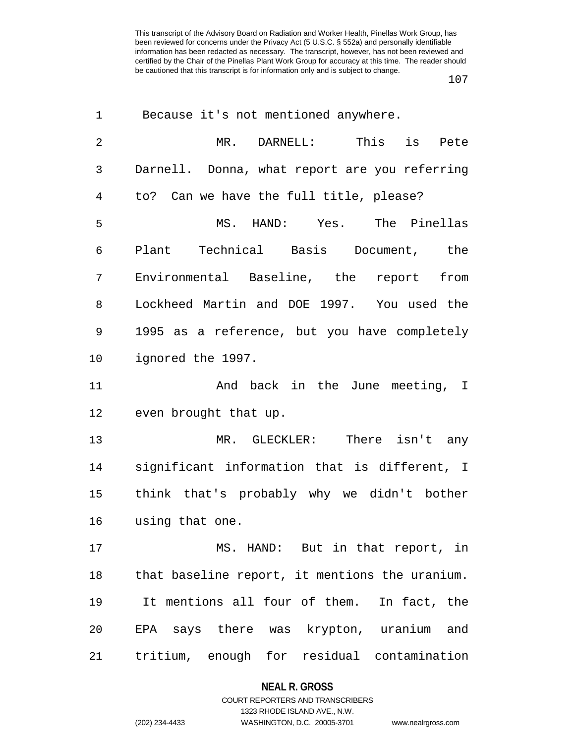Because it's not mentioned anywhere.

MR. DARNELL: This is Pete Darnell. Donna, what report are you referring to? Can we have the full title, please?

MS. HAND: Yes. The Pinellas Plant Technical Basis Document, the Environmental Baseline, the report from Lockheed Martin and DOE 1997. You used the 1995 as a reference, but you have completely ignored the 1997.

And back in the June meeting, I even brought that up.

MR. GLECKLER: There isn't any significant information that is different, I think that's probably why we didn't bother using that one.

MS. HAND: But in that report, in that baseline report, it mentions the uranium. It mentions all four of them. In fact, the EPA says there was krypton, uranium and tritium, enough for residual contamination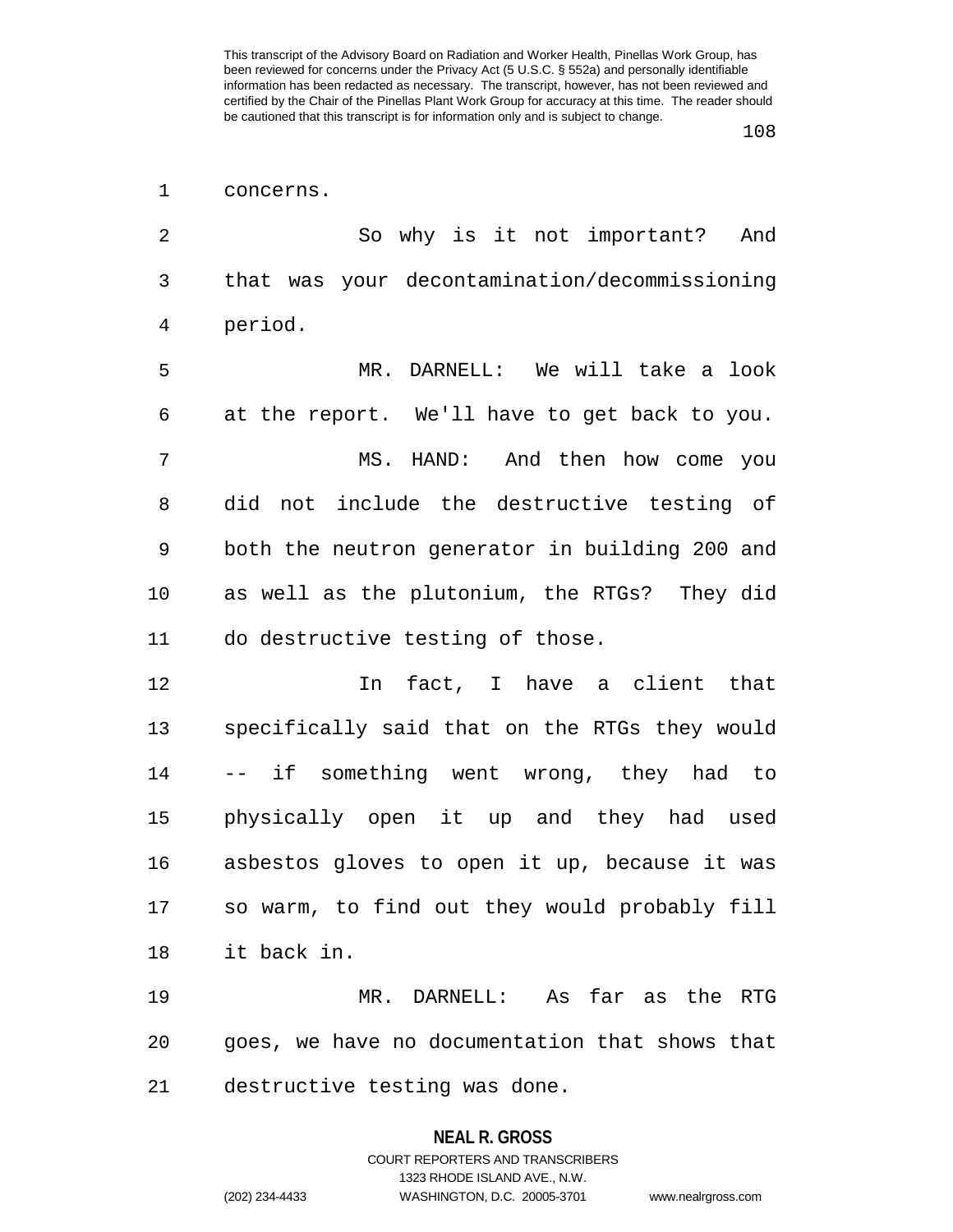concerns.

So why is it not important? And that was your decontamination/decommissioning period.

MR. DARNELL: We will take a look at the report. We'll have to get back to you.

MS. HAND: And then how come you did not include the destructive testing of both the neutron generator in building 200 and as well as the plutonium, the RTGs? They did do destructive testing of those.

In fact, I have a client that specifically said that on the RTGs they would -- if something went wrong, they had to physically open it up and they had used asbestos gloves to open it up, because it was so warm, to find out they would probably fill it back in.

MR. DARNELL: As far as the RTG goes, we have no documentation that shows that destructive testing was done.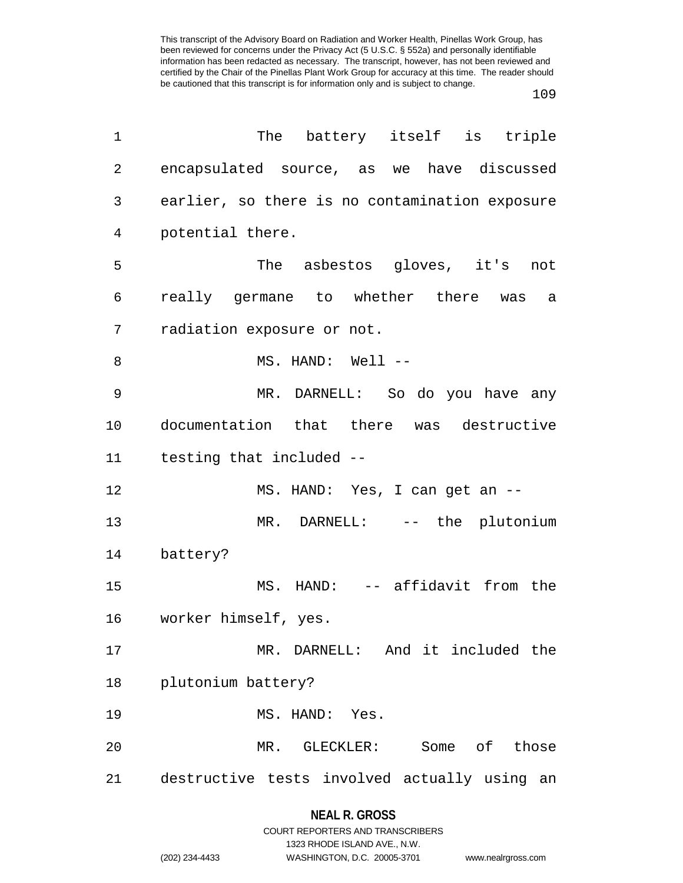The battery itself is triple encapsulated source, as we have discussed earlier, so there is no contamination exposure potential there.

The asbestos gloves, it's not really germane to whether there was a radiation exposure or not.

MS. HAND: Well --

MR. DARNELL: So do you have any documentation that there was destructive testing that included --

MS. HAND: Yes, I can get an --

MR. DARNELL: -- the plutonium battery?

MS. HAND: -- affidavit from the worker himself, yes.

MR. DARNELL: And it included the plutonium battery?

MS. HAND: Yes.

MR. GLECKLER: Some of those destructive tests involved actually using an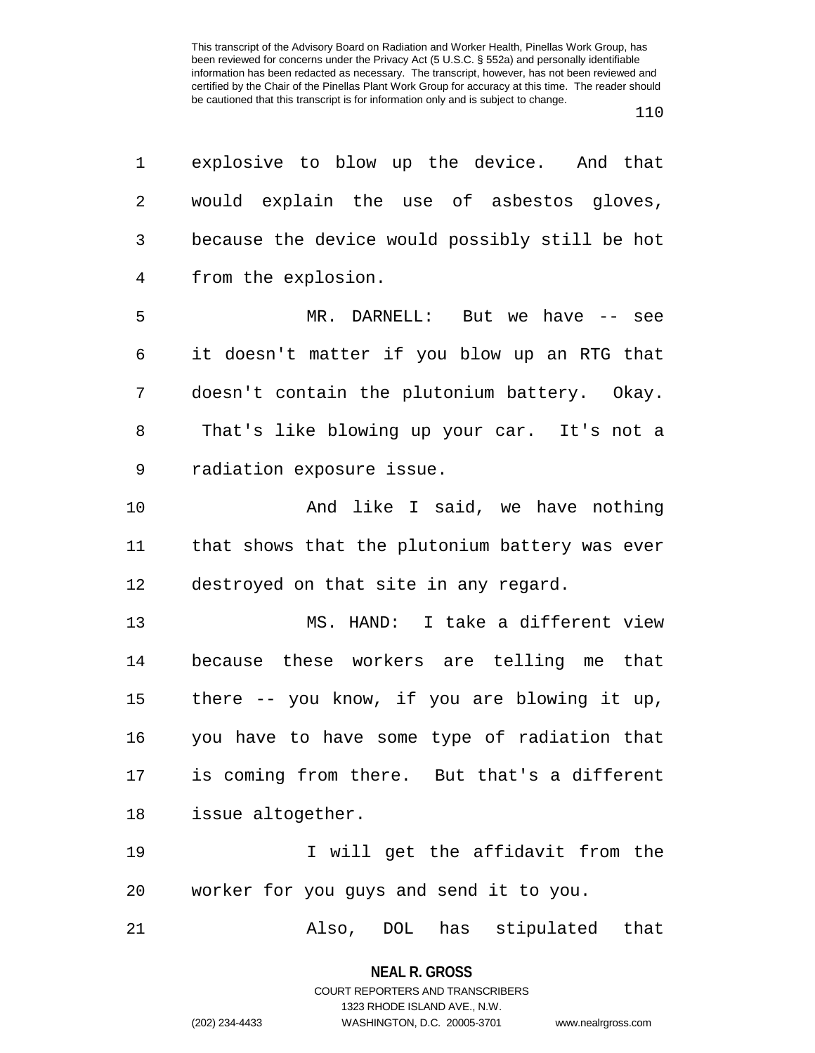explosive to blow up the device. And that would explain the use of asbestos gloves, because the device would possibly still be hot from the explosion.

MR. DARNELL: But we have -- see it doesn't matter if you blow up an RTG that doesn't contain the plutonium battery. Okay. That's like blowing up your car. It's not a radiation exposure issue.

And like I said, we have nothing that shows that the plutonium battery was ever destroyed on that site in any regard.

MS. HAND: I take a different view because these workers are telling me that there -- you know, if you are blowing it up, you have to have some type of radiation that is coming from there. But that's a different issue altogether.

I will get the affidavit from the worker for you guys and send it to you.

Also, DOL has stipulated that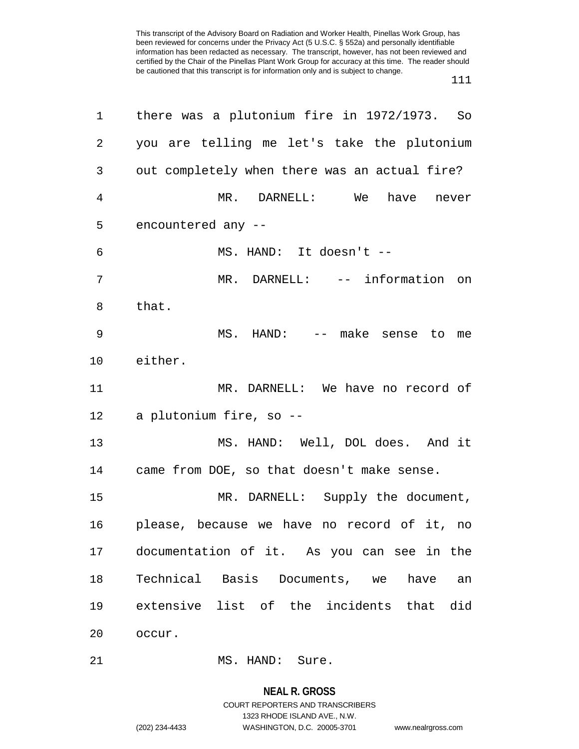there was a plutonium fire in 1972/1973. So you are telling me let's take the plutonium out completely when there was an actual fire?

MR. DARNELL: We have never encountered any --

MS. HAND: It doesn't --

MR. DARNELL: -- information on that.

MS. HAND: -- make sense to me either.

MR. DARNELL: We have no record of a plutonium fire, so --

MS. HAND: Well, DOL does. And it came from DOE, so that doesn't make sense.

MR. DARNELL: Supply the document, please, because we have no record of it, no documentation of it. As you can see in the Technical Basis Documents, we have an extensive list of the incidents that did occur.

MS. HAND: Sure.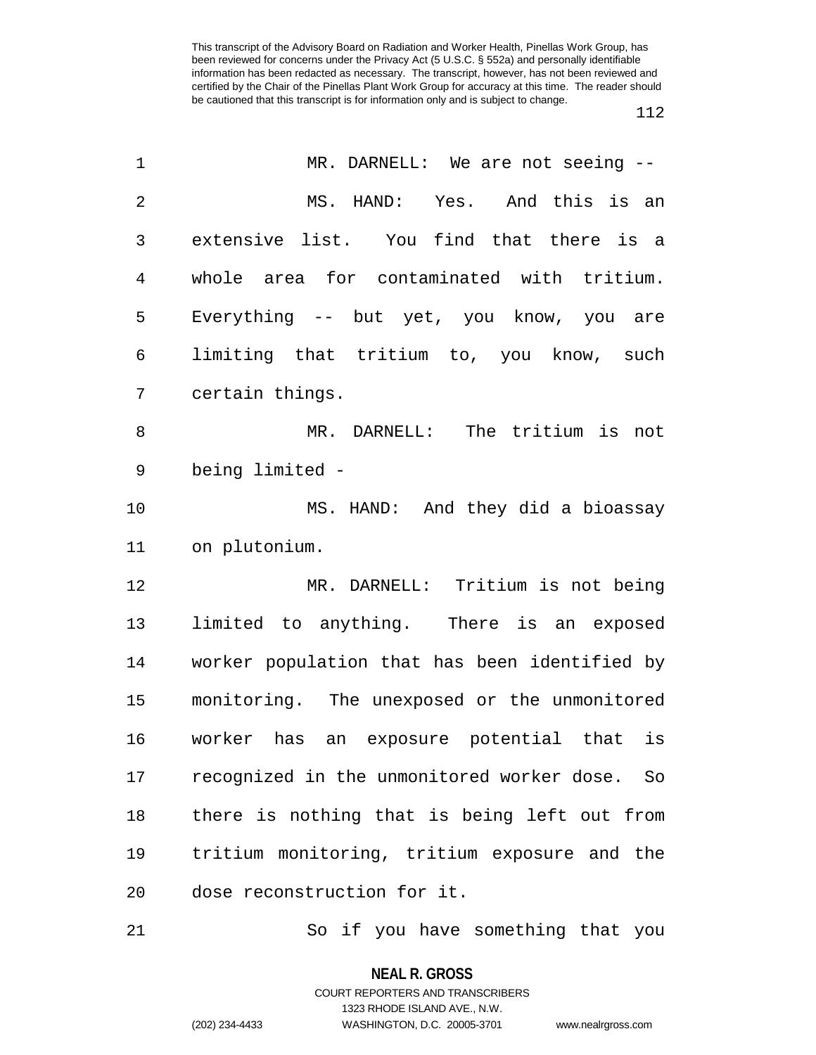MR. DARNELL: We are not seeing --

MS. HAND: Yes. And this is an extensive list. You find that there is a whole area for contaminated with tritium. Everything -- but yet, you know, you are limiting that tritium to, you know, such certain things.

MR. DARNELL: The tritium is not being limited -

MS. HAND: And they did a bioassay on plutonium.

MR. DARNELL: Tritium is not being limited to anything. There is an exposed worker population that has been identified by monitoring. The unexposed or the unmonitored worker has an exposure potential that is recognized in the unmonitored worker dose. So there is nothing that is being left out from tritium monitoring, tritium exposure and the dose reconstruction for it.

So if you have something that you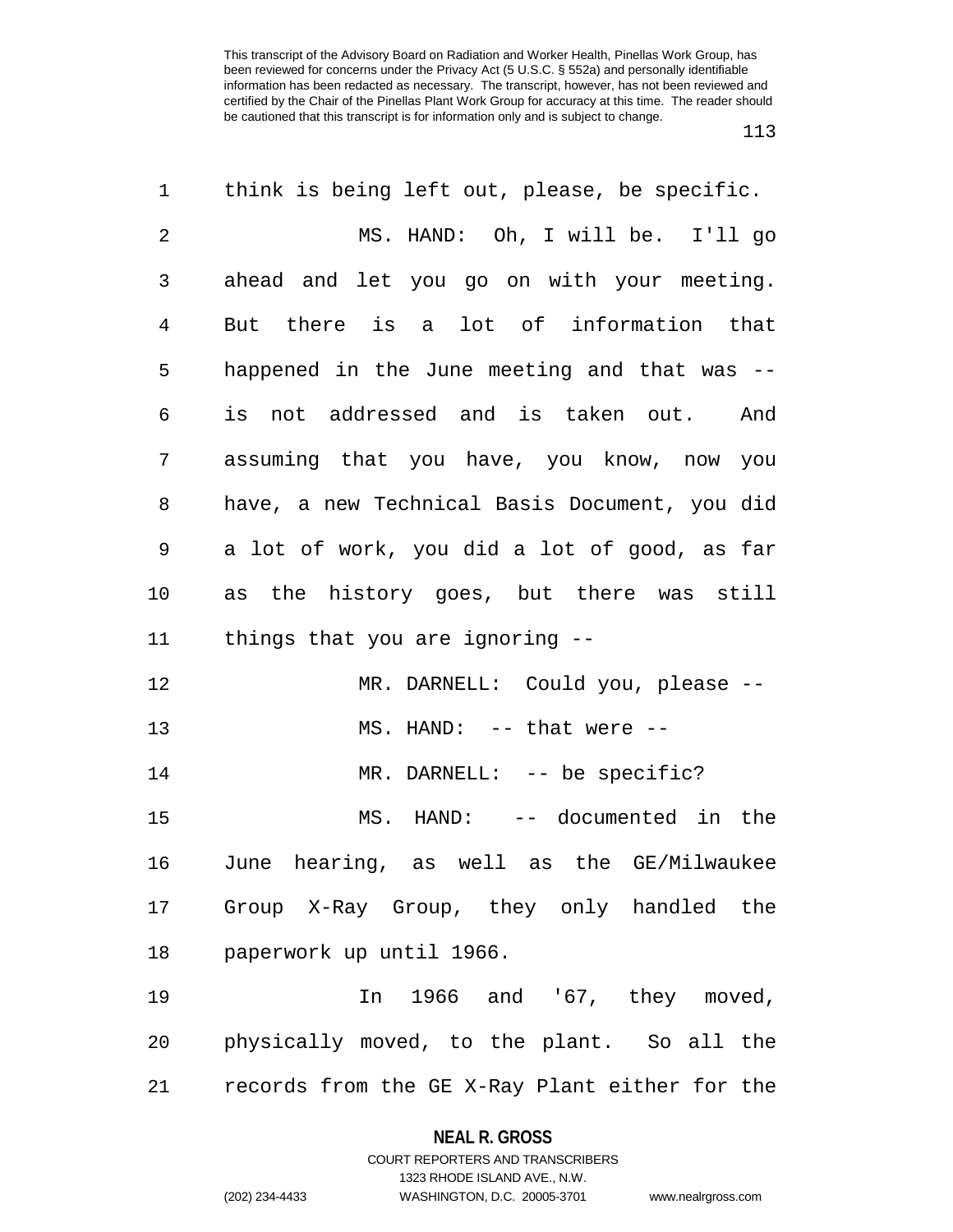think is being left out, please, be specific.

MS. HAND: Oh, I will be. I'll go ahead and let you go on with your meeting. But there is a lot of information that happened in the June meeting and that was -- is not addressed and is taken out. And assuming that you have, you know, now you have, a new Technical Basis Document, you did a lot of work, you did a lot of good, as far as the history goes, but there was still things that you are ignoring --

MR. DARNELL: Could you, please --

MS. HAND: -- that were --

MR. DARNELL: -- be specific?

MS. HAND: -- documented in the June hearing, as well as the GE/Milwaukee Group X-Ray Group, they only handled the paperwork up until 1966.

In 1966 and '67, they moved, physically moved, to the plant. So all the records from the GE X-Ray Plant either for the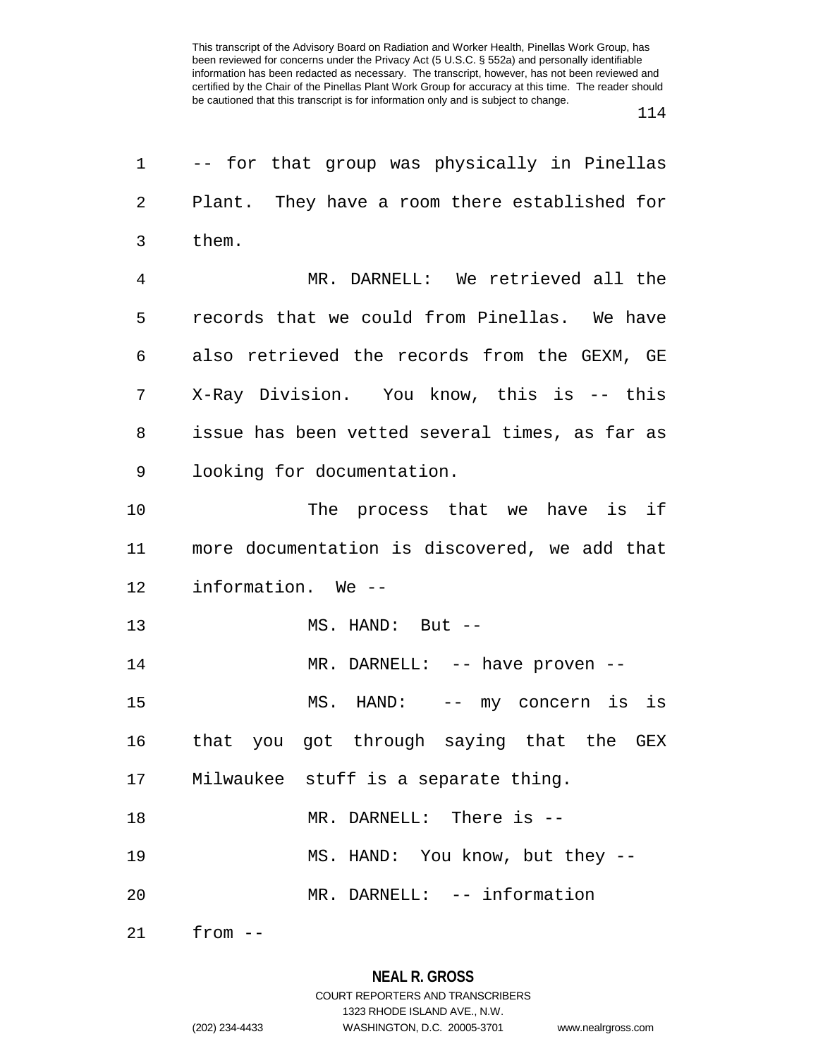-- for that group was physically in Pinellas Plant. They have a room there established for them.

MR. DARNELL: We retrieved all the records that we could from Pinellas. We have also retrieved the records from the GEXM, GE X-Ray Division. You know, this is -- this issue has been vetted several times, as far as looking for documentation.

The process that we have is if more documentation is discovered, we add that information. We --

MS. HAND: But --

MR. DARNELL: -- have proven --

MS. HAND: -- my concern is is that you got through saying that the GEX Milwaukee stuff is a separate thing.

MR. DARNELL: There is --

MS. HAND: You know, but they --

MR. DARNELL: -- information from --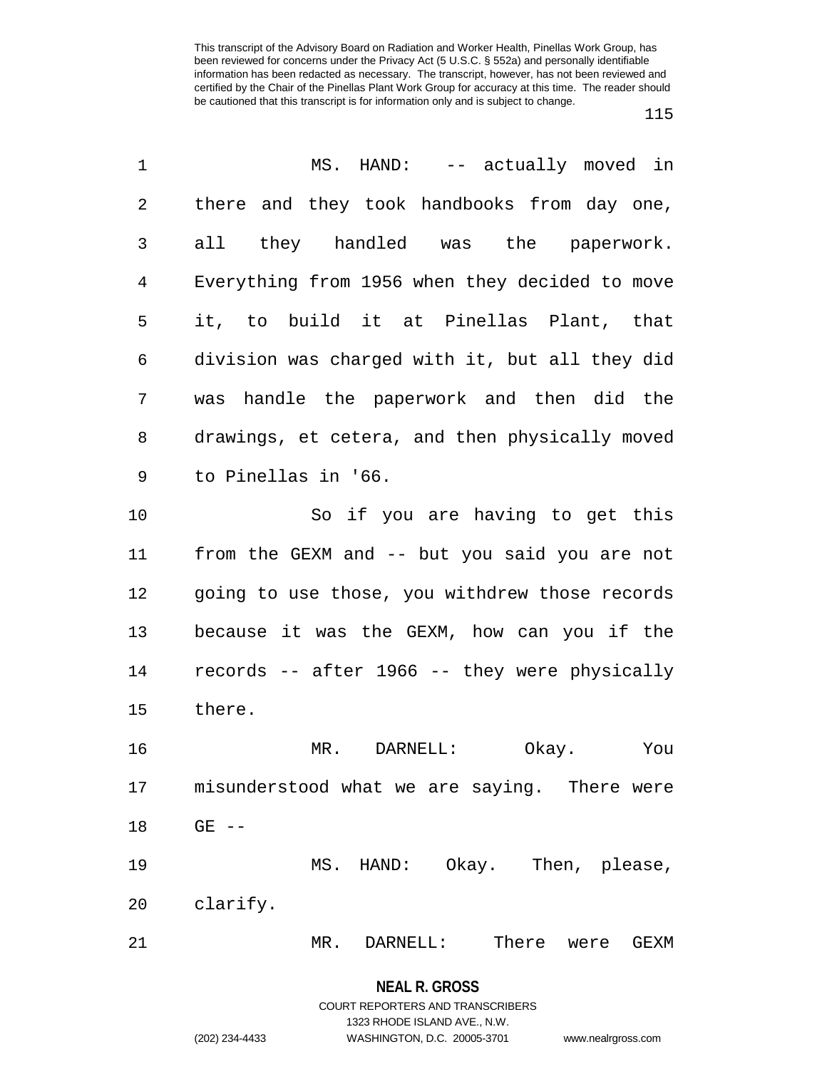MS. HAND: -- actually moved in there and they took handbooks from day one, all they handled was the paperwork. Everything from 1956 when they decided to move it, to build it at Pinellas Plant, that division was charged with it, but all they did was handle the paperwork and then did the drawings, et cetera, and then physically moved to Pinellas in '66.

So if you are having to get this from the GEXM and -- but you said you are not going to use those, you withdrew those records because it was the GEXM, how can you if the records -- after 1966 -- they were physically there.

MR. DARNELL: Okay. You misunderstood what we are saying. There were GE --

MS. HAND: Okay. Then, please, clarify.

MR. DARNELL: There were GEXM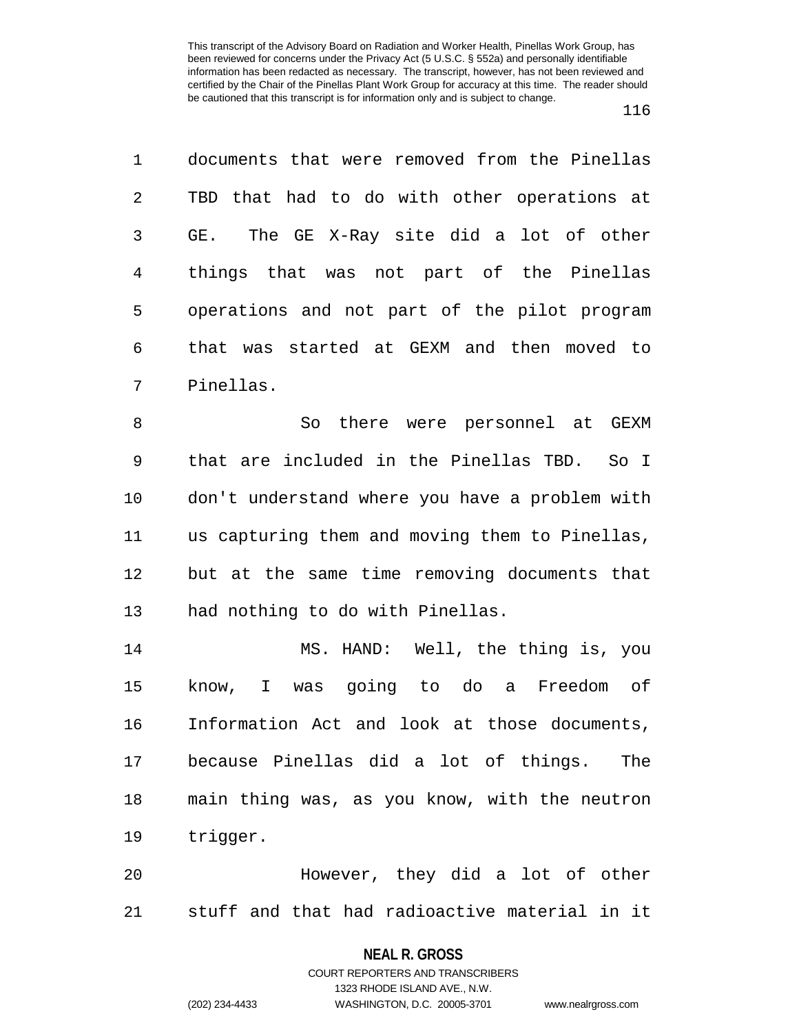documents that were removed from the Pinellas TBD that had to do with other operations at GE. The GE X-Ray site did a lot of other things that was not part of the Pinellas operations and not part of the pilot program that was started at GEXM and then moved to Pinellas.

So there were personnel at GEXM that are included in the Pinellas TBD. So I don't understand where you have a problem with us capturing them and moving them to Pinellas, but at the same time removing documents that had nothing to do with Pinellas.

MS. HAND: Well, the thing is, you know, I was going to do a Freedom of Information Act and look at those documents, because Pinellas did a lot of things. The main thing was, as you know, with the neutron trigger.

However, they did a lot of other stuff and that had radioactive material in it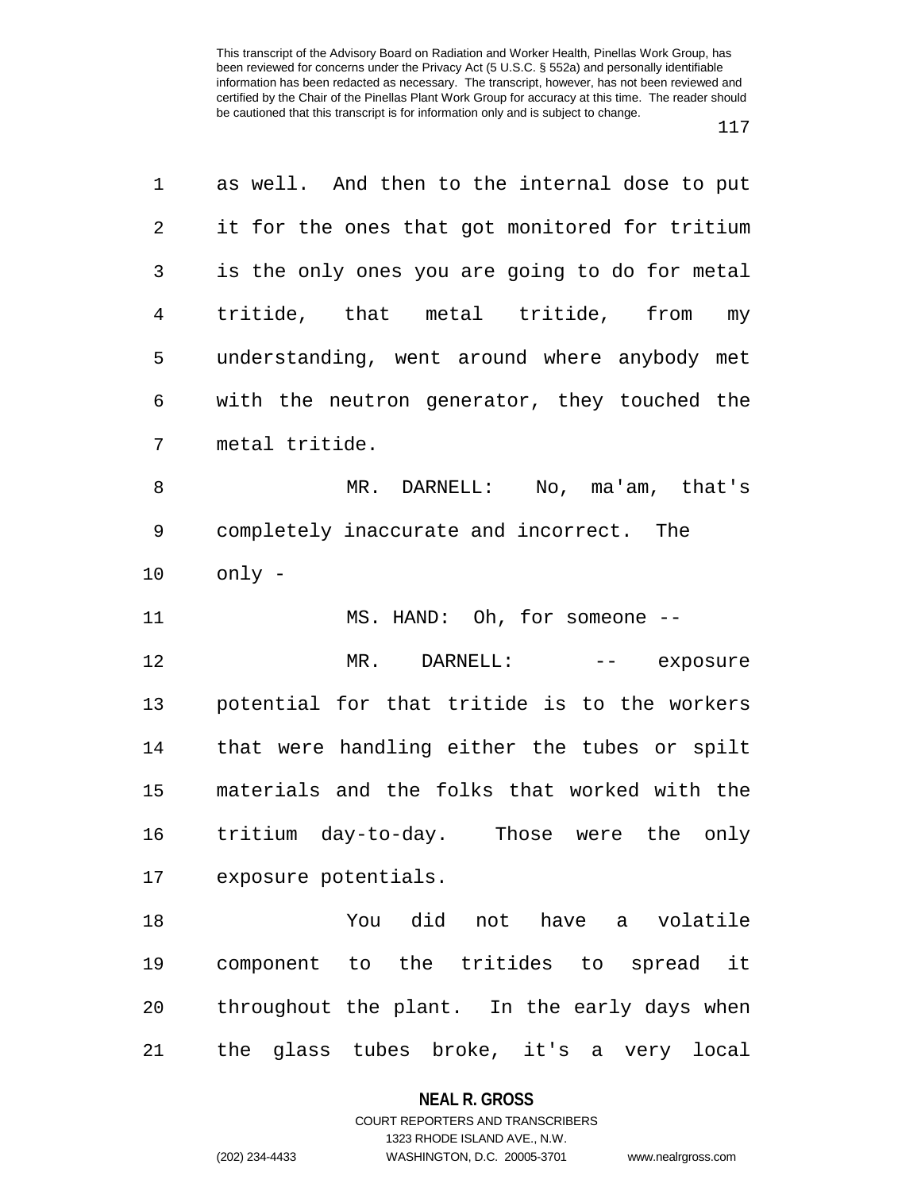as well. And then to the internal dose to put it for the ones that got monitored for tritium is the only ones you are going to do for metal tritide, that metal tritide, from my understanding, went around where anybody met with the neutron generator, they touched the metal tritide.

MR. DARNELL: No, ma'am, that's completely inaccurate and incorrect. The only -

MS. HAND: Oh, for someone --

MR. DARNELL: -- exposure potential for that tritide is to the workers that were handling either the tubes or spilt materials and the folks that worked with the tritium day-to-day. Those were the only exposure potentials.

You did not have a volatile component to the tritides to spread it throughout the plant. In the early days when the glass tubes broke, it's a very local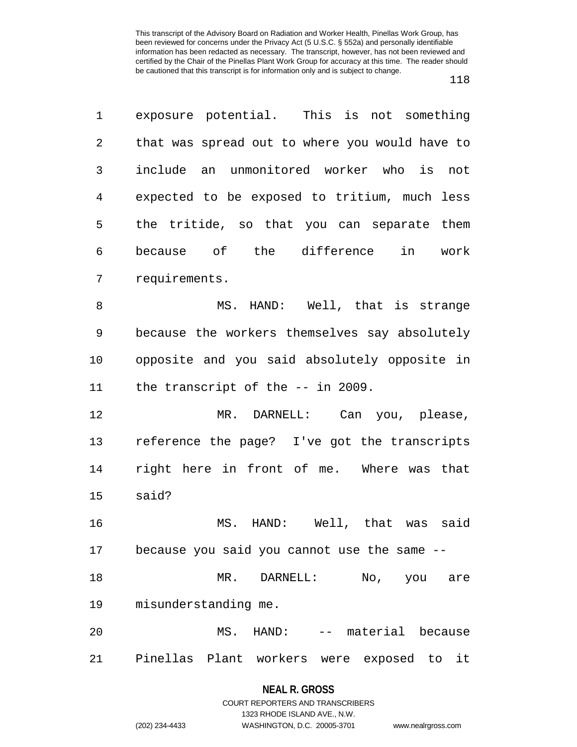exposure potential. This is not something that was spread out to where you would have to include an unmonitored worker who is not expected to be exposed to tritium, much less the tritide, so that you can separate them because of the difference in work requirements.

MS. HAND: Well, that is strange because the workers themselves say absolutely opposite and you said absolutely opposite in the transcript of the -- in 2009.

MR. DARNELL: Can you, please, reference the page? I've got the transcripts right here in front of me. Where was that said?

MS. HAND: Well, that was said because you said you cannot use the same --

MR. DARNELL: No, you are misunderstanding me.

MS. HAND: -- material because Pinellas Plant workers were exposed to it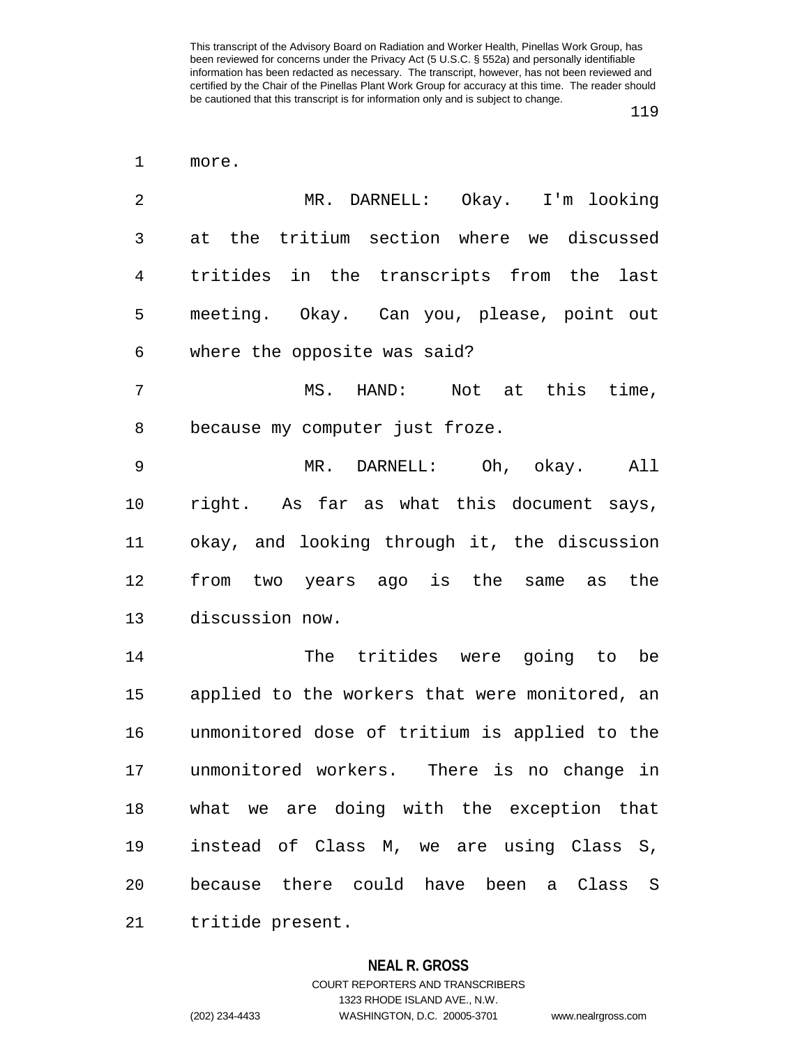more.

MR. DARNELL: Okay. I'm looking at the tritium section where we discussed tritides in the transcripts from the last meeting. Okay. Can you, please, point out where the opposite was said?

MS. HAND: Not at this time, because my computer just froze.

MR. DARNELL: Oh, okay. All right. As far as what this document says, okay, and looking through it, the discussion from two years ago is the same as the discussion now.

The tritides were going to be applied to the workers that were monitored, an unmonitored dose of tritium is applied to the unmonitored workers. There is no change in what we are doing with the exception that instead of Class M, we are using Class S, because there could have been a Class S tritide present.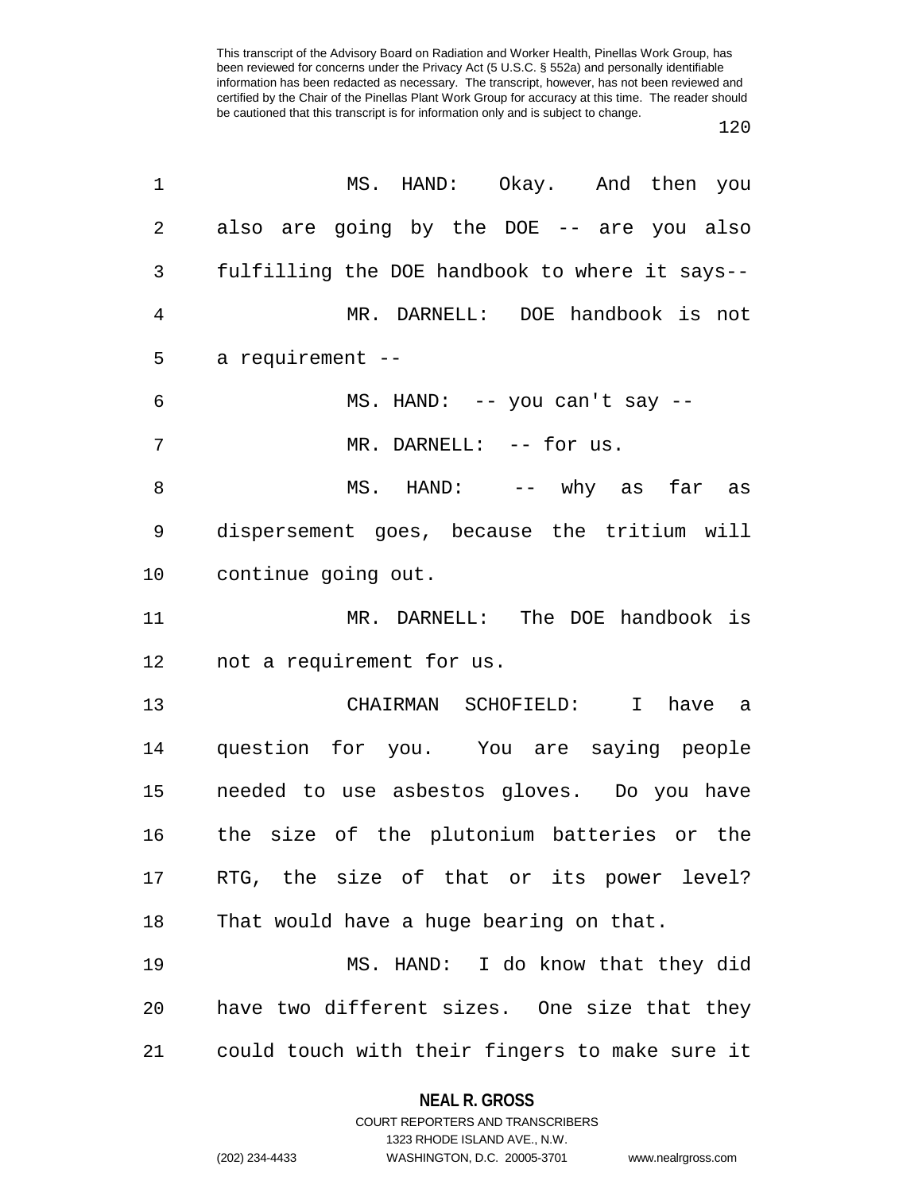This transcript of the Advisory Board on Radiation and Worker Health, Pinellas Work Group, has been reviewed for concerns under the Privacy Act (5 U.S.C. § 552a) and personally identifiable information has been redacted as necessary. The transcript, however, has not been reviewed and certified by the Chair of the Pinellas Plant Work Group for accuracy at this time. The reader should be cautioned that this transcript is for information only and is subject to change.

1 MS. HAND: Okay. And then you
2 also are going by the DOE -- are you also
3 fulfilling the DOE handbook to where it says--
4 MR. DARNELL: DOE handbook is not
5 a requirement --
6 MS. HAND: -- you can't say --
7 MR. DARNELL: -- for us.
8 MS. HAND: -- why as far as
9 dispersement goes, because the tritium will
10 continue going out.
11 MR. DARNELL: The DOE handbook is
12 not a requirement for us.
13 CHAIRMAN SCHOFIELD: I have a
14 question for you. You are saying people
15 needed to use asbestos gloves. Do you have
16 the size of the plutonium batteries or the
17 RTG, the size of that or its power level?
18 That would have a huge bearing on that.
19 MS. HAND: I do know that they did
20 have two different sizes. One size that they
21 could touch with their fingers to make sure it

**NEAL R. GROSS**
COURT REPORTERS AND TRANSCRIBERS
1323 RHODE ISLAND AVE., N.W.
(202) 234-4433 WASHINGTON, D.C. 20005-3701 www.nealrgross.com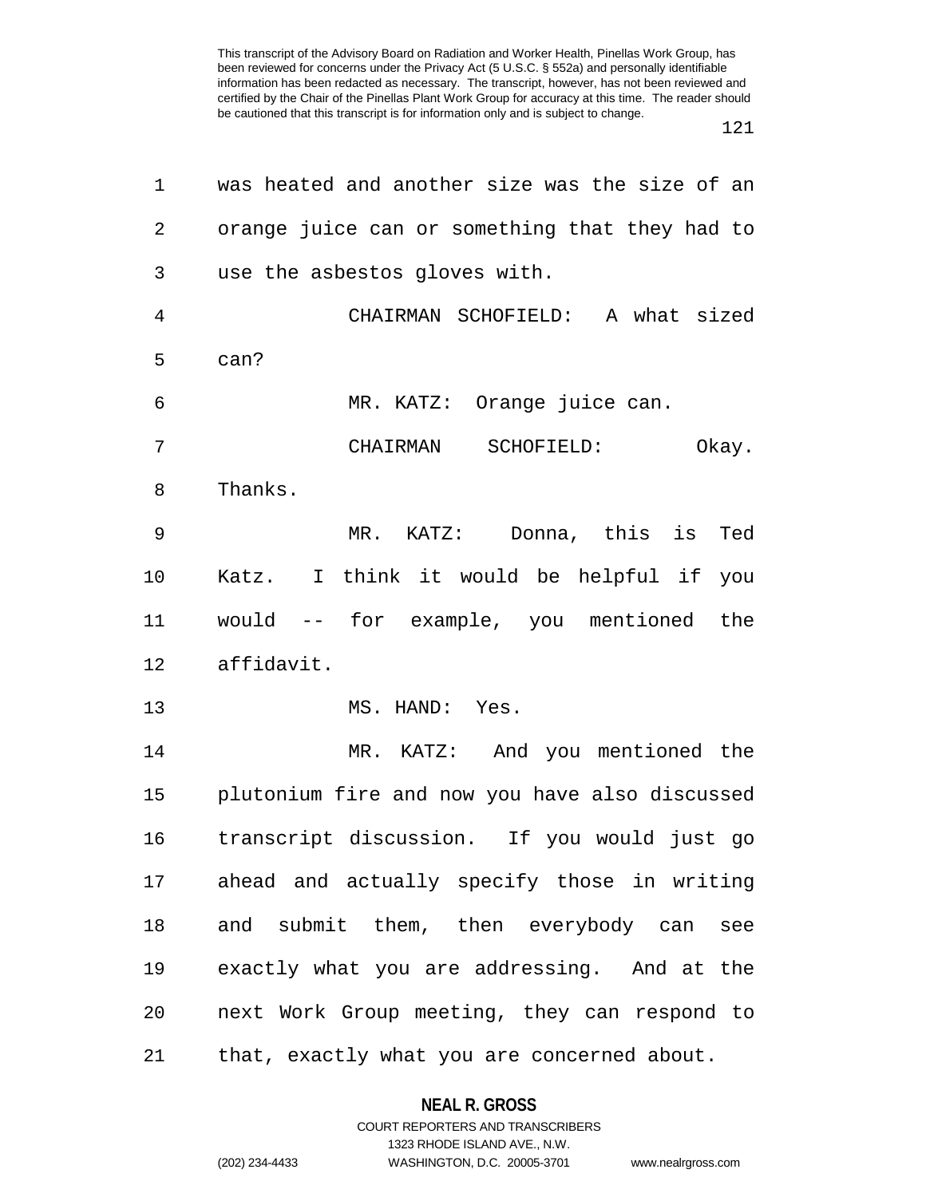was heated and another size was the size of an orange juice can or something that they had to use the asbestos gloves with.

CHAIRMAN SCHOFIELD: A what sized can?

MR. KATZ: Orange juice can.

CHAIRMAN SCHOFIELD: Okay. Thanks.

MR. KATZ: Donna, this is Ted Katz. I think it would be helpful if you would -- for example, you mentioned the affidavit.

MS. HAND: Yes.

MR. KATZ: And you mentioned the plutonium fire and now you have also discussed transcript discussion. If you would just go ahead and actually specify those in writing and submit them, then everybody can see exactly what you are addressing. And at the next Work Group meeting, they can respond to that, exactly what you are concerned about.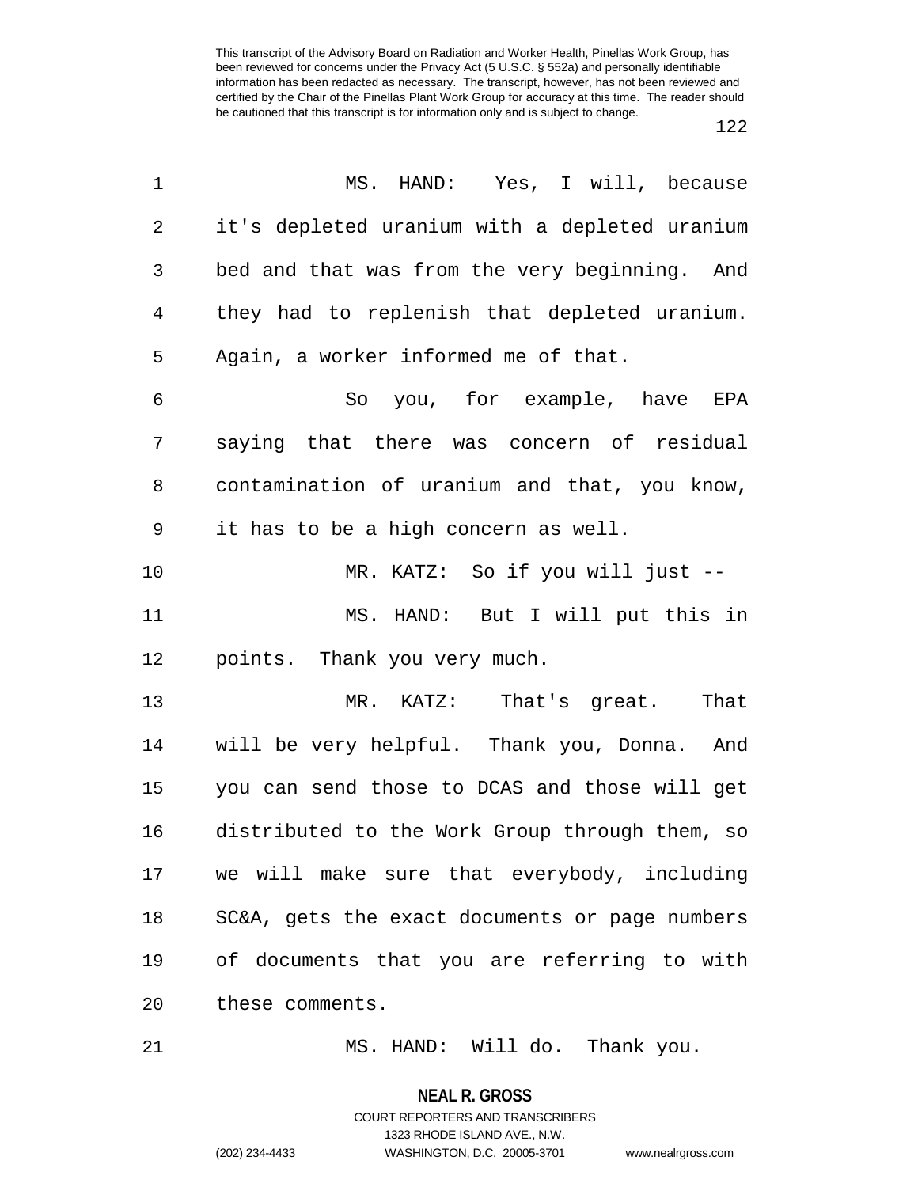MS. HAND: Yes, I will, because it's depleted uranium with a depleted uranium bed and that was from the very beginning. And they had to replenish that depleted uranium. Again, a worker informed me of that.

So you, for example, have EPA saying that there was concern of residual contamination of uranium and that, you know, it has to be a high concern as well.

MR. KATZ: So if you will just --

MS. HAND: But I will put this in points. Thank you very much.

MR. KATZ: That's great. That will be very helpful. Thank you, Donna. And you can send those to DCAS and those will get distributed to the Work Group through them, so we will make sure that everybody, including SC&A, gets the exact documents or page numbers of documents that you are referring to with these comments.

MS. HAND: Will do. Thank you.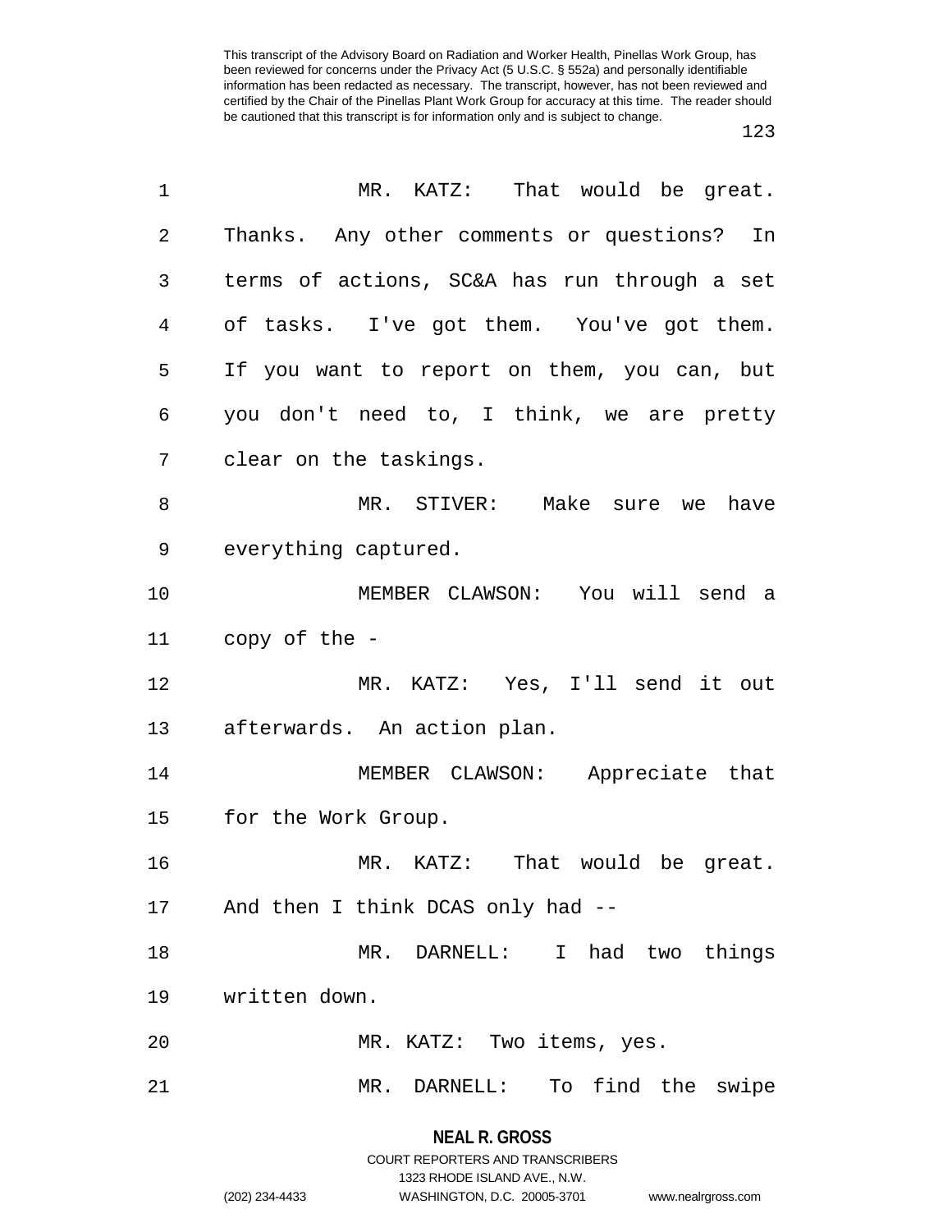MR. KATZ: That would be great. Thanks. Any other comments or questions? In terms of actions, SC&A has run through a set of tasks. I've got them. You've got them. If you want to report on them, you can, but you don't need to, I think, we are pretty clear on the taskings.

MR. STIVER: Make sure we have everything captured.

MEMBER CLAWSON: You will send a copy of the -

MR. KATZ: Yes, I'll send it out afterwards. An action plan.

MEMBER CLAWSON: Appreciate that for the Work Group.

MR. KATZ: That would be great. And then I think DCAS only had --

MR. DARNELL: I had two things written down.

MR. KATZ: Two items, yes.

MR. DARNELL: To find the swipe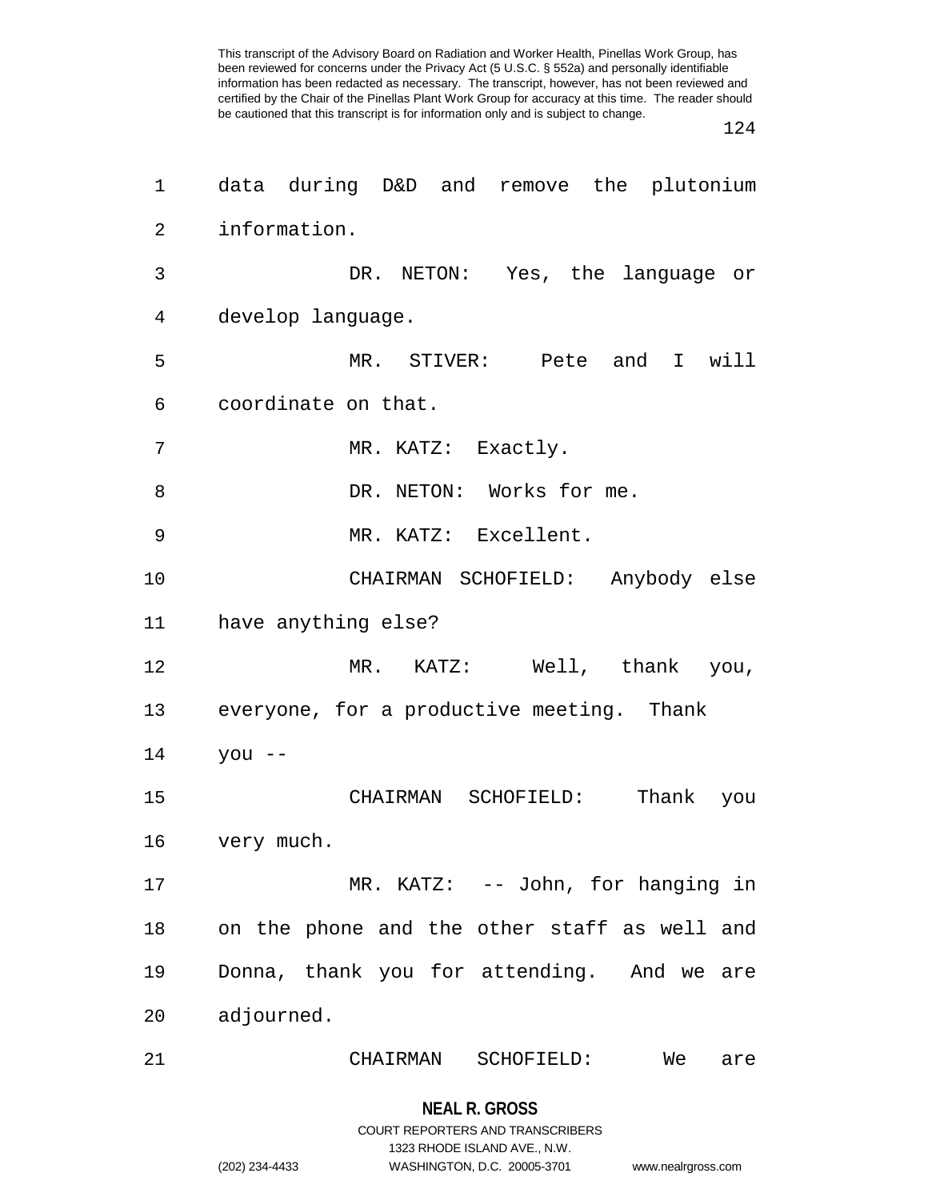This transcript of the Advisory Board on Radiation and Worker Health, Pinellas Work Group, has been reviewed for concerns under the Privacy Act (5 U.S.C. § 552a) and personally identifiable information has been redacted as necessary. The transcript, however, has not been reviewed and certified by the Chair of the Pinellas Plant Work Group for accuracy at this time. The reader should be cautioned that this transcript is for information only and is subject to change.

data during D&D and remove the plutonium information.

DR. NETON: Yes, the language or develop language.

MR. STIVER: Pete and I will coordinate on that.

MR. KATZ: Exactly.

DR. NETON: Works for me.

MR. KATZ: Excellent.

CHAIRMAN SCHOFIELD: Anybody else have anything else?

MR. KATZ: Well, thank you, everyone, for a productive meeting. Thank you --

CHAIRMAN SCHOFIELD: Thank you very much.

MR. KATZ: -- John, for hanging in on the phone and the other staff as well and Donna, thank you for attending. And we are adjourned.

CHAIRMAN SCHOFIELD: We are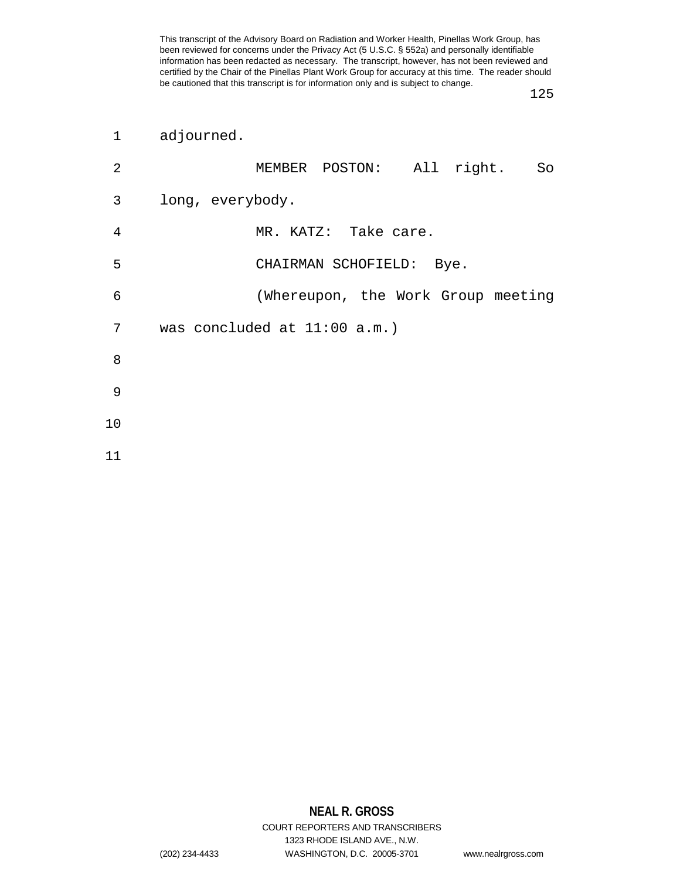adjourned.

MEMBER POSTON: All right. So long, everybody.

MR. KATZ: Take care.

CHAIRMAN SCHOFIELD: Bye.

(Whereupon, the Work Group meeting was concluded at 11:00 a.m.)